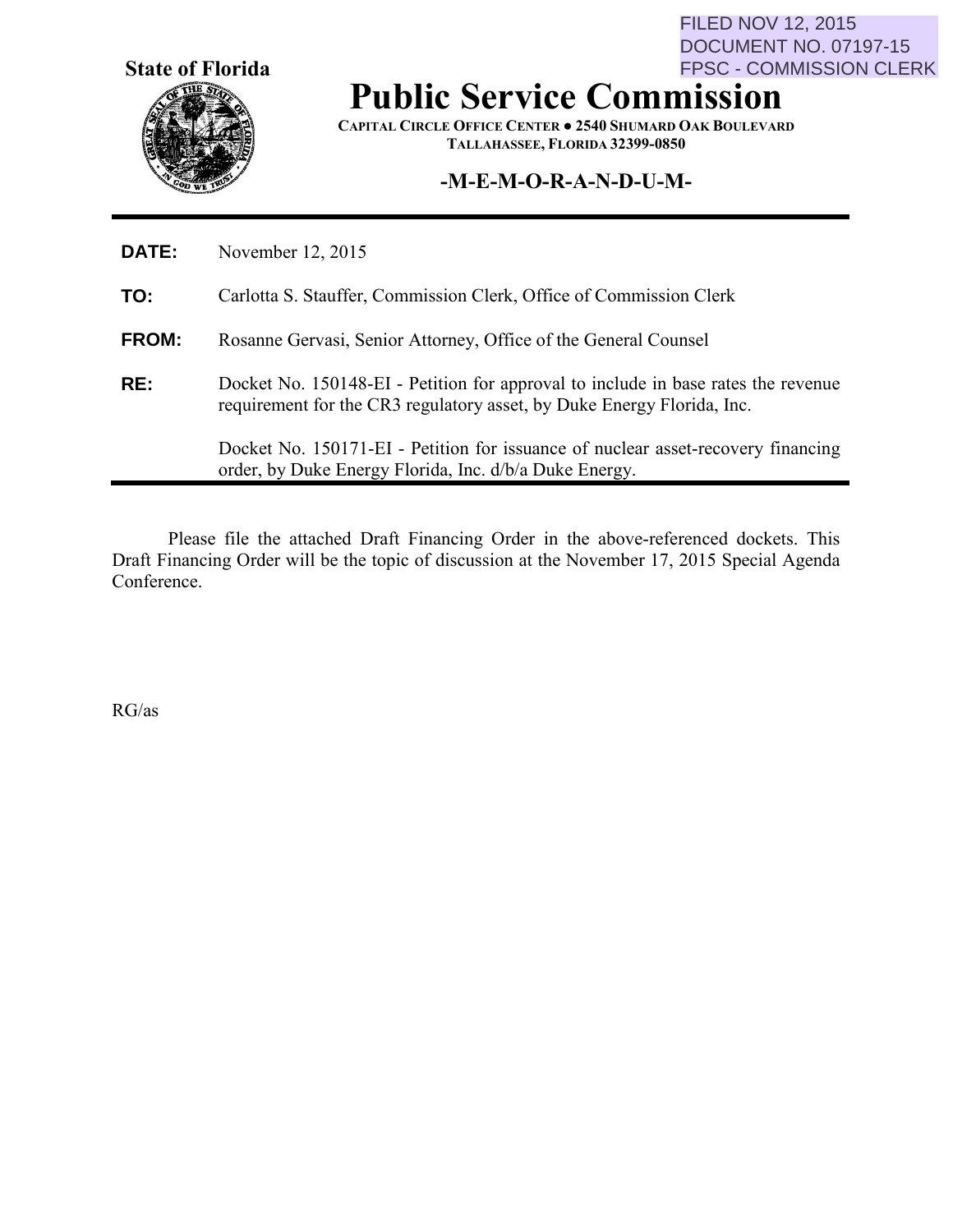FILED NOV 12, 2015
DOCUMENT NO. 07197-15
FPSC - COMMISSION CLERK

**State of Florida**

# Public Service Commission

**CAPITAL CIRCLE OFFICE CENTER ● 2540 SHUMARD OAK BOULEVARD**
**TALLAHASSEE, FLORIDA 32399-0850**

## -M-E-M-O-R-A-N-D-U-M-

**DATE:** November 12, 2015

**TO:** Carlotta S. Stauffer, Commission Clerk, Office of Commission Clerk

**FROM:** Rosanne Gervasi, Senior Attorney, Office of the General Counsel

**RE:** Docket No. 150148-EI - Petition for approval to include in base rates the revenue requirement for the CR3 regulatory asset, by Duke Energy Florida, Inc.

Docket No. 150171-EI - Petition for issuance of nuclear asset-recovery financing order, by Duke Energy Florida, Inc. d/b/a Duke Energy.

Please file the attached Draft Financing Order in the above-referenced dockets. This Draft Financing Order will be the topic of discussion at the November 17, 2015 Special Agenda Conference.

RG/as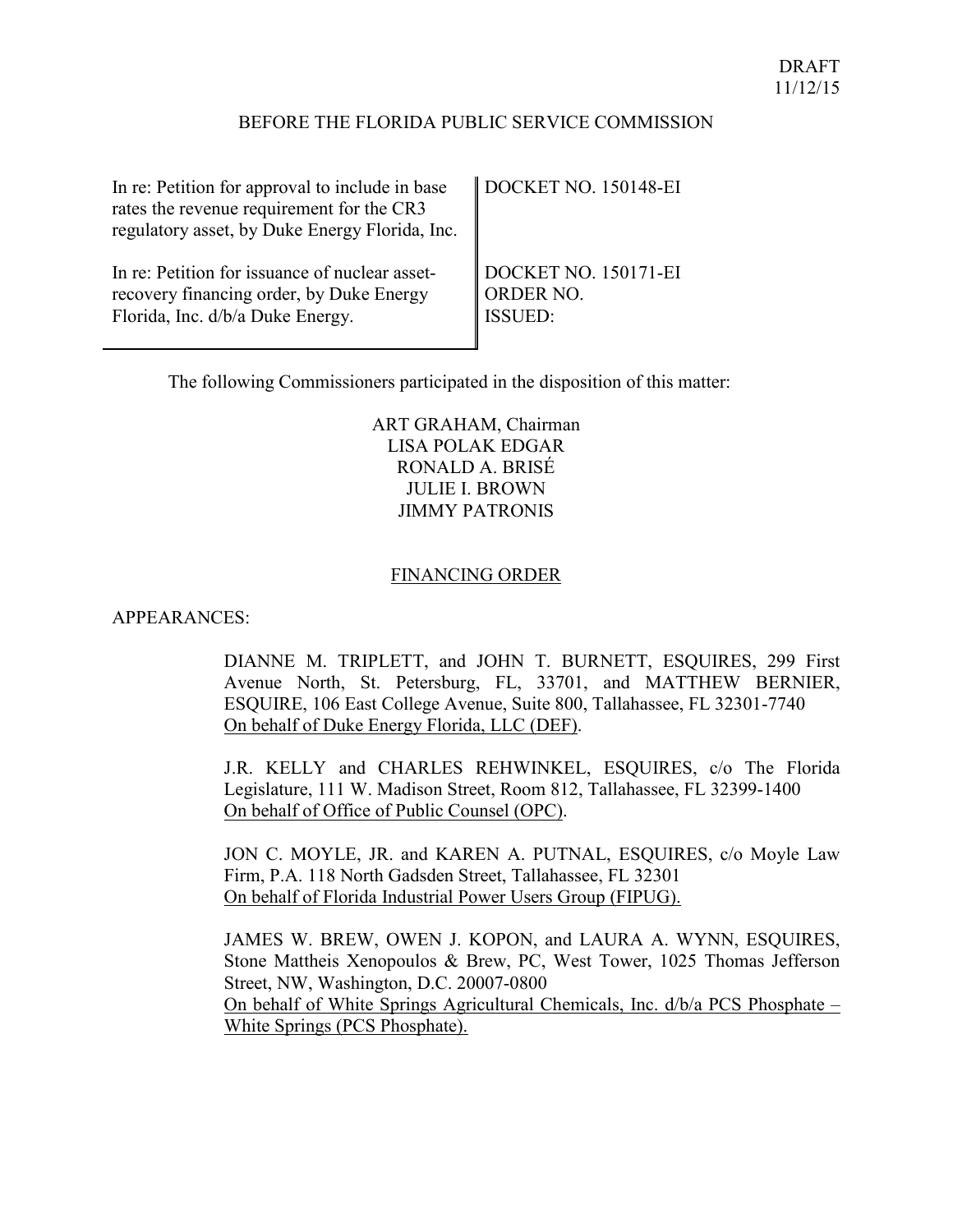DRAFT
11/12/15

BEFORE THE FLORIDA PUBLIC SERVICE COMMISSION

| | |
|---|---|
| In re: Petition for approval to include in base rates the revenue requirement for the CR3 regulatory asset, by Duke Energy Florida, Inc. | DOCKET NO. 150148-EI |
| In re: Petition for issuance of nuclear asset-recovery financing order, by Duke Energy Florida, Inc. d/b/a Duke Energy. | DOCKET NO. 150171-EI<br>ORDER NO.<br>ISSUED: |

The following Commissioners participated in the disposition of this matter:

ART GRAHAM, Chairman
LISA POLAK EDGAR
RONALD A. BRISÉ
JULIE I. BROWN
JIMMY PATRONIS

FINANCING ORDER

APPEARANCES:

DIANNE M. TRIPLETT, and JOHN T. BURNETT, ESQUIRES, 299 First Avenue North, St. Petersburg, FL, 33701, and MATTHEW BERNIER, ESQUIRE, 106 East College Avenue, Suite 800, Tallahassee, FL 32301-7740
On behalf of Duke Energy Florida, LLC (DEF).

J.R. KELLY and CHARLES REHWINKEL, ESQUIRES, c/o The Florida Legislature, 111 W. Madison Street, Room 812, Tallahassee, FL 32399-1400
On behalf of Office of Public Counsel (OPC).

JON C. MOYLE, JR. and KAREN A. PUTNAL, ESQUIRES, c/o Moyle Law Firm, P.A. 118 North Gadsden Street, Tallahassee, FL 32301
On behalf of Florida Industrial Power Users Group (FIPUG).

JAMES W. BREW, OWEN J. KOPON, and LAURA A. WYNN, ESQUIRES, Stone Mattheis Xenopoulos & Brew, PC, West Tower, 1025 Thomas Jefferson Street, NW, Washington, D.C. 20007-0800
On behalf of White Springs Agricultural Chemicals, Inc. d/b/a PCS Phosphate – White Springs (PCS Phosphate).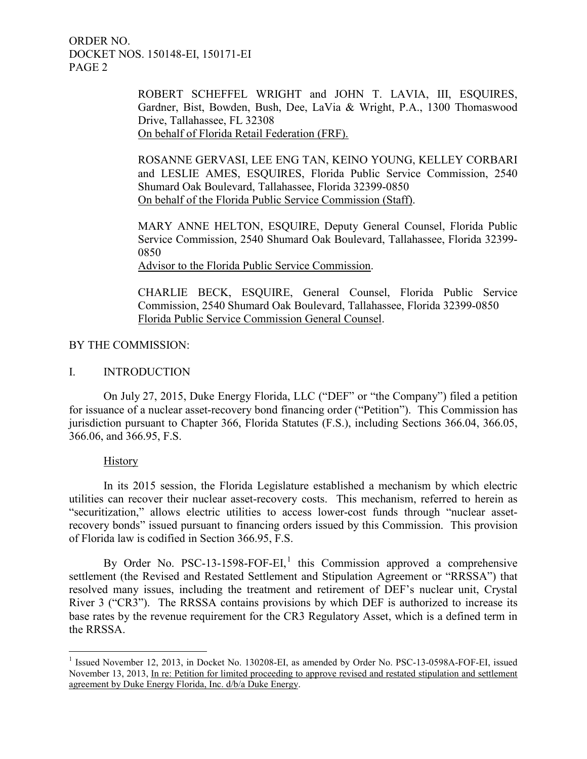ROBERT SCHEFFEL WRIGHT and JOHN T. LAVIA, III, ESQUIRES, Gardner, Bist, Bowden, Bush, Dee, LaVia & Wright, P.A., 1300 Thomaswood Drive, Tallahassee, FL 32308
On behalf of Florida Retail Federation (FRF).

ROSANNE GERVASI, LEE ENG TAN, KEINO YOUNG, KELLEY CORBARI and LESLIE AMES, ESQUIRES, Florida Public Service Commission, 2540 Shumard Oak Boulevard, Tallahassee, Florida 32399-0850
On behalf of the Florida Public Service Commission (Staff).

MARY ANNE HELTON, ESQUIRE, Deputy General Counsel, Florida Public Service Commission, 2540 Shumard Oak Boulevard, Tallahassee, Florida 32399-0850
Advisor to the Florida Public Service Commission.

CHARLIE BECK, ESQUIRE, General Counsel, Florida Public Service Commission, 2540 Shumard Oak Boulevard, Tallahassee, Florida 32399-0850
Florida Public Service Commission General Counsel.

BY THE COMMISSION:

## I. INTRODUCTION

On July 27, 2015, Duke Energy Florida, LLC ("DEF" or "the Company") filed a petition for issuance of a nuclear asset-recovery bond financing order ("Petition"). This Commission has jurisdiction pursuant to Chapter 366, Florida Statutes (F.S.), including Sections 366.04, 366.05, 366.06, and 366.95, F.S.

### History

In its 2015 session, the Florida Legislature established a mechanism by which electric utilities can recover their nuclear asset-recovery costs. This mechanism, referred to herein as "securitization," allows electric utilities to access lower-cost funds through "nuclear asset-recovery bonds" issued pursuant to financing orders issued by this Commission. This provision of Florida law is codified in Section 366.95, F.S.

By Order No. PSC-13-1598-FOF-EI,[1] this Commission approved a comprehensive settlement (the Revised and Restated Settlement and Stipulation Agreement or "RRSSA") that resolved many issues, including the treatment and retirement of DEF's nuclear unit, Crystal River 3 ("CR3"). The RRSSA contains provisions by which DEF is authorized to increase its base rates by the revenue requirement for the CR3 Regulatory Asset, which is a defined term in the RRSSA.

[1] Issued November 12, 2013, in Docket No. 130208-EI, as amended by Order No. PSC-13-0598A-FOF-EI, issued November 13, 2013, In re: Petition for limited proceeding to approve revised and restated stipulation and settlement agreement by Duke Energy Florida, Inc. d/b/a Duke Energy.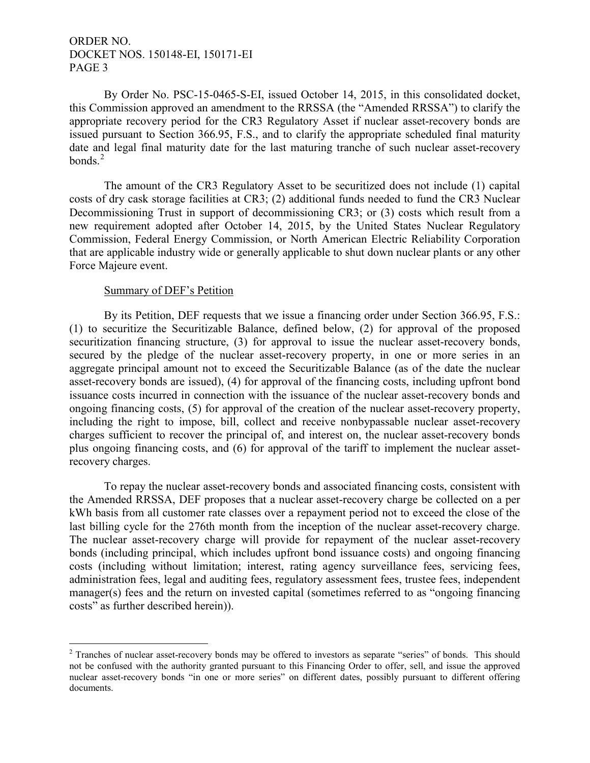By Order No. PSC-15-0465-S-EI, issued October 14, 2015, in this consolidated docket, this Commission approved an amendment to the RRSSA (the "Amended RRSSA") to clarify the appropriate recovery period for the CR3 Regulatory Asset if nuclear asset-recovery bonds are issued pursuant to Section 366.95, F.S., and to clarify the appropriate scheduled final maturity date and legal final maturity date for the last maturing tranche of such nuclear asset-recovery bonds.[2]

The amount of the CR3 Regulatory Asset to be securitized does not include (1) capital costs of dry cask storage facilities at CR3; (2) additional funds needed to fund the CR3 Nuclear Decommissioning Trust in support of decommissioning CR3; or (3) costs which result from a new requirement adopted after October 14, 2015, by the United States Nuclear Regulatory Commission, Federal Energy Commission, or North American Electric Reliability Corporation that are applicable industry wide or generally applicable to shut down nuclear plants or any other Force Majeure event.

Summary of DEF's Petition

By its Petition, DEF requests that we issue a financing order under Section 366.95, F.S.: (1) to securitize the Securitizable Balance, defined below, (2) for approval of the proposed securitization financing structure, (3) for approval to issue the nuclear asset-recovery bonds, secured by the pledge of the nuclear asset-recovery property, in one or more series in an aggregate principal amount not to exceed the Securitizable Balance (as of the date the nuclear asset-recovery bonds are issued), (4) for approval of the financing costs, including upfront bond issuance costs incurred in connection with the issuance of the nuclear asset-recovery bonds and ongoing financing costs, (5) for approval of the creation of the nuclear asset-recovery property, including the right to impose, bill, collect and receive nonbypassable nuclear asset-recovery charges sufficient to recover the principal of, and interest on, the nuclear asset-recovery bonds plus ongoing financing costs, and (6) for approval of the tariff to implement the nuclear asset-recovery charges.

To repay the nuclear asset-recovery bonds and associated financing costs, consistent with the Amended RRSSA, DEF proposes that a nuclear asset-recovery charge be collected on a per kWh basis from all customer rate classes over a repayment period not to exceed the close of the last billing cycle for the 276th month from the inception of the nuclear asset-recovery charge. The nuclear asset-recovery charge will provide for repayment of the nuclear asset-recovery bonds (including principal, which includes upfront bond issuance costs) and ongoing financing costs (including without limitation; interest, rating agency surveillance fees, servicing fees, administration fees, legal and auditing fees, regulatory assessment fees, trustee fees, independent manager(s) fees and the return on invested capital (sometimes referred to as "ongoing financing costs" as further described herein)).

[2] Tranches of nuclear asset-recovery bonds may be offered to investors as separate "series" of bonds. This should not be confused with the authority granted pursuant to this Financing Order to offer, sell, and issue the approved nuclear asset-recovery bonds "in one or more series" on different dates, possibly pursuant to different offering documents.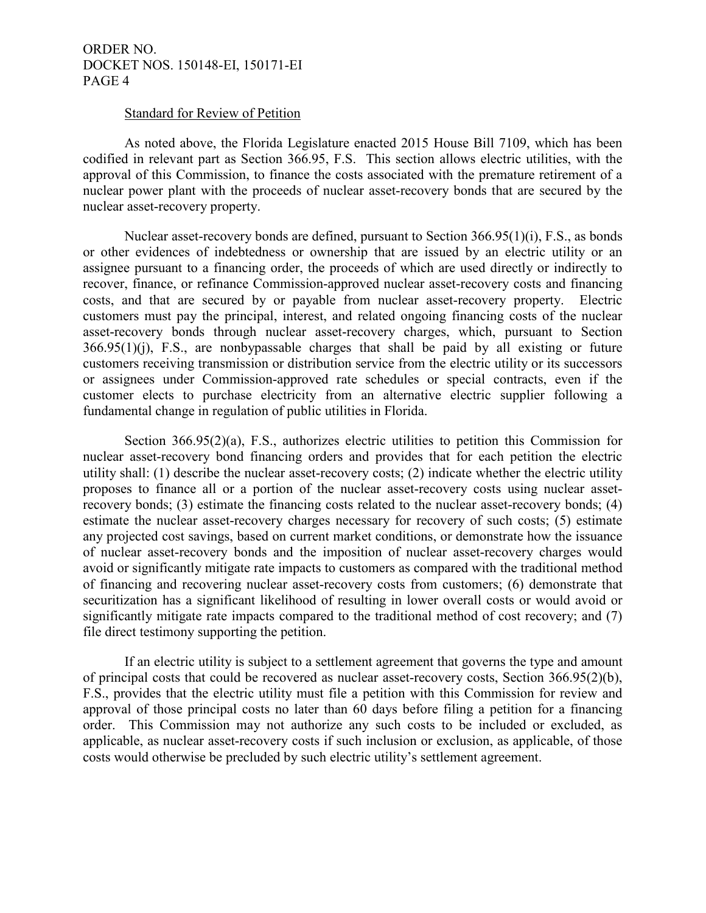### Standard for Review of Petition

As noted above, the Florida Legislature enacted 2015 House Bill 7109, which has been codified in relevant part as Section 366.95, F.S. This section allows electric utilities, with the approval of this Commission, to finance the costs associated with the premature retirement of a nuclear power plant with the proceeds of nuclear asset-recovery bonds that are secured by the nuclear asset-recovery property.

Nuclear asset-recovery bonds are defined, pursuant to Section 366.95(1)(i), F.S., as bonds or other evidences of indebtedness or ownership that are issued by an electric utility or an assignee pursuant to a financing order, the proceeds of which are used directly or indirectly to recover, finance, or refinance Commission-approved nuclear asset-recovery costs and financing costs, and that are secured by or payable from nuclear asset-recovery property. Electric customers must pay the principal, interest, and related ongoing financing costs of the nuclear asset-recovery bonds through nuclear asset-recovery charges, which, pursuant to Section 366.95(1)(j), F.S., are nonbypassable charges that shall be paid by all existing or future customers receiving transmission or distribution service from the electric utility or its successors or assignees under Commission-approved rate schedules or special contracts, even if the customer elects to purchase electricity from an alternative electric supplier following a fundamental change in regulation of public utilities in Florida.

Section 366.95(2)(a), F.S., authorizes electric utilities to petition this Commission for nuclear asset-recovery bond financing orders and provides that for each petition the electric utility shall: (1) describe the nuclear asset-recovery costs; (2) indicate whether the electric utility proposes to finance all or a portion of the nuclear asset-recovery costs using nuclear asset-recovery bonds; (3) estimate the financing costs related to the nuclear asset-recovery bonds; (4) estimate the nuclear asset-recovery charges necessary for recovery of such costs; (5) estimate any projected cost savings, based on current market conditions, or demonstrate how the issuance of nuclear asset-recovery bonds and the imposition of nuclear asset-recovery charges would avoid or significantly mitigate rate impacts to customers as compared with the traditional method of financing and recovering nuclear asset-recovery costs from customers; (6) demonstrate that securitization has a significant likelihood of resulting in lower overall costs or would avoid or significantly mitigate rate impacts compared to the traditional method of cost recovery; and (7) file direct testimony supporting the petition.

If an electric utility is subject to a settlement agreement that governs the type and amount of principal costs that could be recovered as nuclear asset-recovery costs, Section 366.95(2)(b), F.S., provides that the electric utility must file a petition with this Commission for review and approval of those principal costs no later than 60 days before filing a petition for a financing order. This Commission may not authorize any such costs to be included or excluded, as applicable, as nuclear asset-recovery costs if such inclusion or exclusion, as applicable, of those costs would otherwise be precluded by such electric utility's settlement agreement.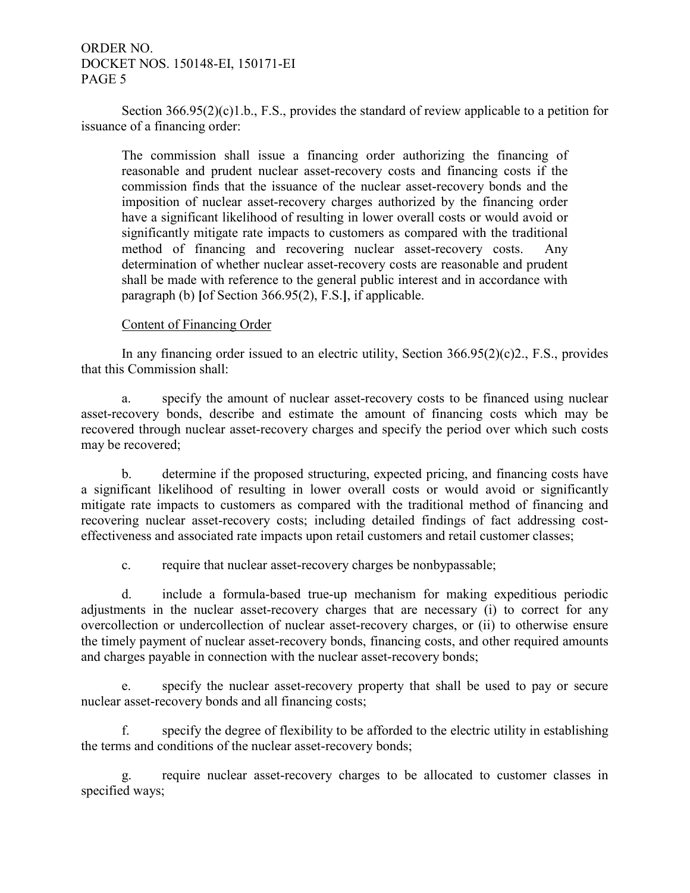Section 366.95(2)(c)1.b., F.S., provides the standard of review applicable to a petition for issuance of a financing order:

> The commission shall issue a financing order authorizing the financing of reasonable and prudent nuclear asset-recovery costs and financing costs if the commission finds that the issuance of the nuclear asset-recovery bonds and the imposition of nuclear asset-recovery charges authorized by the financing order have a significant likelihood of resulting in lower overall costs or would avoid or significantly mitigate rate impacts to customers as compared with the traditional method of financing and recovering nuclear asset-recovery costs. Any determination of whether nuclear asset-recovery costs are reasonable and prudent shall be made with reference to the general public interest and in accordance with paragraph (b) **[**of Section 366.95(2), F.S.**]**, if applicable.

<u>Content of Financing Order</u>

In any financing order issued to an electric utility, Section 366.95(2)(c)2., F.S., provides that this Commission shall:

a. specify the amount of nuclear asset-recovery costs to be financed using nuclear asset-recovery bonds, describe and estimate the amount of financing costs which may be recovered through nuclear asset-recovery charges and specify the period over which such costs may be recovered;

b. determine if the proposed structuring, expected pricing, and financing costs have a significant likelihood of resulting in lower overall costs or would avoid or significantly mitigate rate impacts to customers as compared with the traditional method of financing and recovering nuclear asset-recovery costs; including detailed findings of fact addressing cost-effectiveness and associated rate impacts upon retail customers and retail customer classes;

c. require that nuclear asset-recovery charges be nonbypassable;

d. include a formula-based true-up mechanism for making expeditious periodic adjustments in the nuclear asset-recovery charges that are necessary (i) to correct for any overcollection or undercollection of nuclear asset-recovery charges, or (ii) to otherwise ensure the timely payment of nuclear asset-recovery bonds, financing costs, and other required amounts and charges payable in connection with the nuclear asset-recovery bonds;

e. specify the nuclear asset-recovery property that shall be used to pay or secure nuclear asset-recovery bonds and all financing costs;

f. specify the degree of flexibility to be afforded to the electric utility in establishing the terms and conditions of the nuclear asset-recovery bonds;

g. require nuclear asset-recovery charges to be allocated to customer classes in specified ways;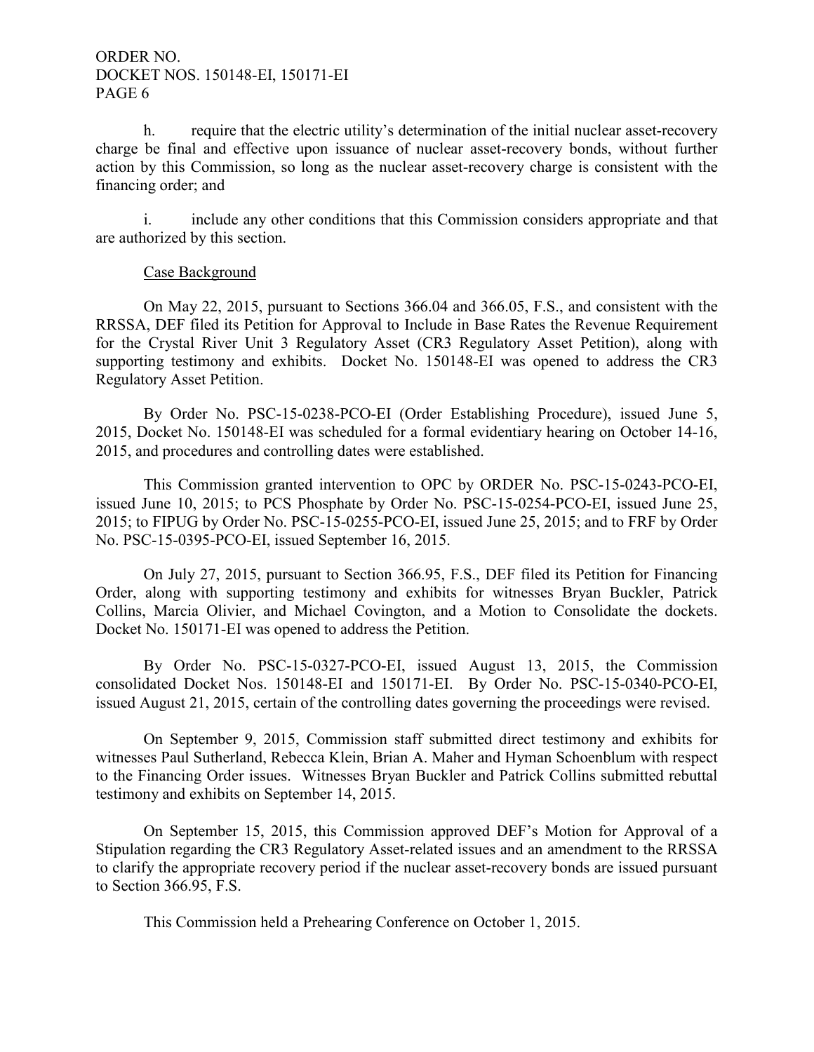h. require that the electric utility's determination of the initial nuclear asset-recovery charge be final and effective upon issuance of nuclear asset-recovery bonds, without further action by this Commission, so long as the nuclear asset-recovery charge is consistent with the financing order; and

i. include any other conditions that this Commission considers appropriate and that are authorized by this section.

Case Background

On May 22, 2015, pursuant to Sections 366.04 and 366.05, F.S., and consistent with the RRSSA, DEF filed its Petition for Approval to Include in Base Rates the Revenue Requirement for the Crystal River Unit 3 Regulatory Asset (CR3 Regulatory Asset Petition), along with supporting testimony and exhibits. Docket No. 150148-EI was opened to address the CR3 Regulatory Asset Petition.

By Order No. PSC-15-0238-PCO-EI (Order Establishing Procedure), issued June 5, 2015, Docket No. 150148-EI was scheduled for a formal evidentiary hearing on October 14-16, 2015, and procedures and controlling dates were established.

This Commission granted intervention to OPC by ORDER No. PSC-15-0243-PCO-EI, issued June 10, 2015; to PCS Phosphate by Order No. PSC-15-0254-PCO-EI, issued June 25, 2015; to FIPUG by Order No. PSC-15-0255-PCO-EI, issued June 25, 2015; and to FRF by Order No. PSC-15-0395-PCO-EI, issued September 16, 2015.

On July 27, 2015, pursuant to Section 366.95, F.S., DEF filed its Petition for Financing Order, along with supporting testimony and exhibits for witnesses Bryan Buckler, Patrick Collins, Marcia Olivier, and Michael Covington, and a Motion to Consolidate the dockets. Docket No. 150171-EI was opened to address the Petition.

By Order No. PSC-15-0327-PCO-EI, issued August 13, 2015, the Commission consolidated Docket Nos. 150148-EI and 150171-EI. By Order No. PSC-15-0340-PCO-EI, issued August 21, 2015, certain of the controlling dates governing the proceedings were revised.

On September 9, 2015, Commission staff submitted direct testimony and exhibits for witnesses Paul Sutherland, Rebecca Klein, Brian A. Maher and Hyman Schoenblum with respect to the Financing Order issues. Witnesses Bryan Buckler and Patrick Collins submitted rebuttal testimony and exhibits on September 14, 2015.

On September 15, 2015, this Commission approved DEF's Motion for Approval of a Stipulation regarding the CR3 Regulatory Asset-related issues and an amendment to the RRSSA to clarify the appropriate recovery period if the nuclear asset-recovery bonds are issued pursuant to Section 366.95, F.S.

This Commission held a Prehearing Conference on October 1, 2015.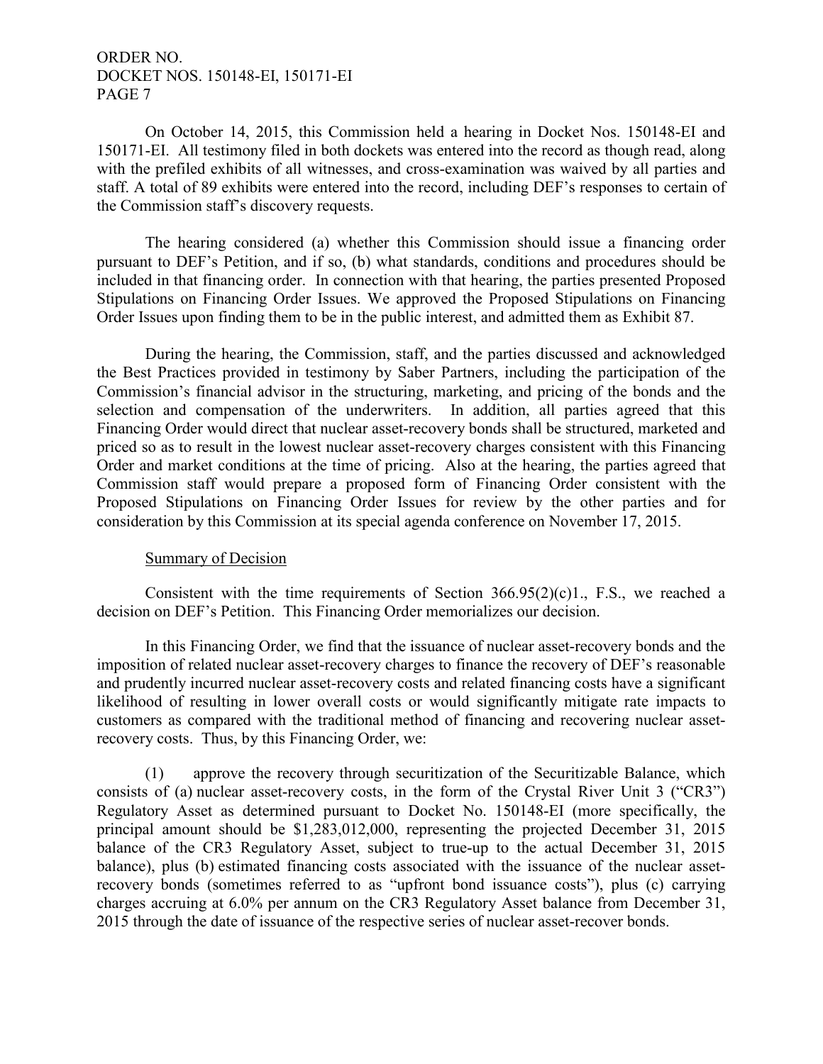On October 14, 2015, this Commission held a hearing in Docket Nos. 150148-EI and 150171-EI. All testimony filed in both dockets was entered into the record as though read, along with the prefiled exhibits of all witnesses, and cross-examination was waived by all parties and staff. A total of 89 exhibits were entered into the record, including DEF's responses to certain of the Commission staff's discovery requests.

The hearing considered (a) whether this Commission should issue a financing order pursuant to DEF's Petition, and if so, (b) what standards, conditions and procedures should be included in that financing order. In connection with that hearing, the parties presented Proposed Stipulations on Financing Order Issues. We approved the Proposed Stipulations on Financing Order Issues upon finding them to be in the public interest, and admitted them as Exhibit 87.

During the hearing, the Commission, staff, and the parties discussed and acknowledged the Best Practices provided in testimony by Saber Partners, including the participation of the Commission's financial advisor in the structuring, marketing, and pricing of the bonds and the selection and compensation of the underwriters. In addition, all parties agreed that this Financing Order would direct that nuclear asset-recovery bonds shall be structured, marketed and priced so as to result in the lowest nuclear asset-recovery charges consistent with this Financing Order and market conditions at the time of pricing. Also at the hearing, the parties agreed that Commission staff would prepare a proposed form of Financing Order consistent with the Proposed Stipulations on Financing Order Issues for review by the other parties and for consideration by this Commission at its special agenda conference on November 17, 2015.

## Summary of Decision

Consistent with the time requirements of Section 366.95(2)(c)1., F.S., we reached a decision on DEF's Petition. This Financing Order memorializes our decision.

In this Financing Order, we find that the issuance of nuclear asset-recovery bonds and the imposition of related nuclear asset-recovery charges to finance the recovery of DEF's reasonable and prudently incurred nuclear asset-recovery costs and related financing costs have a significant likelihood of resulting in lower overall costs or would significantly mitigate rate impacts to customers as compared with the traditional method of financing and recovering nuclear asset-recovery costs. Thus, by this Financing Order, we:

(1) approve the recovery through securitization of the Securitizable Balance, which consists of (a) nuclear asset-recovery costs, in the form of the Crystal River Unit 3 ("CR3") Regulatory Asset as determined pursuant to Docket No. 150148-EI (more specifically, the principal amount should be $1,283,012,000, representing the projected December 31, 2015 balance of the CR3 Regulatory Asset, subject to true-up to the actual December 31, 2015 balance), plus (b) estimated financing costs associated with the issuance of the nuclear asset-recovery bonds (sometimes referred to as "upfront bond issuance costs"), plus (c) carrying charges accruing at 6.0% per annum on the CR3 Regulatory Asset balance from December 31, 2015 through the date of issuance of the respective series of nuclear asset-recover bonds.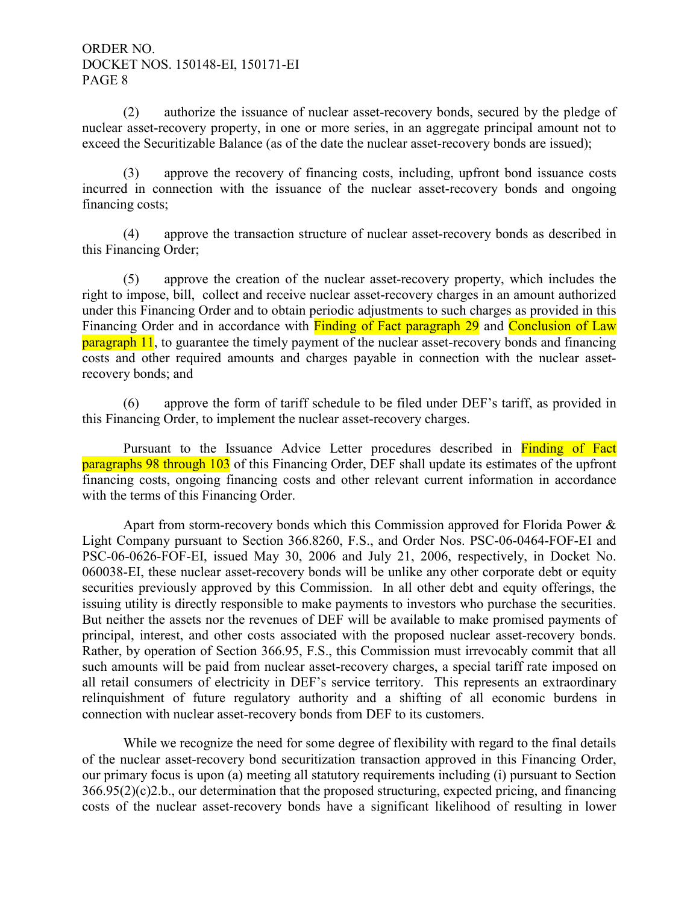(2) authorize the issuance of nuclear asset-recovery bonds, secured by the pledge of nuclear asset-recovery property, in one or more series, in an aggregate principal amount not to exceed the Securitizable Balance (as of the date the nuclear asset-recovery bonds are issued);

(3) approve the recovery of financing costs, including, upfront bond issuance costs incurred in connection with the issuance of the nuclear asset-recovery bonds and ongoing financing costs;

(4) approve the transaction structure of nuclear asset-recovery bonds as described in this Financing Order;

(5) approve the creation of the nuclear asset-recovery property, which includes the right to impose, bill, collect and receive nuclear asset-recovery charges in an amount authorized under this Financing Order and to obtain periodic adjustments to such charges as provided in this Financing Order and in accordance with Finding of Fact paragraph 29 and Conclusion of Law paragraph 11, to guarantee the timely payment of the nuclear asset-recovery bonds and financing costs and other required amounts and charges payable in connection with the nuclear asset-recovery bonds; and

(6) approve the form of tariff schedule to be filed under DEF's tariff, as provided in this Financing Order, to implement the nuclear asset-recovery charges.

Pursuant to the Issuance Advice Letter procedures described in Finding of Fact paragraphs 98 through 103 of this Financing Order, DEF shall update its estimates of the upfront financing costs, ongoing financing costs and other relevant current information in accordance with the terms of this Financing Order.

Apart from storm-recovery bonds which this Commission approved for Florida Power & Light Company pursuant to Section 366.8260, F.S., and Order Nos. PSC-06-0464-FOF-EI and PSC-06-0626-FOF-EI, issued May 30, 2006 and July 21, 2006, respectively, in Docket No. 060038-EI, these nuclear asset-recovery bonds will be unlike any other corporate debt or equity securities previously approved by this Commission. In all other debt and equity offerings, the issuing utility is directly responsible to make payments to investors who purchase the securities. But neither the assets nor the revenues of DEF will be available to make promised payments of principal, interest, and other costs associated with the proposed nuclear asset-recovery bonds. Rather, by operation of Section 366.95, F.S., this Commission must irrevocably commit that all such amounts will be paid from nuclear asset-recovery charges, a special tariff rate imposed on all retail consumers of electricity in DEF's service territory. This represents an extraordinary relinquishment of future regulatory authority and a shifting of all economic burdens in connection with nuclear asset-recovery bonds from DEF to its customers.

While we recognize the need for some degree of flexibility with regard to the final details of the nuclear asset-recovery bond securitization transaction approved in this Financing Order, our primary focus is upon (a) meeting all statutory requirements including (i) pursuant to Section 366.95(2)(c)2.b., our determination that the proposed structuring, expected pricing, and financing costs of the nuclear asset-recovery bonds have a significant likelihood of resulting in lower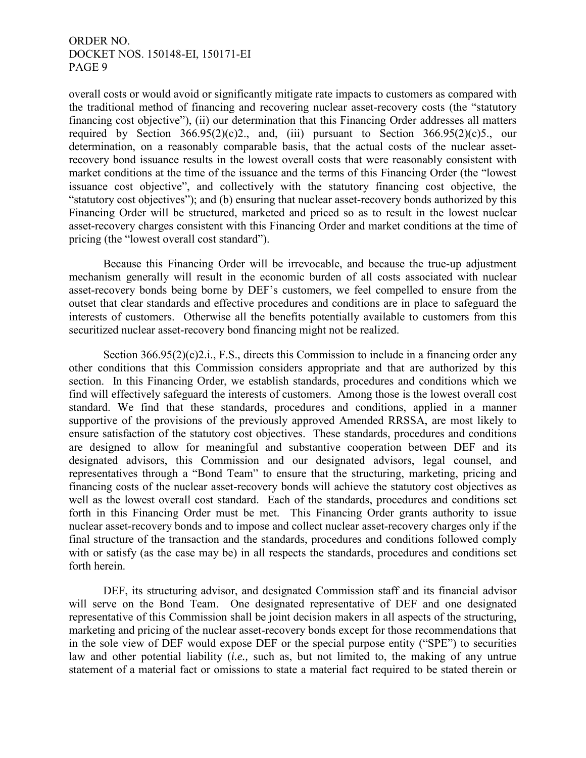overall costs or would avoid or significantly mitigate rate impacts to customers as compared with the traditional method of financing and recovering nuclear asset-recovery costs (the "statutory financing cost objective"), (ii) our determination that this Financing Order addresses all matters required by Section 366.95(2)(c)2., and, (iii) pursuant to Section 366.95(2)(c)5., our determination, on a reasonably comparable basis, that the actual costs of the nuclear asset-recovery bond issuance results in the lowest overall costs that were reasonably consistent with market conditions at the time of the issuance and the terms of this Financing Order (the "lowest issuance cost objective", and collectively with the statutory financing cost objective, the "statutory cost objectives"); and (b) ensuring that nuclear asset-recovery bonds authorized by this Financing Order will be structured, marketed and priced so as to result in the lowest nuclear asset-recovery charges consistent with this Financing Order and market conditions at the time of pricing (the "lowest overall cost standard").

Because this Financing Order will be irrevocable, and because the true-up adjustment mechanism generally will result in the economic burden of all costs associated with nuclear asset-recovery bonds being borne by DEF's customers, we feel compelled to ensure from the outset that clear standards and effective procedures and conditions are in place to safeguard the interests of customers. Otherwise all the benefits potentially available to customers from this securitized nuclear asset-recovery bond financing might not be realized.

Section 366.95(2)(c)2.i., F.S., directs this Commission to include in a financing order any other conditions that this Commission considers appropriate and that are authorized by this section. In this Financing Order, we establish standards, procedures and conditions which we find will effectively safeguard the interests of customers. Among those is the lowest overall cost standard. We find that these standards, procedures and conditions, applied in a manner supportive of the provisions of the previously approved Amended RRSSA, are most likely to ensure satisfaction of the statutory cost objectives. These standards, procedures and conditions are designed to allow for meaningful and substantive cooperation between DEF and its designated advisors, this Commission and our designated advisors, legal counsel, and representatives through a "Bond Team" to ensure that the structuring, marketing, pricing and financing costs of the nuclear asset-recovery bonds will achieve the statutory cost objectives as well as the lowest overall cost standard. Each of the standards, procedures and conditions set forth in this Financing Order must be met. This Financing Order grants authority to issue nuclear asset-recovery bonds and to impose and collect nuclear asset-recovery charges only if the final structure of the transaction and the standards, procedures and conditions followed comply with or satisfy (as the case may be) in all respects the standards, procedures and conditions set forth herein.

DEF, its structuring advisor, and designated Commission staff and its financial advisor will serve on the Bond Team. One designated representative of DEF and one designated representative of this Commission shall be joint decision makers in all aspects of the structuring, marketing and pricing of the nuclear asset-recovery bonds except for those recommendations that in the sole view of DEF would expose DEF or the special purpose entity ("SPE") to securities law and other potential liability (*i.e.,* such as, but not limited to, the making of any untrue statement of a material fact or omissions to state a material fact required to be stated therein or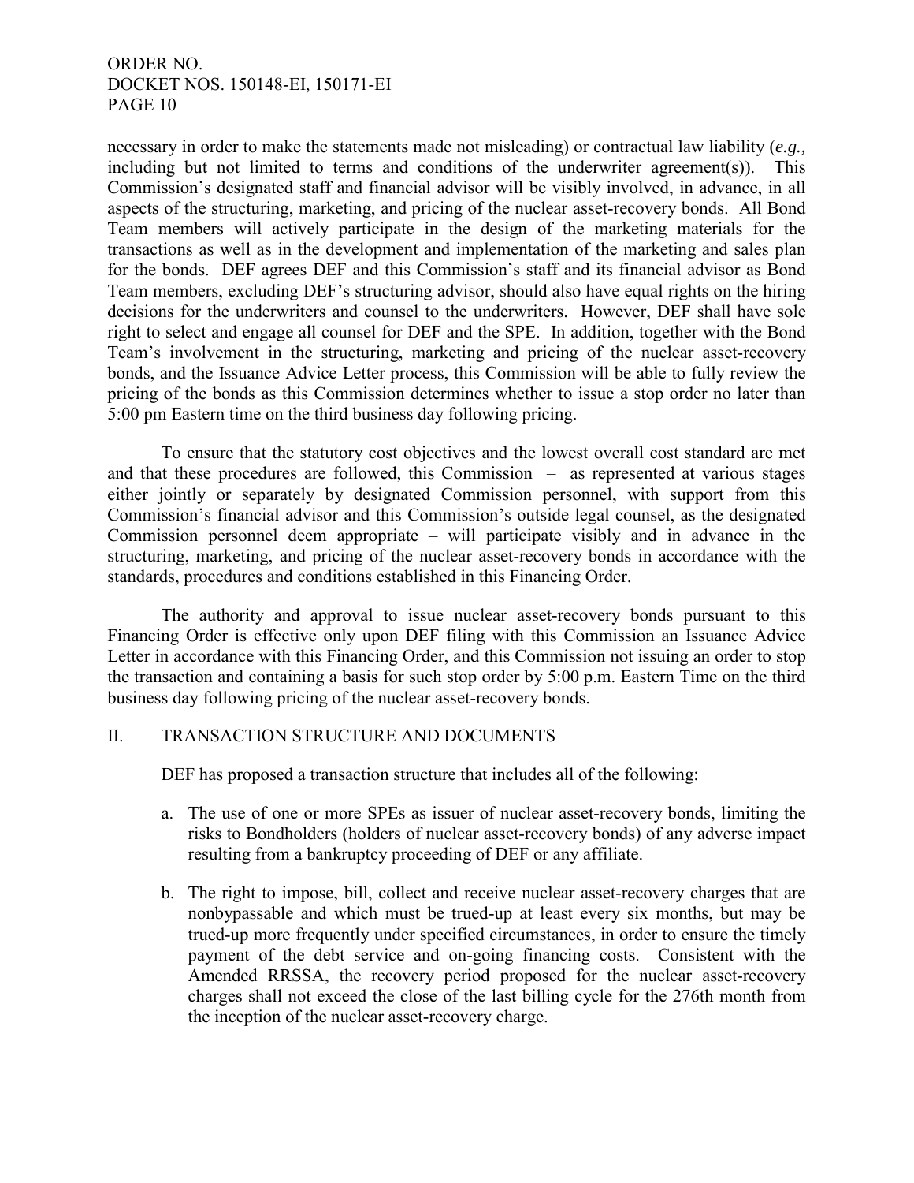necessary in order to make the statements made not misleading) or contractual law liability (*e.g.,* including but not limited to terms and conditions of the underwriter agreement(s)). This Commission's designated staff and financial advisor will be visibly involved, in advance, in all aspects of the structuring, marketing, and pricing of the nuclear asset-recovery bonds. All Bond Team members will actively participate in the design of the marketing materials for the transactions as well as in the development and implementation of the marketing and sales plan for the bonds. DEF agrees DEF and this Commission's staff and its financial advisor as Bond Team members, excluding DEF's structuring advisor, should also have equal rights on the hiring decisions for the underwriters and counsel to the underwriters. However, DEF shall have sole right to select and engage all counsel for DEF and the SPE. In addition, together with the Bond Team's involvement in the structuring, marketing and pricing of the nuclear asset-recovery bonds, and the Issuance Advice Letter process, this Commission will be able to fully review the pricing of the bonds as this Commission determines whether to issue a stop order no later than 5:00 pm Eastern time on the third business day following pricing.

To ensure that the statutory cost objectives and the lowest overall cost standard are met and that these procedures are followed, this Commission – as represented at various stages either jointly or separately by designated Commission personnel, with support from this Commission's financial advisor and this Commission's outside legal counsel, as the designated Commission personnel deem appropriate – will participate visibly and in advance in the structuring, marketing, and pricing of the nuclear asset-recovery bonds in accordance with the standards, procedures and conditions established in this Financing Order.

The authority and approval to issue nuclear asset-recovery bonds pursuant to this Financing Order is effective only upon DEF filing with this Commission an Issuance Advice Letter in accordance with this Financing Order, and this Commission not issuing an order to stop the transaction and containing a basis for such stop order by 5:00 p.m. Eastern Time on the third business day following pricing of the nuclear asset-recovery bonds.

## II. TRANSACTION STRUCTURE AND DOCUMENTS

DEF has proposed a transaction structure that includes all of the following:

a. The use of one or more SPEs as issuer of nuclear asset-recovery bonds, limiting the risks to Bondholders (holders of nuclear asset-recovery bonds) of any adverse impact resulting from a bankruptcy proceeding of DEF or any affiliate.

b. The right to impose, bill, collect and receive nuclear asset-recovery charges that are nonbypassable and which must be trued-up at least every six months, but may be trued-up more frequently under specified circumstances, in order to ensure the timely payment of the debt service and on-going financing costs. Consistent with the Amended RRSSA, the recovery period proposed for the nuclear asset-recovery charges shall not exceed the close of the last billing cycle for the 276th month from the inception of the nuclear asset-recovery charge.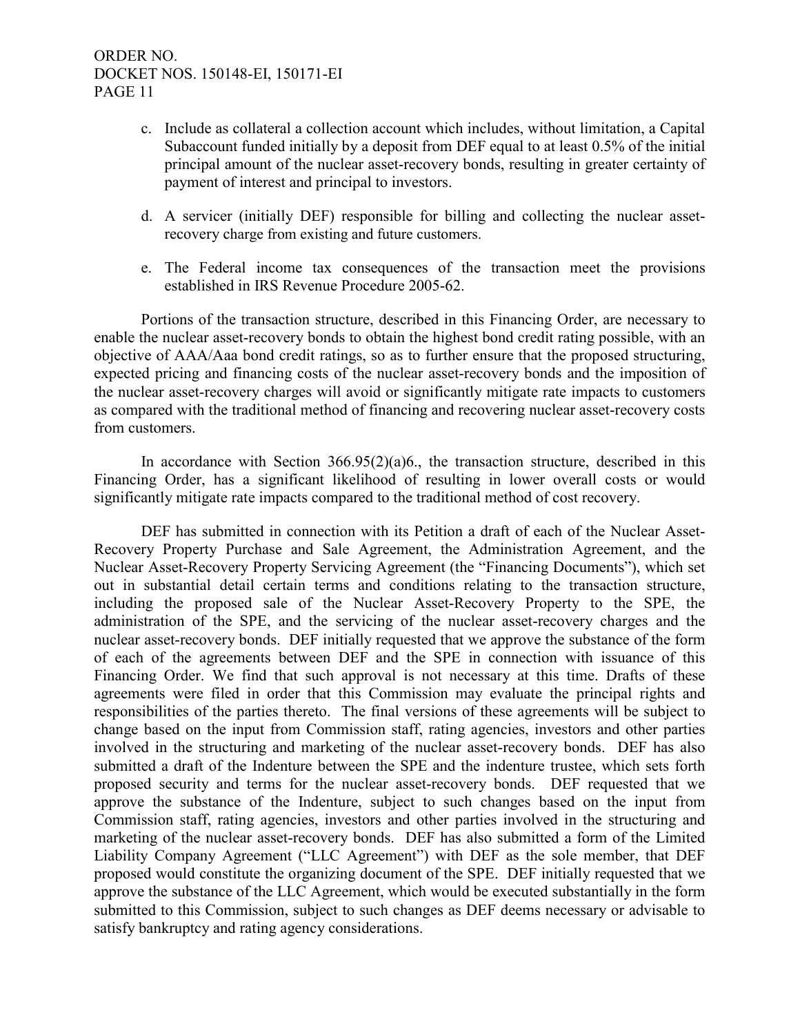c. Include as collateral a collection account which includes, without limitation, a Capital Subaccount funded initially by a deposit from DEF equal to at least 0.5% of the initial principal amount of the nuclear asset-recovery bonds, resulting in greater certainty of payment of interest and principal to investors.

d. A servicer (initially DEF) responsible for billing and collecting the nuclear asset-recovery charge from existing and future customers.

e. The Federal income tax consequences of the transaction meet the provisions established in IRS Revenue Procedure 2005-62.

Portions of the transaction structure, described in this Financing Order, are necessary to enable the nuclear asset-recovery bonds to obtain the highest bond credit rating possible, with an objective of AAA/Aaa bond credit ratings, so as to further ensure that the proposed structuring, expected pricing and financing costs of the nuclear asset-recovery bonds and the imposition of the nuclear asset-recovery charges will avoid or significantly mitigate rate impacts to customers as compared with the traditional method of financing and recovering nuclear asset-recovery costs from customers.

In accordance with Section 366.95(2)(a)6., the transaction structure, described in this Financing Order, has a significant likelihood of resulting in lower overall costs or would significantly mitigate rate impacts compared to the traditional method of cost recovery.

DEF has submitted in connection with its Petition a draft of each of the Nuclear Asset-Recovery Property Purchase and Sale Agreement, the Administration Agreement, and the Nuclear Asset-Recovery Property Servicing Agreement (the "Financing Documents"), which set out in substantial detail certain terms and conditions relating to the transaction structure, including the proposed sale of the Nuclear Asset-Recovery Property to the SPE, the administration of the SPE, and the servicing of the nuclear asset-recovery charges and the nuclear asset-recovery bonds. DEF initially requested that we approve the substance of the form of each of the agreements between DEF and the SPE in connection with issuance of this Financing Order. We find that such approval is not necessary at this time. Drafts of these agreements were filed in order that this Commission may evaluate the principal rights and responsibilities of the parties thereto. The final versions of these agreements will be subject to change based on the input from Commission staff, rating agencies, investors and other parties involved in the structuring and marketing of the nuclear asset-recovery bonds. DEF has also submitted a draft of the Indenture between the SPE and the indenture trustee, which sets forth proposed security and terms for the nuclear asset-recovery bonds. DEF requested that we approve the substance of the Indenture, subject to such changes based on the input from Commission staff, rating agencies, investors and other parties involved in the structuring and marketing of the nuclear asset-recovery bonds. DEF has also submitted a form of the Limited Liability Company Agreement ("LLC Agreement") with DEF as the sole member, that DEF proposed would constitute the organizing document of the SPE. DEF initially requested that we approve the substance of the LLC Agreement, which would be executed substantially in the form submitted to this Commission, subject to such changes as DEF deems necessary or advisable to satisfy bankruptcy and rating agency considerations.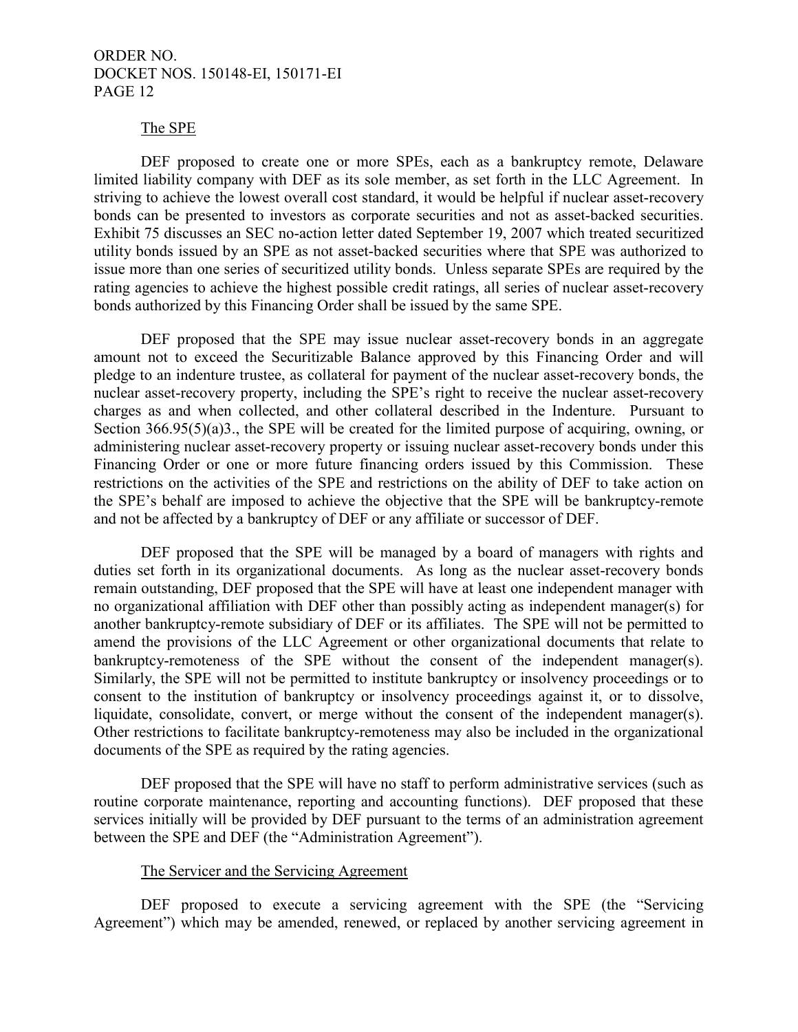### The SPE

DEF proposed to create one or more SPEs, each as a bankruptcy remote, Delaware limited liability company with DEF as its sole member, as set forth in the LLC Agreement. In striving to achieve the lowest overall cost standard, it would be helpful if nuclear asset-recovery bonds can be presented to investors as corporate securities and not as asset-backed securities. Exhibit 75 discusses an SEC no-action letter dated September 19, 2007 which treated securitized utility bonds issued by an SPE as not asset-backed securities where that SPE was authorized to issue more than one series of securitized utility bonds. Unless separate SPEs are required by the rating agencies to achieve the highest possible credit ratings, all series of nuclear asset-recovery bonds authorized by this Financing Order shall be issued by the same SPE.

DEF proposed that the SPE may issue nuclear asset-recovery bonds in an aggregate amount not to exceed the Securitizable Balance approved by this Financing Order and will pledge to an indenture trustee, as collateral for payment of the nuclear asset-recovery bonds, the nuclear asset-recovery property, including the SPE's right to receive the nuclear asset-recovery charges as and when collected, and other collateral described in the Indenture. Pursuant to Section 366.95(5)(a)3., the SPE will be created for the limited purpose of acquiring, owning, or administering nuclear asset-recovery property or issuing nuclear asset-recovery bonds under this Financing Order or one or more future financing orders issued by this Commission. These restrictions on the activities of the SPE and restrictions on the ability of DEF to take action on the SPE's behalf are imposed to achieve the objective that the SPE will be bankruptcy-remote and not be affected by a bankruptcy of DEF or any affiliate or successor of DEF.

DEF proposed that the SPE will be managed by a board of managers with rights and duties set forth in its organizational documents. As long as the nuclear asset-recovery bonds remain outstanding, DEF proposed that the SPE will have at least one independent manager with no organizational affiliation with DEF other than possibly acting as independent manager(s) for another bankruptcy-remote subsidiary of DEF or its affiliates. The SPE will not be permitted to amend the provisions of the LLC Agreement or other organizational documents that relate to bankruptcy-remoteness of the SPE without the consent of the independent manager(s). Similarly, the SPE will not be permitted to institute bankruptcy or insolvency proceedings or to consent to the institution of bankruptcy or insolvency proceedings against it, or to dissolve, liquidate, consolidate, convert, or merge without the consent of the independent manager(s). Other restrictions to facilitate bankruptcy-remoteness may also be included in the organizational documents of the SPE as required by the rating agencies.

DEF proposed that the SPE will have no staff to perform administrative services (such as routine corporate maintenance, reporting and accounting functions). DEF proposed that these services initially will be provided by DEF pursuant to the terms of an administration agreement between the SPE and DEF (the "Administration Agreement").

### The Servicer and the Servicing Agreement

DEF proposed to execute a servicing agreement with the SPE (the "Servicing Agreement") which may be amended, renewed, or replaced by another servicing agreement in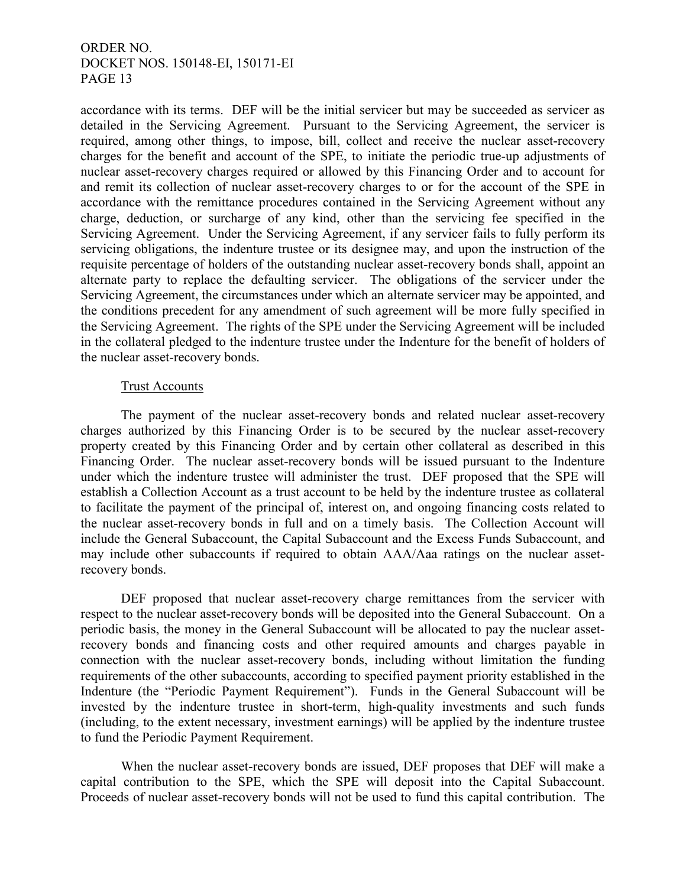accordance with its terms. DEF will be the initial servicer but may be succeeded as servicer as detailed in the Servicing Agreement. Pursuant to the Servicing Agreement, the servicer is required, among other things, to impose, bill, collect and receive the nuclear asset-recovery charges for the benefit and account of the SPE, to initiate the periodic true-up adjustments of nuclear asset-recovery charges required or allowed by this Financing Order and to account for and remit its collection of nuclear asset-recovery charges to or for the account of the SPE in accordance with the remittance procedures contained in the Servicing Agreement without any charge, deduction, or surcharge of any kind, other than the servicing fee specified in the Servicing Agreement. Under the Servicing Agreement, if any servicer fails to fully perform its servicing obligations, the indenture trustee or its designee may, and upon the instruction of the requisite percentage of holders of the outstanding nuclear asset-recovery bonds shall, appoint an alternate party to replace the defaulting servicer. The obligations of the servicer under the Servicing Agreement, the circumstances under which an alternate servicer may be appointed, and the conditions precedent for any amendment of such agreement will be more fully specified in the Servicing Agreement. The rights of the SPE under the Servicing Agreement will be included in the collateral pledged to the indenture trustee under the Indenture for the benefit of holders of the nuclear asset-recovery bonds.

Trust Accounts

The payment of the nuclear asset-recovery bonds and related nuclear asset-recovery charges authorized by this Financing Order is to be secured by the nuclear asset-recovery property created by this Financing Order and by certain other collateral as described in this Financing Order. The nuclear asset-recovery bonds will be issued pursuant to the Indenture under which the indenture trustee will administer the trust. DEF proposed that the SPE will establish a Collection Account as a trust account to be held by the indenture trustee as collateral to facilitate the payment of the principal of, interest on, and ongoing financing costs related to the nuclear asset-recovery bonds in full and on a timely basis. The Collection Account will include the General Subaccount, the Capital Subaccount and the Excess Funds Subaccount, and may include other subaccounts if required to obtain AAA/Aaa ratings on the nuclear asset-recovery bonds.

DEF proposed that nuclear asset-recovery charge remittances from the servicer with respect to the nuclear asset-recovery bonds will be deposited into the General Subaccount. On a periodic basis, the money in the General Subaccount will be allocated to pay the nuclear asset-recovery bonds and financing costs and other required amounts and charges payable in connection with the nuclear asset-recovery bonds, including without limitation the funding requirements of the other subaccounts, according to specified payment priority established in the Indenture (the "Periodic Payment Requirement"). Funds in the General Subaccount will be invested by the indenture trustee in short-term, high-quality investments and such funds (including, to the extent necessary, investment earnings) will be applied by the indenture trustee to fund the Periodic Payment Requirement.

When the nuclear asset-recovery bonds are issued, DEF proposes that DEF will make a capital contribution to the SPE, which the SPE will deposit into the Capital Subaccount. Proceeds of nuclear asset-recovery bonds will not be used to fund this capital contribution. The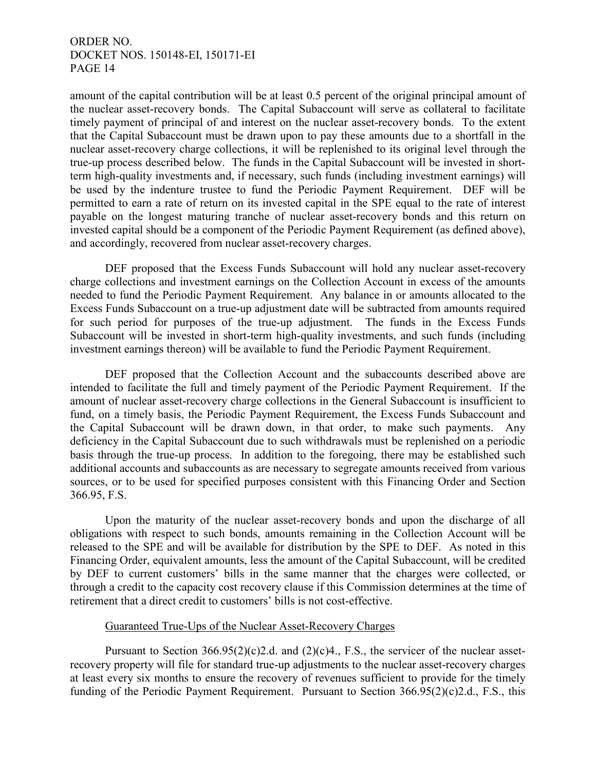amount of the capital contribution will be at least 0.5 percent of the original principal amount of the nuclear asset-recovery bonds. The Capital Subaccount will serve as collateral to facilitate timely payment of principal of and interest on the nuclear asset-recovery bonds. To the extent that the Capital Subaccount must be drawn upon to pay these amounts due to a shortfall in the nuclear asset-recovery charge collections, it will be replenished to its original level through the true-up process described below. The funds in the Capital Subaccount will be invested in short-term high-quality investments and, if necessary, such funds (including investment earnings) will be used by the indenture trustee to fund the Periodic Payment Requirement. DEF will be permitted to earn a rate of return on its invested capital in the SPE equal to the rate of interest payable on the longest maturing tranche of nuclear asset-recovery bonds and this return on invested capital should be a component of the Periodic Payment Requirement (as defined above), and accordingly, recovered from nuclear asset-recovery charges.

DEF proposed that the Excess Funds Subaccount will hold any nuclear asset-recovery charge collections and investment earnings on the Collection Account in excess of the amounts needed to fund the Periodic Payment Requirement. Any balance in or amounts allocated to the Excess Funds Subaccount on a true-up adjustment date will be subtracted from amounts required for such period for purposes of the true-up adjustment. The funds in the Excess Funds Subaccount will be invested in short-term high-quality investments, and such funds (including investment earnings thereon) will be available to fund the Periodic Payment Requirement.

DEF proposed that the Collection Account and the subaccounts described above are intended to facilitate the full and timely payment of the Periodic Payment Requirement. If the amount of nuclear asset-recovery charge collections in the General Subaccount is insufficient to fund, on a timely basis, the Periodic Payment Requirement, the Excess Funds Subaccount and the Capital Subaccount will be drawn down, in that order, to make such payments. Any deficiency in the Capital Subaccount due to such withdrawals must be replenished on a periodic basis through the true-up process. In addition to the foregoing, there may be established such additional accounts and subaccounts as are necessary to segregate amounts received from various sources, or to be used for specified purposes consistent with this Financing Order and Section 366.95, F.S.

Upon the maturity of the nuclear asset-recovery bonds and upon the discharge of all obligations with respect to such bonds, amounts remaining in the Collection Account will be released to the SPE and will be available for distribution by the SPE to DEF. As noted in this Financing Order, equivalent amounts, less the amount of the Capital Subaccount, will be credited by DEF to current customers' bills in the same manner that the charges were collected, or through a credit to the capacity cost recovery clause if this Commission determines at the time of retirement that a direct credit to customers' bills is not cost-effective.

### Guaranteed True-Ups of the Nuclear Asset-Recovery Charges

Pursuant to Section 366.95(2)(c)2.d. and (2)(c)4., F.S., the servicer of the nuclear asset-recovery property will file for standard true-up adjustments to the nuclear asset-recovery charges at least every six months to ensure the recovery of revenues sufficient to provide for the timely funding of the Periodic Payment Requirement. Pursuant to Section 366.95(2)(c)2.d., F.S., this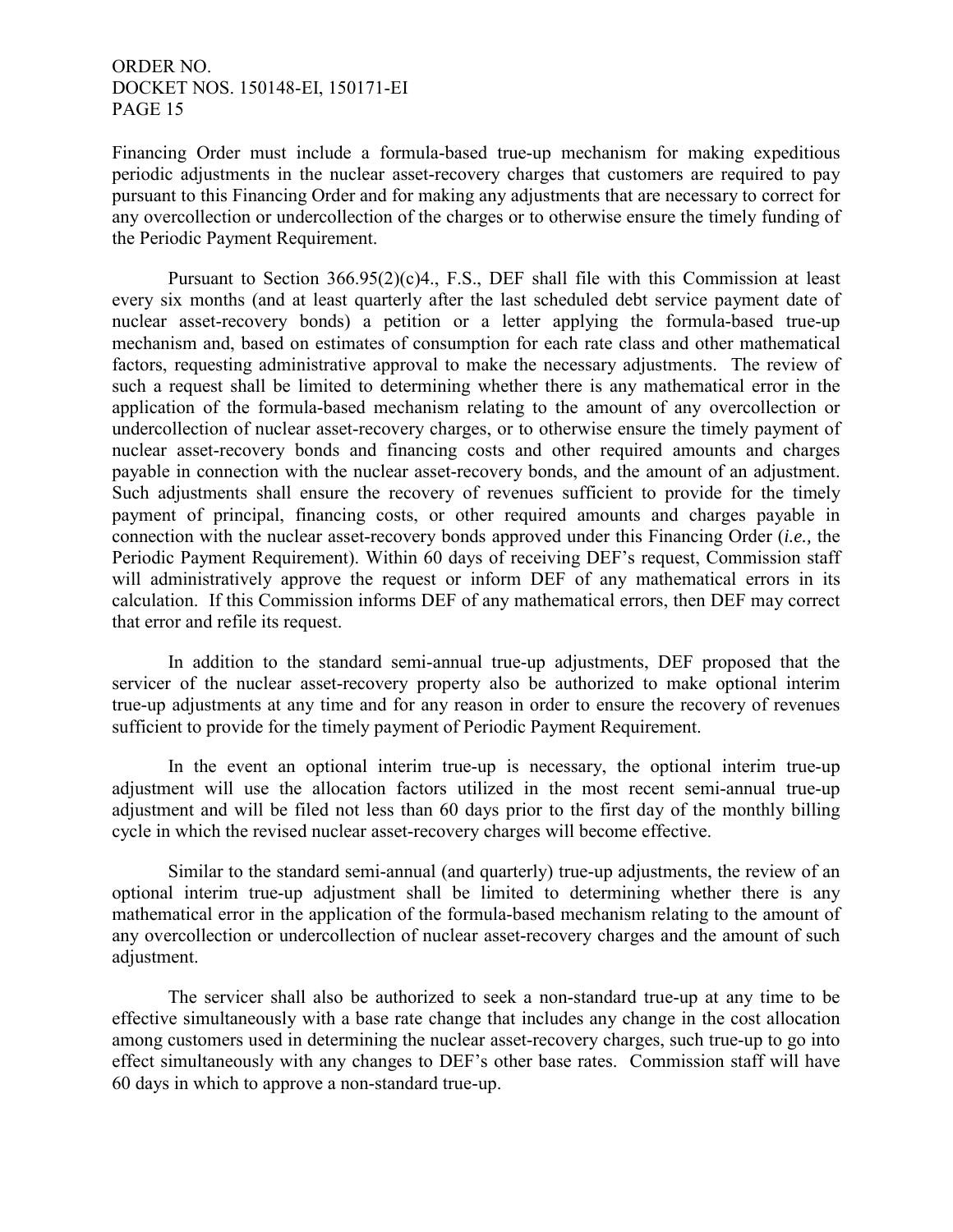Financing Order must include a formula-based true-up mechanism for making expeditious periodic adjustments in the nuclear asset-recovery charges that customers are required to pay pursuant to this Financing Order and for making any adjustments that are necessary to correct for any overcollection or undercollection of the charges or to otherwise ensure the timely funding of the Periodic Payment Requirement.

Pursuant to Section 366.95(2)(c)4., F.S., DEF shall file with this Commission at least every six months (and at least quarterly after the last scheduled debt service payment date of nuclear asset-recovery bonds) a petition or a letter applying the formula-based true-up mechanism and, based on estimates of consumption for each rate class and other mathematical factors, requesting administrative approval to make the necessary adjustments. The review of such a request shall be limited to determining whether there is any mathematical error in the application of the formula-based mechanism relating to the amount of any overcollection or undercollection of nuclear asset-recovery charges, or to otherwise ensure the timely payment of nuclear asset-recovery bonds and financing costs and other required amounts and charges payable in connection with the nuclear asset-recovery bonds, and the amount of an adjustment. Such adjustments shall ensure the recovery of revenues sufficient to provide for the timely payment of principal, financing costs, or other required amounts and charges payable in connection with the nuclear asset-recovery bonds approved under this Financing Order (*i.e.,* the Periodic Payment Requirement). Within 60 days of receiving DEF's request, Commission staff will administratively approve the request or inform DEF of any mathematical errors in its calculation. If this Commission informs DEF of any mathematical errors, then DEF may correct that error and refile its request.

In addition to the standard semi-annual true-up adjustments, DEF proposed that the servicer of the nuclear asset-recovery property also be authorized to make optional interim true-up adjustments at any time and for any reason in order to ensure the recovery of revenues sufficient to provide for the timely payment of Periodic Payment Requirement.

In the event an optional interim true-up is necessary, the optional interim true-up adjustment will use the allocation factors utilized in the most recent semi-annual true-up adjustment and will be filed not less than 60 days prior to the first day of the monthly billing cycle in which the revised nuclear asset-recovery charges will become effective.

Similar to the standard semi-annual (and quarterly) true-up adjustments, the review of an optional interim true-up adjustment shall be limited to determining whether there is any mathematical error in the application of the formula-based mechanism relating to the amount of any overcollection or undercollection of nuclear asset-recovery charges and the amount of such adjustment.

The servicer shall also be authorized to seek a non-standard true-up at any time to be effective simultaneously with a base rate change that includes any change in the cost allocation among customers used in determining the nuclear asset-recovery charges, such true-up to go into effect simultaneously with any changes to DEF's other base rates. Commission staff will have 60 days in which to approve a non-standard true-up.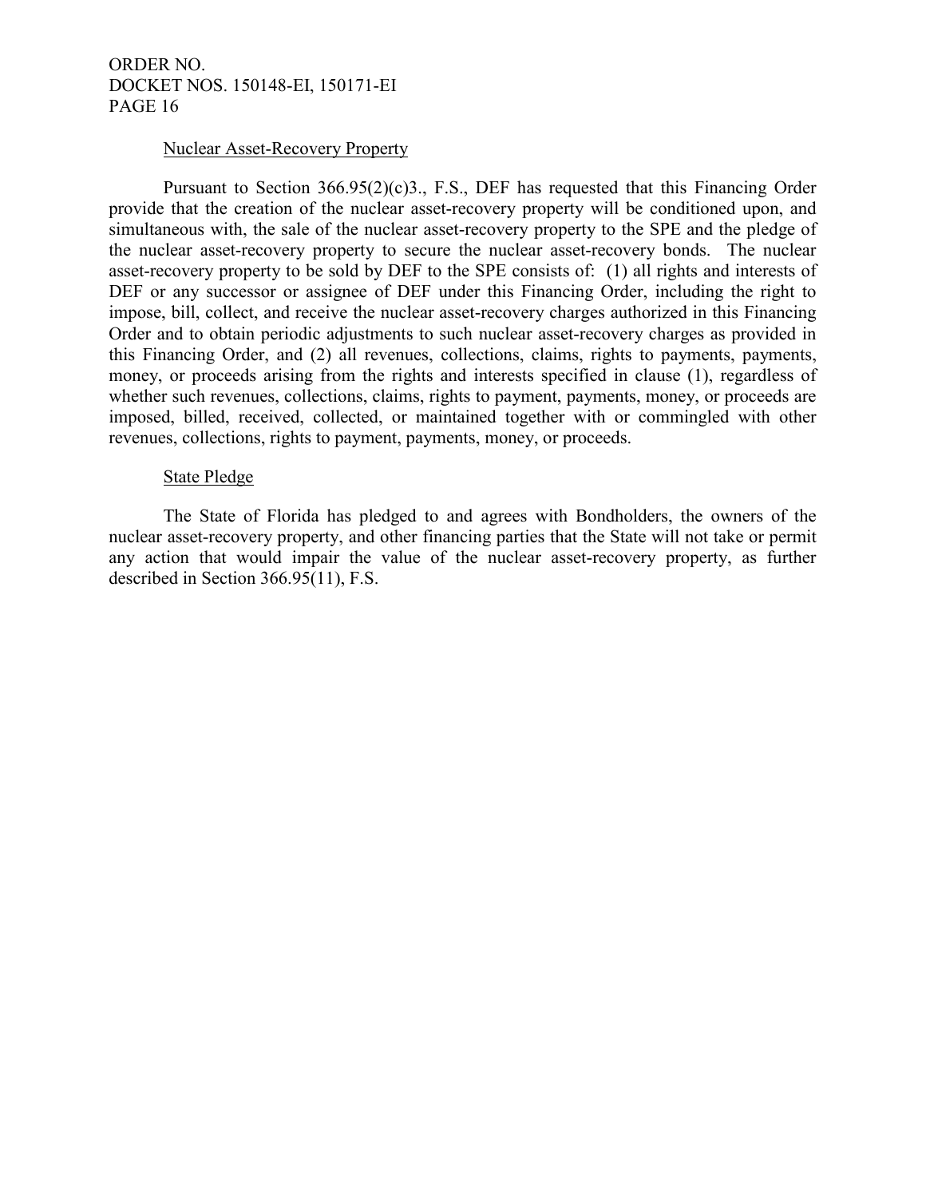### Nuclear Asset-Recovery Property

Pursuant to Section 366.95(2)(c)3., F.S., DEF has requested that this Financing Order provide that the creation of the nuclear asset-recovery property will be conditioned upon, and simultaneous with, the sale of the nuclear asset-recovery property to the SPE and the pledge of the nuclear asset-recovery property to secure the nuclear asset-recovery bonds. The nuclear asset-recovery property to be sold by DEF to the SPE consists of: (1) all rights and interests of DEF or any successor or assignee of DEF under this Financing Order, including the right to impose, bill, collect, and receive the nuclear asset-recovery charges authorized in this Financing Order and to obtain periodic adjustments to such nuclear asset-recovery charges as provided in this Financing Order, and (2) all revenues, collections, claims, rights to payments, payments, money, or proceeds arising from the rights and interests specified in clause (1), regardless of whether such revenues, collections, claims, rights to payment, payments, money, or proceeds are imposed, billed, received, collected, or maintained together with or commingled with other revenues, collections, rights to payment, payments, money, or proceeds.

### State Pledge

The State of Florida has pledged to and agrees with Bondholders, the owners of the nuclear asset-recovery property, and other financing parties that the State will not take or permit any action that would impair the value of the nuclear asset-recovery property, as further described in Section 366.95(11), F.S.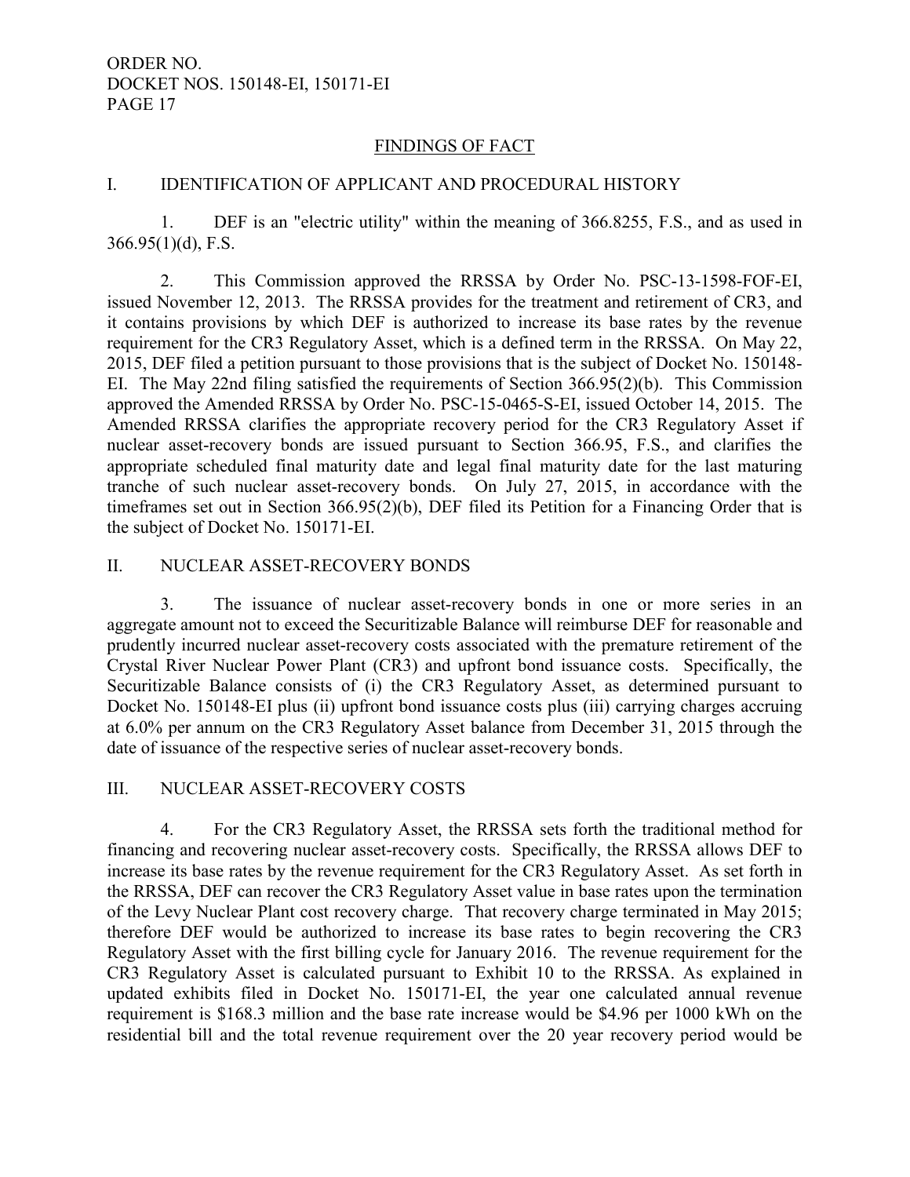## FINDINGS OF FACT

### I. IDENTIFICATION OF APPLICANT AND PROCEDURAL HISTORY

1. DEF is an "electric utility" within the meaning of 366.8255, F.S., and as used in 366.95(1)(d), F.S.

2. This Commission approved the RRSSA by Order No. PSC-13-1598-FOF-EI, issued November 12, 2013. The RRSSA provides for the treatment and retirement of CR3, and it contains provisions by which DEF is authorized to increase its base rates by the revenue requirement for the CR3 Regulatory Asset, which is a defined term in the RRSSA. On May 22, 2015, DEF filed a petition pursuant to those provisions that is the subject of Docket No. 150148-EI. The May 22nd filing satisfied the requirements of Section 366.95(2)(b). This Commission approved the Amended RRSSA by Order No. PSC-15-0465-S-EI, issued October 14, 2015. The Amended RRSSA clarifies the appropriate recovery period for the CR3 Regulatory Asset if nuclear asset-recovery bonds are issued pursuant to Section 366.95, F.S., and clarifies the appropriate scheduled final maturity date and legal final maturity date for the last maturing tranche of such nuclear asset-recovery bonds. On July 27, 2015, in accordance with the timeframes set out in Section 366.95(2)(b), DEF filed its Petition for a Financing Order that is the subject of Docket No. 150171-EI.

### II. NUCLEAR ASSET-RECOVERY BONDS

3. The issuance of nuclear asset-recovery bonds in one or more series in an aggregate amount not to exceed the Securitizable Balance will reimburse DEF for reasonable and prudently incurred nuclear asset-recovery costs associated with the premature retirement of the Crystal River Nuclear Power Plant (CR3) and upfront bond issuance costs. Specifically, the Securitizable Balance consists of (i) the CR3 Regulatory Asset, as determined pursuant to Docket No. 150148-EI plus (ii) upfront bond issuance costs plus (iii) carrying charges accruing at 6.0% per annum on the CR3 Regulatory Asset balance from December 31, 2015 through the date of issuance of the respective series of nuclear asset-recovery bonds.

### III. NUCLEAR ASSET-RECOVERY COSTS

4. For the CR3 Regulatory Asset, the RRSSA sets forth the traditional method for financing and recovering nuclear asset-recovery costs. Specifically, the RRSSA allows DEF to increase its base rates by the revenue requirement for the CR3 Regulatory Asset. As set forth in the RRSSA, DEF can recover the CR3 Regulatory Asset value in base rates upon the termination of the Levy Nuclear Plant cost recovery charge. That recovery charge terminated in May 2015; therefore DEF would be authorized to increase its base rates to begin recovering the CR3 Regulatory Asset with the first billing cycle for January 2016. The revenue requirement for the CR3 Regulatory Asset is calculated pursuant to Exhibit 10 to the RRSSA. As explained in updated exhibits filed in Docket No. 150171-EI, the year one calculated annual revenue requirement is \$168.3 million and the base rate increase would be \$4.96 per 1000 kWh on the residential bill and the total revenue requirement over the 20 year recovery period would be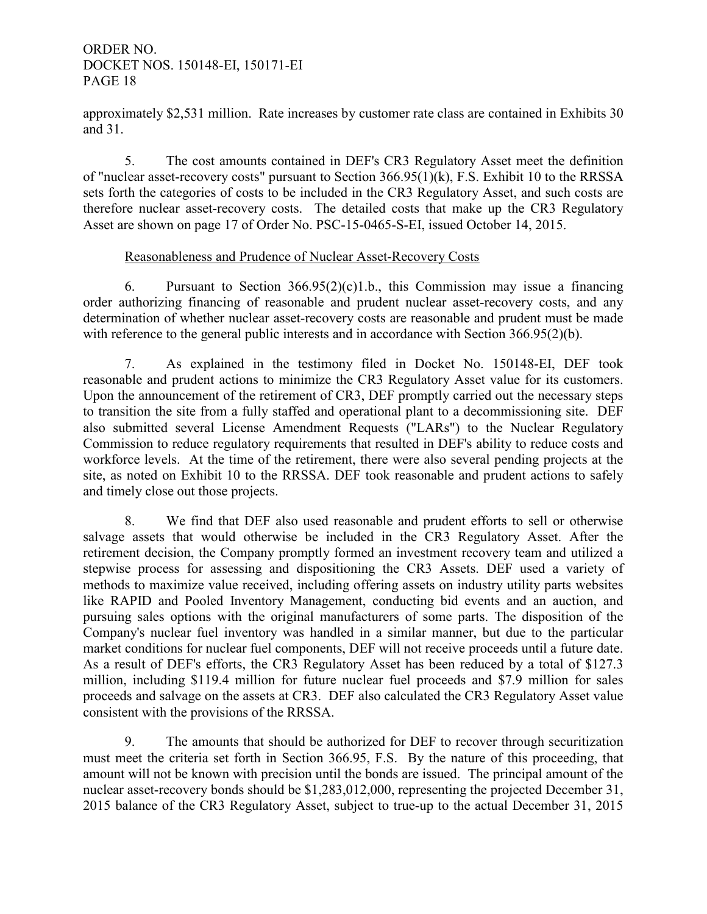approximately $2,531 million. Rate increases by customer rate class are contained in Exhibits 30 and 31.

5. The cost amounts contained in DEF's CR3 Regulatory Asset meet the definition of "nuclear asset-recovery costs" pursuant to Section 366.95(1)(k), F.S. Exhibit 10 to the RRSSA sets forth the categories of costs to be included in the CR3 Regulatory Asset, and such costs are therefore nuclear asset-recovery costs. The detailed costs that make up the CR3 Regulatory Asset are shown on page 17 of Order No. PSC-15-0465-S-EI, issued October 14, 2015.

Reasonableness and Prudence of Nuclear Asset-Recovery Costs

6. Pursuant to Section 366.95(2)(c)1.b., this Commission may issue a financing order authorizing financing of reasonable and prudent nuclear asset-recovery costs, and any determination of whether nuclear asset-recovery costs are reasonable and prudent must be made with reference to the general public interests and in accordance with Section 366.95(2)(b).

7. As explained in the testimony filed in Docket No. 150148-EI, DEF took reasonable and prudent actions to minimize the CR3 Regulatory Asset value for its customers. Upon the announcement of the retirement of CR3, DEF promptly carried out the necessary steps to transition the site from a fully staffed and operational plant to a decommissioning site. DEF also submitted several License Amendment Requests ("LARs") to the Nuclear Regulatory Commission to reduce regulatory requirements that resulted in DEF's ability to reduce costs and workforce levels. At the time of the retirement, there were also several pending projects at the site, as noted on Exhibit 10 to the RRSSA. DEF took reasonable and prudent actions to safely and timely close out those projects.

8. We find that DEF also used reasonable and prudent efforts to sell or otherwise salvage assets that would otherwise be included in the CR3 Regulatory Asset. After the retirement decision, the Company promptly formed an investment recovery team and utilized a stepwise process for assessing and dispositioning the CR3 Assets. DEF used a variety of methods to maximize value received, including offering assets on industry utility parts websites like RAPID and Pooled Inventory Management, conducting bid events and an auction, and pursuing sales options with the original manufacturers of some parts. The disposition of the Company's nuclear fuel inventory was handled in a similar manner, but due to the particular market conditions for nuclear fuel components, DEF will not receive proceeds until a future date. As a result of DEF's efforts, the CR3 Regulatory Asset has been reduced by a total of $127.3 million, including $119.4 million for future nuclear fuel proceeds and $7.9 million for sales proceeds and salvage on the assets at CR3. DEF also calculated the CR3 Regulatory Asset value consistent with the provisions of the RRSSA.

9. The amounts that should be authorized for DEF to recover through securitization must meet the criteria set forth in Section 366.95, F.S. By the nature of this proceeding, that amount will not be known with precision until the bonds are issued. The principal amount of the nuclear asset-recovery bonds should be $1,283,012,000, representing the projected December 31, 2015 balance of the CR3 Regulatory Asset, subject to true-up to the actual December 31, 2015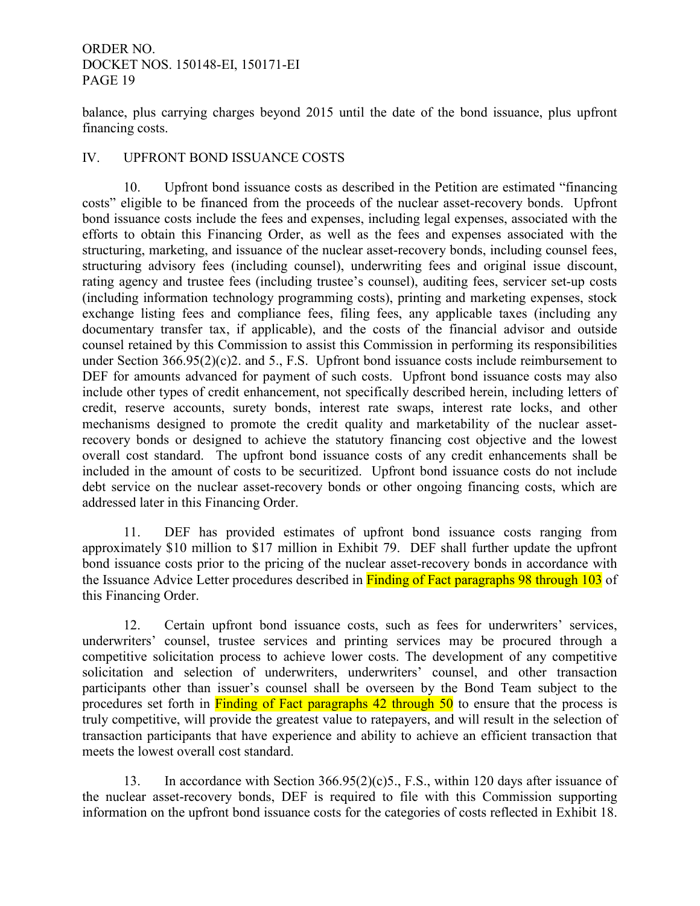balance, plus carrying charges beyond 2015 until the date of the bond issuance, plus upfront financing costs.

## IV. UPFRONT BOND ISSUANCE COSTS

10. Upfront bond issuance costs as described in the Petition are estimated "financing costs" eligible to be financed from the proceeds of the nuclear asset-recovery bonds. Upfront bond issuance costs include the fees and expenses, including legal expenses, associated with the efforts to obtain this Financing Order, as well as the fees and expenses associated with the structuring, marketing, and issuance of the nuclear asset-recovery bonds, including counsel fees, structuring advisory fees (including counsel), underwriting fees and original issue discount, rating agency and trustee fees (including trustee's counsel), auditing fees, servicer set-up costs (including information technology programming costs), printing and marketing expenses, stock exchange listing fees and compliance fees, filing fees, any applicable taxes (including any documentary transfer tax, if applicable), and the costs of the financial advisor and outside counsel retained by this Commission to assist this Commission in performing its responsibilities under Section 366.95(2)(c)2. and 5., F.S. Upfront bond issuance costs include reimbursement to DEF for amounts advanced for payment of such costs. Upfront bond issuance costs may also include other types of credit enhancement, not specifically described herein, including letters of credit, reserve accounts, surety bonds, interest rate swaps, interest rate locks, and other mechanisms designed to promote the credit quality and marketability of the nuclear asset-recovery bonds or designed to achieve the statutory financing cost objective and the lowest overall cost standard. The upfront bond issuance costs of any credit enhancements shall be included in the amount of costs to be securitized. Upfront bond issuance costs do not include debt service on the nuclear asset-recovery bonds or other ongoing financing costs, which are addressed later in this Financing Order.

11. DEF has provided estimates of upfront bond issuance costs ranging from approximately $10 million to $17 million in Exhibit 79. DEF shall further update the upfront bond issuance costs prior to the pricing of the nuclear asset-recovery bonds in accordance with the Issuance Advice Letter procedures described in Finding of Fact paragraphs 98 through 103 of this Financing Order.

12. Certain upfront bond issuance costs, such as fees for underwriters' services, underwriters' counsel, trustee services and printing services may be procured through a competitive solicitation process to achieve lower costs. The development of any competitive solicitation and selection of underwriters, underwriters' counsel, and other transaction participants other than issuer's counsel shall be overseen by the Bond Team subject to the procedures set forth in Finding of Fact paragraphs 42 through 50 to ensure that the process is truly competitive, will provide the greatest value to ratepayers, and will result in the selection of transaction participants that have experience and ability to achieve an efficient transaction that meets the lowest overall cost standard.

13. In accordance with Section 366.95(2)(c)5., F.S., within 120 days after issuance of the nuclear asset-recovery bonds, DEF is required to file with this Commission supporting information on the upfront bond issuance costs for the categories of costs reflected in Exhibit 18.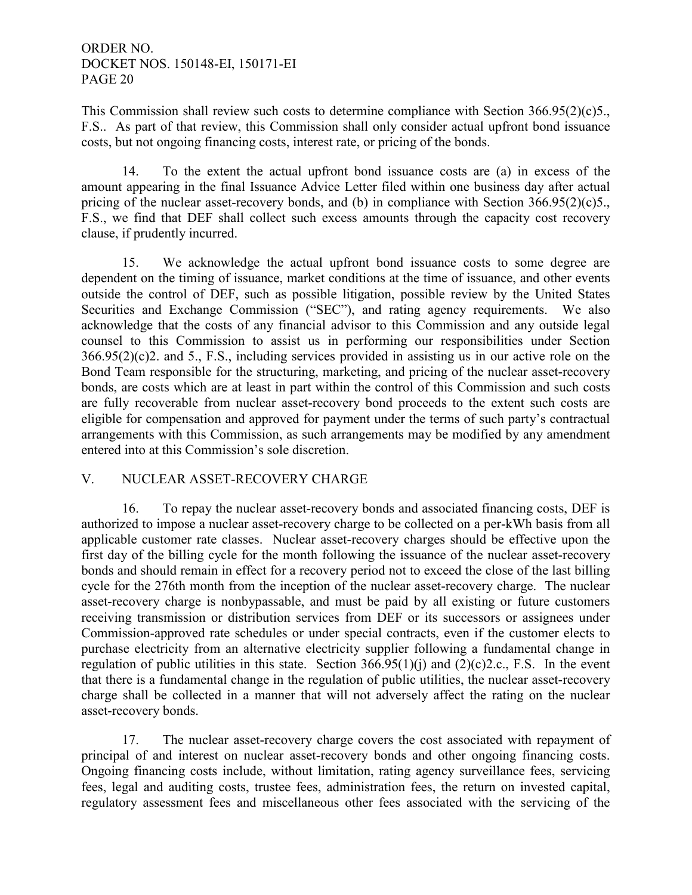This Commission shall review such costs to determine compliance with Section 366.95(2)(c)5., F.S.. As part of that review, this Commission shall only consider actual upfront bond issuance costs, but not ongoing financing costs, interest rate, or pricing of the bonds.

14. To the extent the actual upfront bond issuance costs are (a) in excess of the amount appearing in the final Issuance Advice Letter filed within one business day after actual pricing of the nuclear asset-recovery bonds, and (b) in compliance with Section 366.95(2)(c)5., F.S., we find that DEF shall collect such excess amounts through the capacity cost recovery clause, if prudently incurred.

15. We acknowledge the actual upfront bond issuance costs to some degree are dependent on the timing of issuance, market conditions at the time of issuance, and other events outside the control of DEF, such as possible litigation, possible review by the United States Securities and Exchange Commission ("SEC"), and rating agency requirements. We also acknowledge that the costs of any financial advisor to this Commission and any outside legal counsel to this Commission to assist us in performing our responsibilities under Section 366.95(2)(c)2. and 5., F.S., including services provided in assisting us in our active role on the Bond Team responsible for the structuring, marketing, and pricing of the nuclear asset-recovery bonds, are costs which are at least in part within the control of this Commission and such costs are fully recoverable from nuclear asset-recovery bond proceeds to the extent such costs are eligible for compensation and approved for payment under the terms of such party's contractual arrangements with this Commission, as such arrangements may be modified by any amendment entered into at this Commission's sole discretion.

## V. NUCLEAR ASSET-RECOVERY CHARGE

16. To repay the nuclear asset-recovery bonds and associated financing costs, DEF is authorized to impose a nuclear asset-recovery charge to be collected on a per-kWh basis from all applicable customer rate classes. Nuclear asset-recovery charges should be effective upon the first day of the billing cycle for the month following the issuance of the nuclear asset-recovery bonds and should remain in effect for a recovery period not to exceed the close of the last billing cycle for the 276th month from the inception of the nuclear asset-recovery charge. The nuclear asset-recovery charge is nonbypassable, and must be paid by all existing or future customers receiving transmission or distribution services from DEF or its successors or assignees under Commission-approved rate schedules or under special contracts, even if the customer elects to purchase electricity from an alternative electricity supplier following a fundamental change in regulation of public utilities in this state. Section 366.95(1)(j) and (2)(c)2.c., F.S. In the event that there is a fundamental change in the regulation of public utilities, the nuclear asset-recovery charge shall be collected in a manner that will not adversely affect the rating on the nuclear asset-recovery bonds.

17. The nuclear asset-recovery charge covers the cost associated with repayment of principal of and interest on nuclear asset-recovery bonds and other ongoing financing costs. Ongoing financing costs include, without limitation, rating agency surveillance fees, servicing fees, legal and auditing costs, trustee fees, administration fees, the return on invested capital, regulatory assessment fees and miscellaneous other fees associated with the servicing of the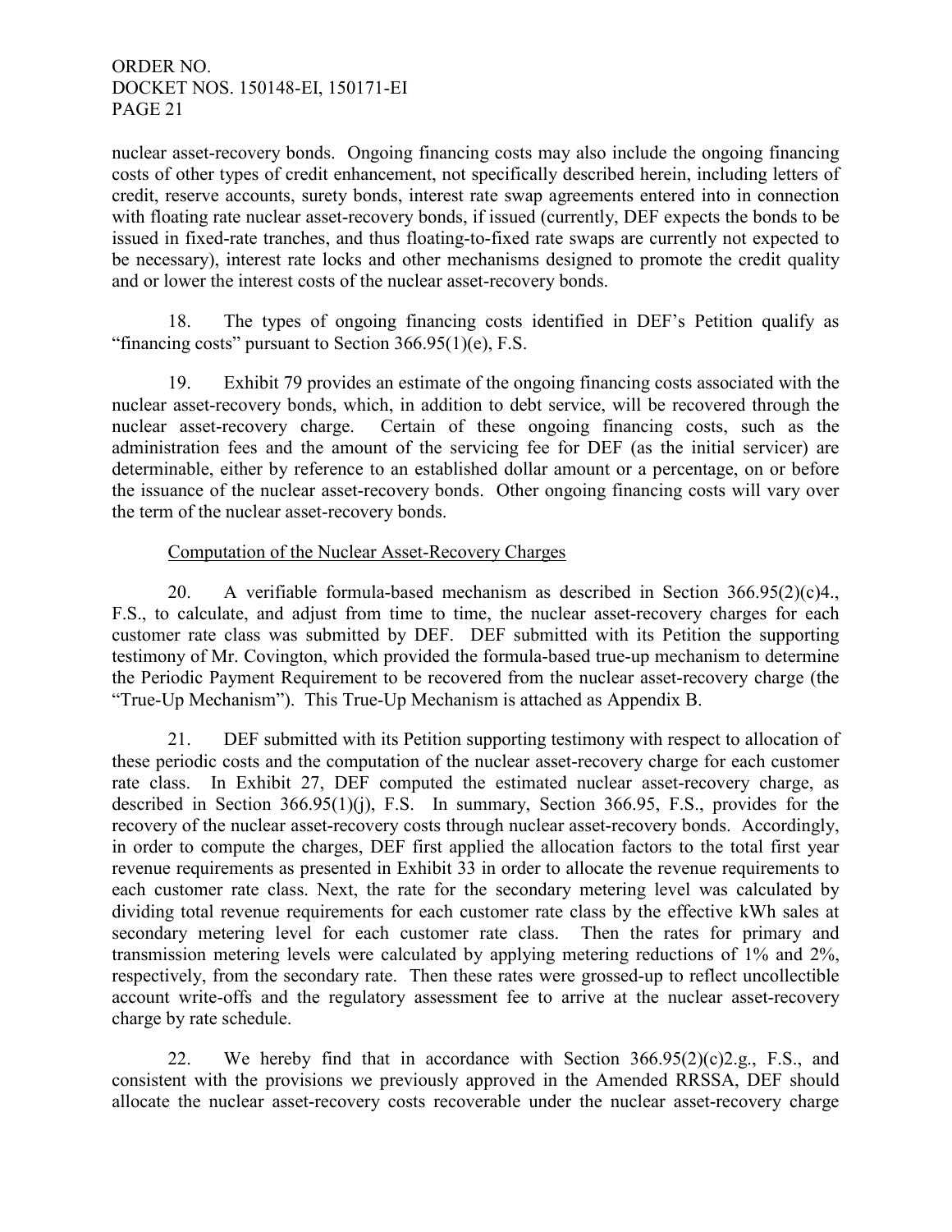nuclear asset-recovery bonds. Ongoing financing costs may also include the ongoing financing costs of other types of credit enhancement, not specifically described herein, including letters of credit, reserve accounts, surety bonds, interest rate swap agreements entered into in connection with floating rate nuclear asset-recovery bonds, if issued (currently, DEF expects the bonds to be issued in fixed-rate tranches, and thus floating-to-fixed rate swaps are currently not expected to be necessary), interest rate locks and other mechanisms designed to promote the credit quality and or lower the interest costs of the nuclear asset-recovery bonds.

18. The types of ongoing financing costs identified in DEF's Petition qualify as "financing costs" pursuant to Section 366.95(1)(e), F.S.

19. Exhibit 79 provides an estimate of the ongoing financing costs associated with the nuclear asset-recovery bonds, which, in addition to debt service, will be recovered through the nuclear asset-recovery charge. Certain of these ongoing financing costs, such as the administration fees and the amount of the servicing fee for DEF (as the initial servicer) are determinable, either by reference to an established dollar amount or a percentage, on or before the issuance of the nuclear asset-recovery bonds. Other ongoing financing costs will vary over the term of the nuclear asset-recovery bonds.

Computation of the Nuclear Asset-Recovery Charges

20. A verifiable formula-based mechanism as described in Section 366.95(2)(c)4., F.S., to calculate, and adjust from time to time, the nuclear asset-recovery charges for each customer rate class was submitted by DEF. DEF submitted with its Petition the supporting testimony of Mr. Covington, which provided the formula-based true-up mechanism to determine the Periodic Payment Requirement to be recovered from the nuclear asset-recovery charge (the "True-Up Mechanism"). This True-Up Mechanism is attached as Appendix B.

21. DEF submitted with its Petition supporting testimony with respect to allocation of these periodic costs and the computation of the nuclear asset-recovery charge for each customer rate class. In Exhibit 27, DEF computed the estimated nuclear asset-recovery charge, as described in Section 366.95(1)(j), F.S. In summary, Section 366.95, F.S., provides for the recovery of the nuclear asset-recovery costs through nuclear asset-recovery bonds. Accordingly, in order to compute the charges, DEF first applied the allocation factors to the total first year revenue requirements as presented in Exhibit 33 in order to allocate the revenue requirements to each customer rate class. Next, the rate for the secondary metering level was calculated by dividing total revenue requirements for each customer rate class by the effective kWh sales at secondary metering level for each customer rate class. Then the rates for primary and transmission metering levels were calculated by applying metering reductions of 1% and 2%, respectively, from the secondary rate. Then these rates were grossed-up to reflect uncollectible account write-offs and the regulatory assessment fee to arrive at the nuclear asset-recovery charge by rate schedule.

22. We hereby find that in accordance with Section 366.95(2)(c)2.g., F.S., and consistent with the provisions we previously approved in the Amended RRSSA, DEF should allocate the nuclear asset-recovery costs recoverable under the nuclear asset-recovery charge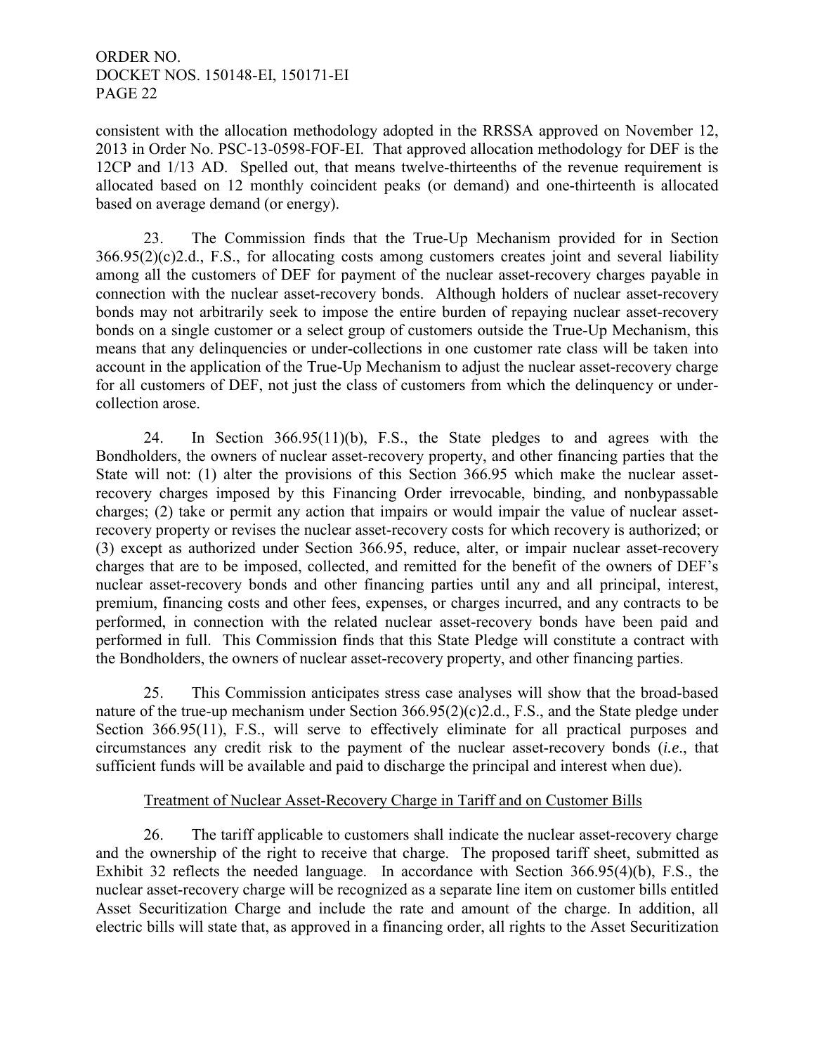consistent with the allocation methodology adopted in the RRSSA approved on November 12, 2013 in Order No. PSC-13-0598-FOF-EI. That approved allocation methodology for DEF is the 12CP and 1/13 AD. Spelled out, that means twelve-thirteenths of the revenue requirement is allocated based on 12 monthly coincident peaks (or demand) and one-thirteenth is allocated based on average demand (or energy).

23. The Commission finds that the True-Up Mechanism provided for in Section 366.95(2)(c)2.d., F.S., for allocating costs among customers creates joint and several liability among all the customers of DEF for payment of the nuclear asset-recovery charges payable in connection with the nuclear asset-recovery bonds. Although holders of nuclear asset-recovery bonds may not arbitrarily seek to impose the entire burden of repaying nuclear asset-recovery bonds on a single customer or a select group of customers outside the True-Up Mechanism, this means that any delinquencies or under-collections in one customer rate class will be taken into account in the application of the True-Up Mechanism to adjust the nuclear asset-recovery charge for all customers of DEF, not just the class of customers from which the delinquency or under-collection arose.

24. In Section 366.95(11)(b), F.S., the State pledges to and agrees with the Bondholders, the owners of nuclear asset-recovery property, and other financing parties that the State will not: (1) alter the provisions of this Section 366.95 which make the nuclear asset-recovery charges imposed by this Financing Order irrevocable, binding, and nonbypassable charges; (2) take or permit any action that impairs or would impair the value of nuclear asset-recovery property or revises the nuclear asset-recovery costs for which recovery is authorized; or (3) except as authorized under Section 366.95, reduce, alter, or impair nuclear asset-recovery charges that are to be imposed, collected, and remitted for the benefit of the owners of DEF's nuclear asset-recovery bonds and other financing parties until any and all principal, interest, premium, financing costs and other fees, expenses, or charges incurred, and any contracts to be performed, in connection with the related nuclear asset-recovery bonds have been paid and performed in full. This Commission finds that this State Pledge will constitute a contract with the Bondholders, the owners of nuclear asset-recovery property, and other financing parties.

25. This Commission anticipates stress case analyses will show that the broad-based nature of the true-up mechanism under Section 366.95(2)(c)2.d., F.S., and the State pledge under Section 366.95(11), F.S., will serve to effectively eliminate for all practical purposes and circumstances any credit risk to the payment of the nuclear asset-recovery bonds (*i.e.*, that sufficient funds will be available and paid to discharge the principal and interest when due).

Treatment of Nuclear Asset-Recovery Charge in Tariff and on Customer Bills

26. The tariff applicable to customers shall indicate the nuclear asset-recovery charge and the ownership of the right to receive that charge. The proposed tariff sheet, submitted as Exhibit 32 reflects the needed language. In accordance with Section 366.95(4)(b), F.S., the nuclear asset-recovery charge will be recognized as a separate line item on customer bills entitled Asset Securitization Charge and include the rate and amount of the charge. In addition, all electric bills will state that, as approved in a financing order, all rights to the Asset Securitization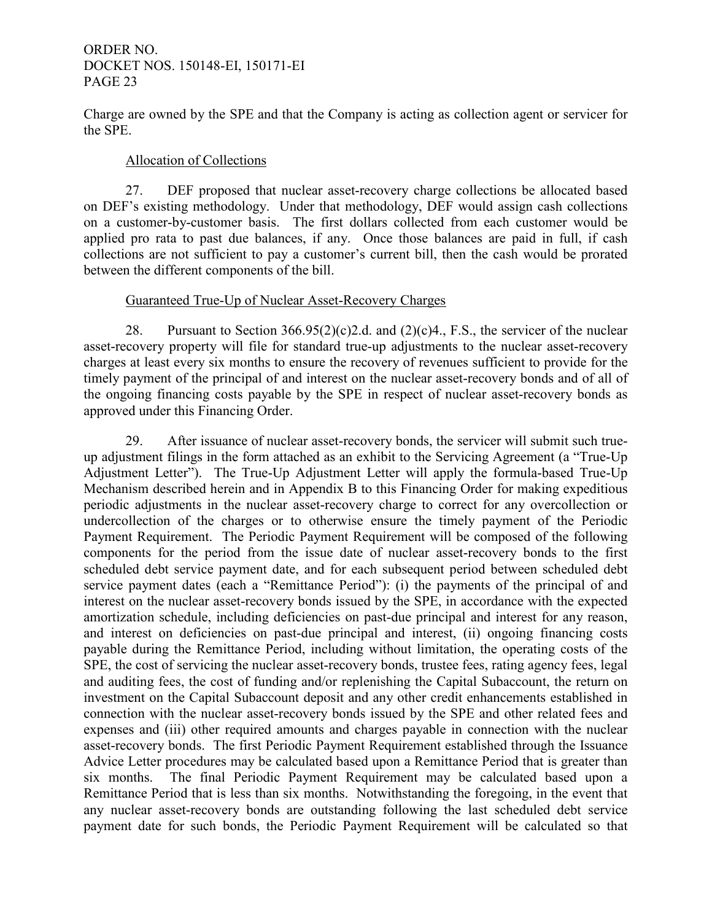Charge are owned by the SPE and that the Company is acting as collection agent or servicer for the SPE.

Allocation of Collections

27. DEF proposed that nuclear asset-recovery charge collections be allocated based on DEF's existing methodology. Under that methodology, DEF would assign cash collections on a customer-by-customer basis. The first dollars collected from each customer would be applied pro rata to past due balances, if any. Once those balances are paid in full, if cash collections are not sufficient to pay a customer's current bill, then the cash would be prorated between the different components of the bill.

Guaranteed True-Up of Nuclear Asset-Recovery Charges

28. Pursuant to Section 366.95(2)(c)2.d. and (2)(c)4., F.S., the servicer of the nuclear asset-recovery property will file for standard true-up adjustments to the nuclear asset-recovery charges at least every six months to ensure the recovery of revenues sufficient to provide for the timely payment of the principal of and interest on the nuclear asset-recovery bonds and of all of the ongoing financing costs payable by the SPE in respect of nuclear asset-recovery bonds as approved under this Financing Order.

29. After issuance of nuclear asset-recovery bonds, the servicer will submit such true-up adjustment filings in the form attached as an exhibit to the Servicing Agreement (a "True-Up Adjustment Letter"). The True-Up Adjustment Letter will apply the formula-based True-Up Mechanism described herein and in Appendix B to this Financing Order for making expeditious periodic adjustments in the nuclear asset-recovery charge to correct for any overcollection or undercollection of the charges or to otherwise ensure the timely payment of the Periodic Payment Requirement. The Periodic Payment Requirement will be composed of the following components for the period from the issue date of nuclear asset-recovery bonds to the first scheduled debt service payment date, and for each subsequent period between scheduled debt service payment dates (each a "Remittance Period"): (i) the payments of the principal of and interest on the nuclear asset-recovery bonds issued by the SPE, in accordance with the expected amortization schedule, including deficiencies on past-due principal and interest for any reason, and interest on deficiencies on past-due principal and interest, (ii) ongoing financing costs payable during the Remittance Period, including without limitation, the operating costs of the SPE, the cost of servicing the nuclear asset-recovery bonds, trustee fees, rating agency fees, legal and auditing fees, the cost of funding and/or replenishing the Capital Subaccount, the return on investment on the Capital Subaccount deposit and any other credit enhancements established in connection with the nuclear asset-recovery bonds issued by the SPE and other related fees and expenses and (iii) other required amounts and charges payable in connection with the nuclear asset-recovery bonds. The first Periodic Payment Requirement established through the Issuance Advice Letter procedures may be calculated based upon a Remittance Period that is greater than six months. The final Periodic Payment Requirement may be calculated based upon a Remittance Period that is less than six months. Notwithstanding the foregoing, in the event that any nuclear asset-recovery bonds are outstanding following the last scheduled debt service payment date for such bonds, the Periodic Payment Requirement will be calculated so that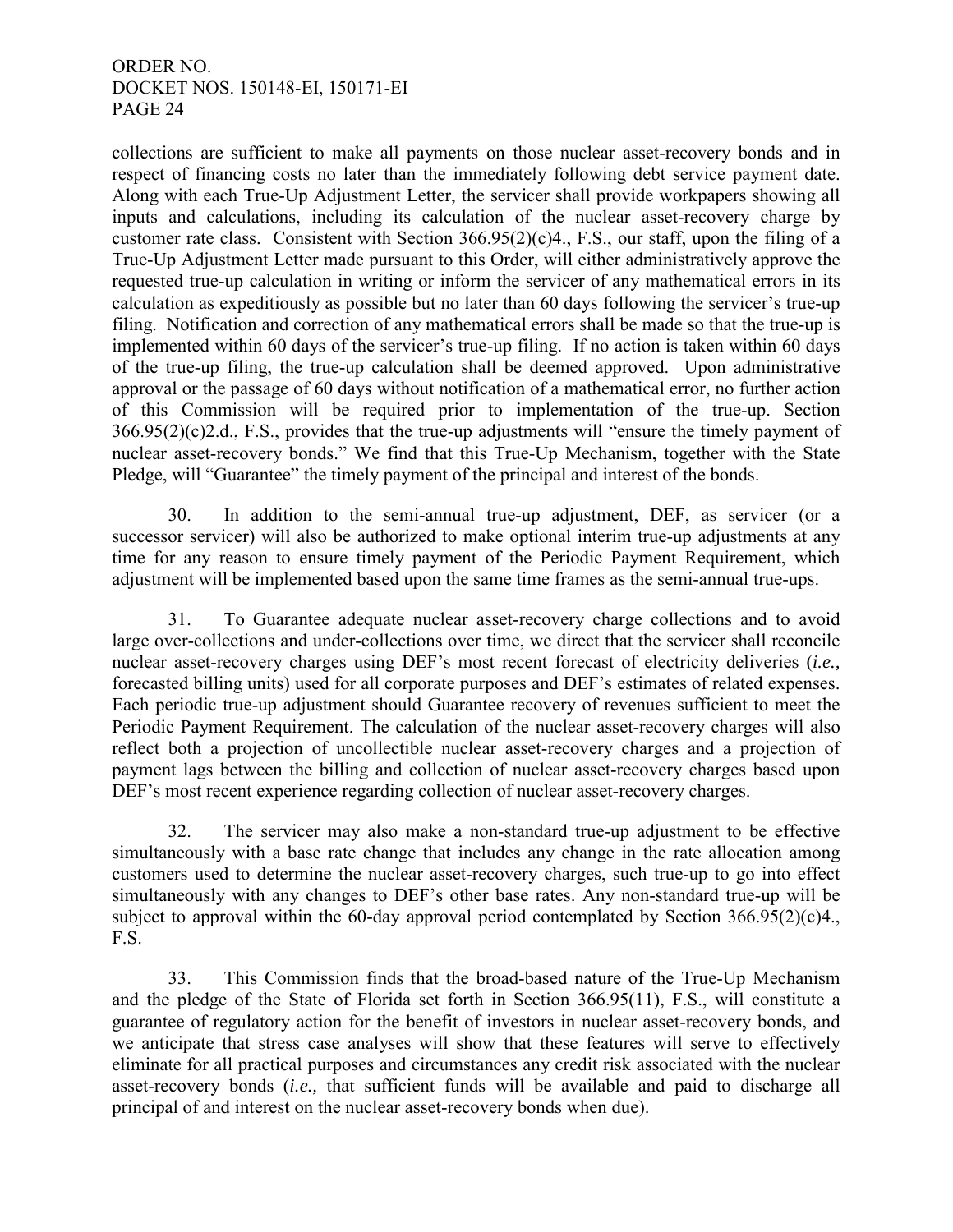collections are sufficient to make all payments on those nuclear asset-recovery bonds and in respect of financing costs no later than the immediately following debt service payment date. Along with each True-Up Adjustment Letter, the servicer shall provide workpapers showing all inputs and calculations, including its calculation of the nuclear asset-recovery charge by customer rate class. Consistent with Section 366.95(2)(c)4., F.S., our staff, upon the filing of a True-Up Adjustment Letter made pursuant to this Order, will either administratively approve the requested true-up calculation in writing or inform the servicer of any mathematical errors in its calculation as expeditiously as possible but no later than 60 days following the servicer's true-up filing. Notification and correction of any mathematical errors shall be made so that the true-up is implemented within 60 days of the servicer's true-up filing. If no action is taken within 60 days of the true-up filing, the true-up calculation shall be deemed approved. Upon administrative approval or the passage of 60 days without notification of a mathematical error, no further action of this Commission will be required prior to implementation of the true-up. Section 366.95(2)(c)2.d., F.S., provides that the true-up adjustments will "ensure the timely payment of nuclear asset-recovery bonds." We find that this True-Up Mechanism, together with the State Pledge, will "Guarantee" the timely payment of the principal and interest of the bonds.

30. In addition to the semi-annual true-up adjustment, DEF, as servicer (or a successor servicer) will also be authorized to make optional interim true-up adjustments at any time for any reason to ensure timely payment of the Periodic Payment Requirement, which adjustment will be implemented based upon the same time frames as the semi-annual true-ups.

31. To Guarantee adequate nuclear asset-recovery charge collections and to avoid large over-collections and under-collections over time, we direct that the servicer shall reconcile nuclear asset-recovery charges using DEF's most recent forecast of electricity deliveries (*i.e.,* forecasted billing units) used for all corporate purposes and DEF's estimates of related expenses. Each periodic true-up adjustment should Guarantee recovery of revenues sufficient to meet the Periodic Payment Requirement. The calculation of the nuclear asset-recovery charges will also reflect both a projection of uncollectible nuclear asset-recovery charges and a projection of payment lags between the billing and collection of nuclear asset-recovery charges based upon DEF's most recent experience regarding collection of nuclear asset-recovery charges.

32. The servicer may also make a non-standard true-up adjustment to be effective simultaneously with a base rate change that includes any change in the rate allocation among customers used to determine the nuclear asset-recovery charges, such true-up to go into effect simultaneously with any changes to DEF's other base rates. Any non-standard true-up will be subject to approval within the 60-day approval period contemplated by Section 366.95(2)(c)4., F.S.

33. This Commission finds that the broad-based nature of the True-Up Mechanism and the pledge of the State of Florida set forth in Section 366.95(11), F.S., will constitute a guarantee of regulatory action for the benefit of investors in nuclear asset-recovery bonds, and we anticipate that stress case analyses will show that these features will serve to effectively eliminate for all practical purposes and circumstances any credit risk associated with the nuclear asset-recovery bonds (*i.e.,* that sufficient funds will be available and paid to discharge all principal of and interest on the nuclear asset-recovery bonds when due).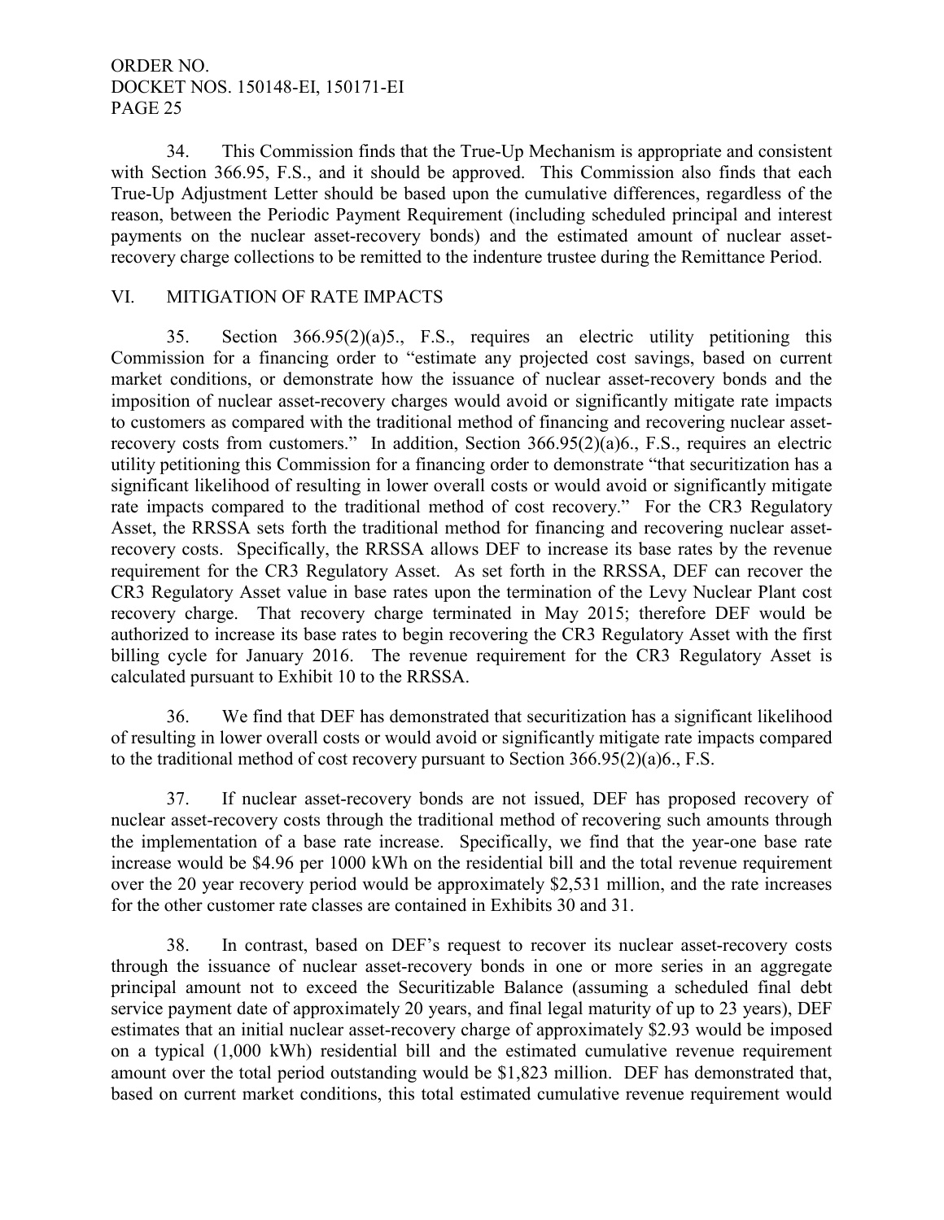34. This Commission finds that the True-Up Mechanism is appropriate and consistent with Section 366.95, F.S., and it should be approved. This Commission also finds that each True-Up Adjustment Letter should be based upon the cumulative differences, regardless of the reason, between the Periodic Payment Requirement (including scheduled principal and interest payments on the nuclear asset-recovery bonds) and the estimated amount of nuclear asset-recovery charge collections to be remitted to the indenture trustee during the Remittance Period.

## VI. MITIGATION OF RATE IMPACTS

35. Section 366.95(2)(a)5., F.S., requires an electric utility petitioning this Commission for a financing order to "estimate any projected cost savings, based on current market conditions, or demonstrate how the issuance of nuclear asset-recovery bonds and the imposition of nuclear asset-recovery charges would avoid or significantly mitigate rate impacts to customers as compared with the traditional method of financing and recovering nuclear asset-recovery costs from customers." In addition, Section 366.95(2)(a)6., F.S., requires an electric utility petitioning this Commission for a financing order to demonstrate "that securitization has a significant likelihood of resulting in lower overall costs or would avoid or significantly mitigate rate impacts compared to the traditional method of cost recovery." For the CR3 Regulatory Asset, the RRSSA sets forth the traditional method for financing and recovering nuclear asset-recovery costs. Specifically, the RRSSA allows DEF to increase its base rates by the revenue requirement for the CR3 Regulatory Asset. As set forth in the RRSSA, DEF can recover the CR3 Regulatory Asset value in base rates upon the termination of the Levy Nuclear Plant cost recovery charge. That recovery charge terminated in May 2015; therefore DEF would be authorized to increase its base rates to begin recovering the CR3 Regulatory Asset with the first billing cycle for January 2016. The revenue requirement for the CR3 Regulatory Asset is calculated pursuant to Exhibit 10 to the RRSSA.

36. We find that DEF has demonstrated that securitization has a significant likelihood of resulting in lower overall costs or would avoid or significantly mitigate rate impacts compared to the traditional method of cost recovery pursuant to Section 366.95(2)(a)6., F.S.

37. If nuclear asset-recovery bonds are not issued, DEF has proposed recovery of nuclear asset-recovery costs through the traditional method of recovering such amounts through the implementation of a base rate increase. Specifically, we find that the year-one base rate increase would be $4.96 per 1000 kWh on the residential bill and the total revenue requirement over the 20 year recovery period would be approximately $2,531 million, and the rate increases for the other customer rate classes are contained in Exhibits 30 and 31.

38. In contrast, based on DEF's request to recover its nuclear asset-recovery costs through the issuance of nuclear asset-recovery bonds in one or more series in an aggregate principal amount not to exceed the Securitizable Balance (assuming a scheduled final debt service payment date of approximately 20 years, and final legal maturity of up to 23 years), DEF estimates that an initial nuclear asset-recovery charge of approximately $2.93 would be imposed on a typical (1,000 kWh) residential bill and the estimated cumulative revenue requirement amount over the total period outstanding would be $1,823 million. DEF has demonstrated that, based on current market conditions, this total estimated cumulative revenue requirement would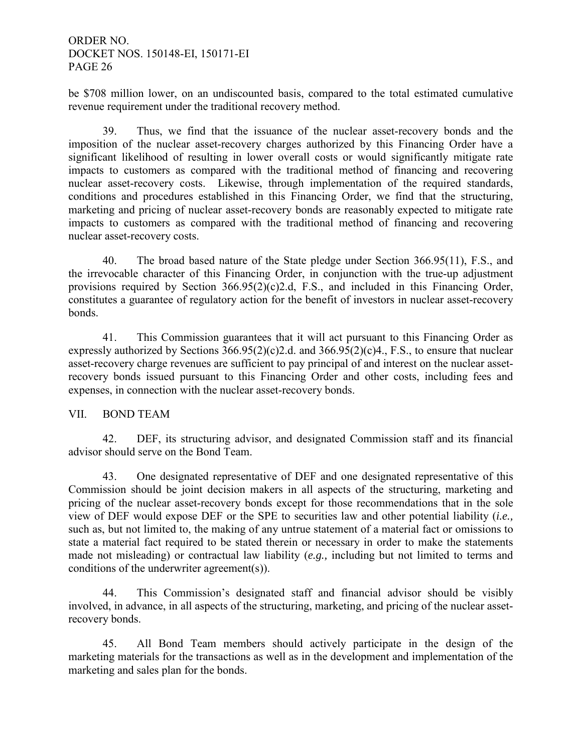be $708 million lower, on an undiscounted basis, compared to the total estimated cumulative revenue requirement under the traditional recovery method.

39. Thus, we find that the issuance of the nuclear asset-recovery bonds and the imposition of the nuclear asset-recovery charges authorized by this Financing Order have a significant likelihood of resulting in lower overall costs or would significantly mitigate rate impacts to customers as compared with the traditional method of financing and recovering nuclear asset-recovery costs. Likewise, through implementation of the required standards, conditions and procedures established in this Financing Order, we find that the structuring, marketing and pricing of nuclear asset-recovery bonds are reasonably expected to mitigate rate impacts to customers as compared with the traditional method of financing and recovering nuclear asset-recovery costs.

40. The broad based nature of the State pledge under Section 366.95(11), F.S., and the irrevocable character of this Financing Order, in conjunction with the true-up adjustment provisions required by Section 366.95(2)(c)2.d, F.S., and included in this Financing Order, constitutes a guarantee of regulatory action for the benefit of investors in nuclear asset-recovery bonds.

41. This Commission guarantees that it will act pursuant to this Financing Order as expressly authorized by Sections 366.95(2)(c)2.d. and 366.95(2)(c)4., F.S., to ensure that nuclear asset-recovery charge revenues are sufficient to pay principal of and interest on the nuclear asset-recovery bonds issued pursuant to this Financing Order and other costs, including fees and expenses, in connection with the nuclear asset-recovery bonds.

## VII. BOND TEAM

42. DEF, its structuring advisor, and designated Commission staff and its financial advisor should serve on the Bond Team.

43. One designated representative of DEF and one designated representative of this Commission should be joint decision makers in all aspects of the structuring, marketing and pricing of the nuclear asset-recovery bonds except for those recommendations that in the sole view of DEF would expose DEF or the SPE to securities law and other potential liability (*i.e.,* such as, but not limited to, the making of any untrue statement of a material fact or omissions to state a material fact required to be stated therein or necessary in order to make the statements made not misleading) or contractual law liability (*e.g.,* including but not limited to terms and conditions of the underwriter agreement(s)).

44. This Commission's designated staff and financial advisor should be visibly involved, in advance, in all aspects of the structuring, marketing, and pricing of the nuclear asset-recovery bonds.

45. All Bond Team members should actively participate in the design of the marketing materials for the transactions as well as in the development and implementation of the marketing and sales plan for the bonds.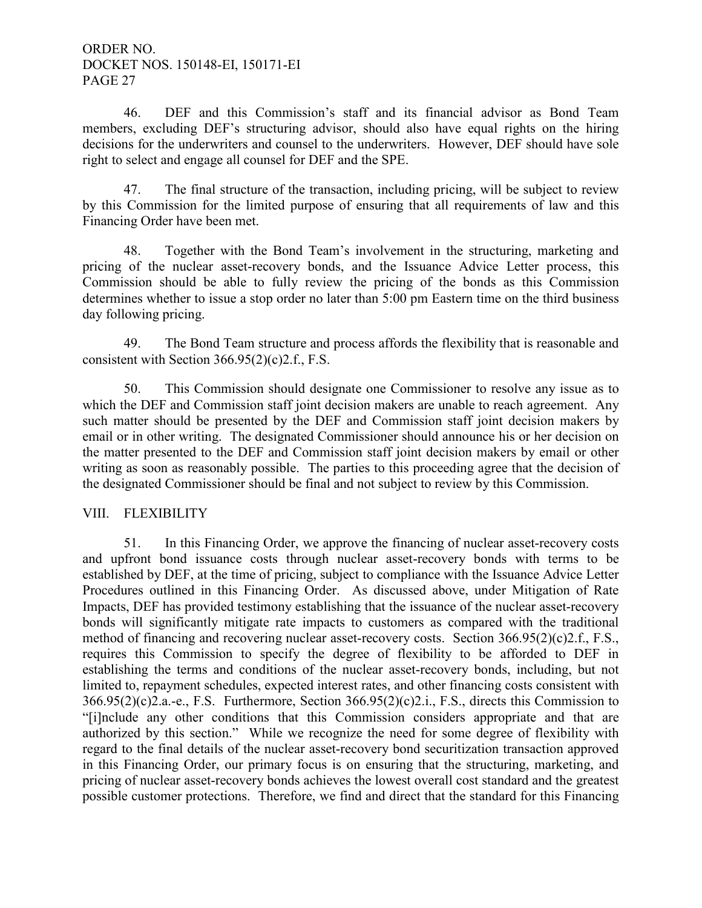46. DEF and this Commission's staff and its financial advisor as Bond Team members, excluding DEF's structuring advisor, should also have equal rights on the hiring decisions for the underwriters and counsel to the underwriters. However, DEF should have sole right to select and engage all counsel for DEF and the SPE.

47. The final structure of the transaction, including pricing, will be subject to review by this Commission for the limited purpose of ensuring that all requirements of law and this Financing Order have been met.

48. Together with the Bond Team's involvement in the structuring, marketing and pricing of the nuclear asset-recovery bonds, and the Issuance Advice Letter process, this Commission should be able to fully review the pricing of the bonds as this Commission determines whether to issue a stop order no later than 5:00 pm Eastern time on the third business day following pricing.

49. The Bond Team structure and process affords the flexibility that is reasonable and consistent with Section 366.95(2)(c)2.f., F.S.

50. This Commission should designate one Commissioner to resolve any issue as to which the DEF and Commission staff joint decision makers are unable to reach agreement. Any such matter should be presented by the DEF and Commission staff joint decision makers by email or in other writing. The designated Commissioner should announce his or her decision on the matter presented to the DEF and Commission staff joint decision makers by email or other writing as soon as reasonably possible. The parties to this proceeding agree that the decision of the designated Commissioner should be final and not subject to review by this Commission.

## VIII. FLEXIBILITY

51. In this Financing Order, we approve the financing of nuclear asset-recovery costs and upfront bond issuance costs through nuclear asset-recovery bonds with terms to be established by DEF, at the time of pricing, subject to compliance with the Issuance Advice Letter Procedures outlined in this Financing Order. As discussed above, under Mitigation of Rate Impacts, DEF has provided testimony establishing that the issuance of the nuclear asset-recovery bonds will significantly mitigate rate impacts to customers as compared with the traditional method of financing and recovering nuclear asset-recovery costs. Section 366.95(2)(c)2.f., F.S., requires this Commission to specify the degree of flexibility to be afforded to DEF in establishing the terms and conditions of the nuclear asset-recovery bonds, including, but not limited to, repayment schedules, expected interest rates, and other financing costs consistent with 366.95(2)(c)2.a.-e., F.S. Furthermore, Section 366.95(2)(c)2.i., F.S., directs this Commission to "[i]nclude any other conditions that this Commission considers appropriate and that are authorized by this section." While we recognize the need for some degree of flexibility with regard to the final details of the nuclear asset-recovery bond securitization transaction approved in this Financing Order, our primary focus is on ensuring that the structuring, marketing, and pricing of nuclear asset-recovery bonds achieves the lowest overall cost standard and the greatest possible customer protections. Therefore, we find and direct that the standard for this Financing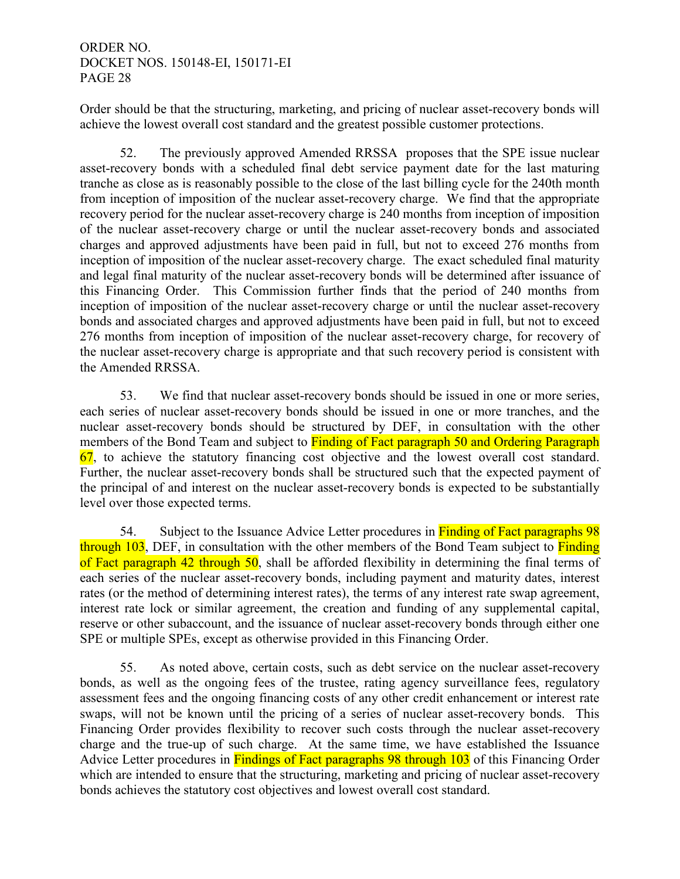Order should be that the structuring, marketing, and pricing of nuclear asset-recovery bonds will achieve the lowest overall cost standard and the greatest possible customer protections.

52. The previously approved Amended RRSSA proposes that the SPE issue nuclear asset-recovery bonds with a scheduled final debt service payment date for the last maturing tranche as close as is reasonably possible to the close of the last billing cycle for the 240th month from inception of imposition of the nuclear asset-recovery charge. We find that the appropriate recovery period for the nuclear asset-recovery charge is 240 months from inception of imposition of the nuclear asset-recovery charge or until the nuclear asset-recovery bonds and associated charges and approved adjustments have been paid in full, but not to exceed 276 months from inception of imposition of the nuclear asset-recovery charge. The exact scheduled final maturity and legal final maturity of the nuclear asset-recovery bonds will be determined after issuance of this Financing Order. This Commission further finds that the period of 240 months from inception of imposition of the nuclear asset-recovery charge or until the nuclear asset-recovery bonds and associated charges and approved adjustments have been paid in full, but not to exceed 276 months from inception of imposition of the nuclear asset-recovery charge, for recovery of the nuclear asset-recovery charge is appropriate and that such recovery period is consistent with the Amended RRSSA.

53. We find that nuclear asset-recovery bonds should be issued in one or more series, each series of nuclear asset-recovery bonds should be issued in one or more tranches, and the nuclear asset-recovery bonds should be structured by DEF, in consultation with the other members of the Bond Team and subject to Finding of Fact paragraph 50 and Ordering Paragraph 67, to achieve the statutory financing cost objective and the lowest overall cost standard. Further, the nuclear asset-recovery bonds shall be structured such that the expected payment of the principal of and interest on the nuclear asset-recovery bonds is expected to be substantially level over those expected terms.

54. Subject to the Issuance Advice Letter procedures in Finding of Fact paragraphs 98 through 103, DEF, in consultation with the other members of the Bond Team subject to Finding of Fact paragraph 42 through 50, shall be afforded flexibility in determining the final terms of each series of the nuclear asset-recovery bonds, including payment and maturity dates, interest rates (or the method of determining interest rates), the terms of any interest rate swap agreement, interest rate lock or similar agreement, the creation and funding of any supplemental capital, reserve or other subaccount, and the issuance of nuclear asset-recovery bonds through either one SPE or multiple SPEs, except as otherwise provided in this Financing Order.

55. As noted above, certain costs, such as debt service on the nuclear asset-recovery bonds, as well as the ongoing fees of the trustee, rating agency surveillance fees, regulatory assessment fees and the ongoing financing costs of any other credit enhancement or interest rate swaps, will not be known until the pricing of a series of nuclear asset-recovery bonds. This Financing Order provides flexibility to recover such costs through the nuclear asset-recovery charge and the true-up of such charge. At the same time, we have established the Issuance Advice Letter procedures in Findings of Fact paragraphs 98 through 103 of this Financing Order which are intended to ensure that the structuring, marketing and pricing of nuclear asset-recovery bonds achieves the statutory cost objectives and lowest overall cost standard.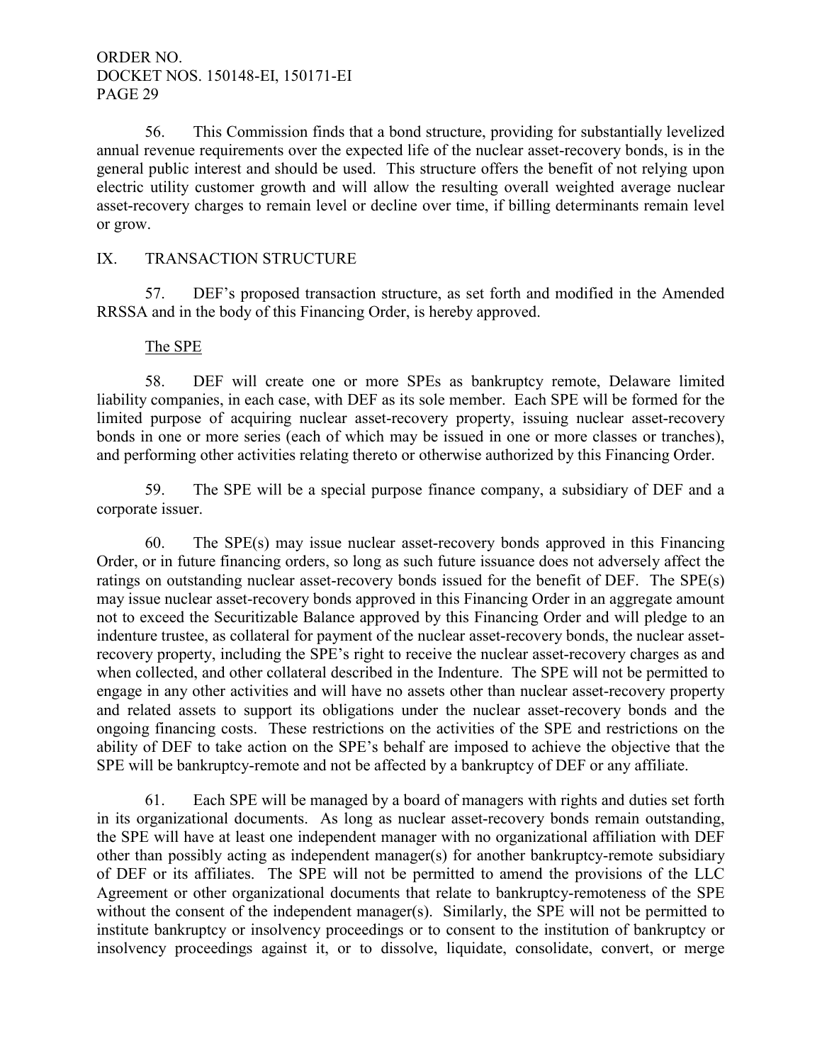56. This Commission finds that a bond structure, providing for substantially levelized annual revenue requirements over the expected life of the nuclear asset-recovery bonds, is in the general public interest and should be used. This structure offers the benefit of not relying upon electric utility customer growth and will allow the resulting overall weighted average nuclear asset-recovery charges to remain level or decline over time, if billing determinants remain level or grow.

## IX. TRANSACTION STRUCTURE

57. DEF's proposed transaction structure, as set forth and modified in the Amended RRSSA and in the body of this Financing Order, is hereby approved.

### The SPE

58. DEF will create one or more SPEs as bankruptcy remote, Delaware limited liability companies, in each case, with DEF as its sole member. Each SPE will be formed for the limited purpose of acquiring nuclear asset-recovery property, issuing nuclear asset-recovery bonds in one or more series (each of which may be issued in one or more classes or tranches), and performing other activities relating thereto or otherwise authorized by this Financing Order.

59. The SPE will be a special purpose finance company, a subsidiary of DEF and a corporate issuer.

60. The SPE(s) may issue nuclear asset-recovery bonds approved in this Financing Order, or in future financing orders, so long as such future issuance does not adversely affect the ratings on outstanding nuclear asset-recovery bonds issued for the benefit of DEF. The SPE(s) may issue nuclear asset-recovery bonds approved in this Financing Order in an aggregate amount not to exceed the Securitizable Balance approved by this Financing Order and will pledge to an indenture trustee, as collateral for payment of the nuclear asset-recovery bonds, the nuclear asset-recovery property, including the SPE's right to receive the nuclear asset-recovery charges as and when collected, and other collateral described in the Indenture. The SPE will not be permitted to engage in any other activities and will have no assets other than nuclear asset-recovery property and related assets to support its obligations under the nuclear asset-recovery bonds and the ongoing financing costs. These restrictions on the activities of the SPE and restrictions on the ability of DEF to take action on the SPE's behalf are imposed to achieve the objective that the SPE will be bankruptcy-remote and not be affected by a bankruptcy of DEF or any affiliate.

61. Each SPE will be managed by a board of managers with rights and duties set forth in its organizational documents. As long as nuclear asset-recovery bonds remain outstanding, the SPE will have at least one independent manager with no organizational affiliation with DEF other than possibly acting as independent manager(s) for another bankruptcy-remote subsidiary of DEF or its affiliates. The SPE will not be permitted to amend the provisions of the LLC Agreement or other organizational documents that relate to bankruptcy-remoteness of the SPE without the consent of the independent manager(s). Similarly, the SPE will not be permitted to institute bankruptcy or insolvency proceedings or to consent to the institution of bankruptcy or insolvency proceedings against it, or to dissolve, liquidate, consolidate, convert, or merge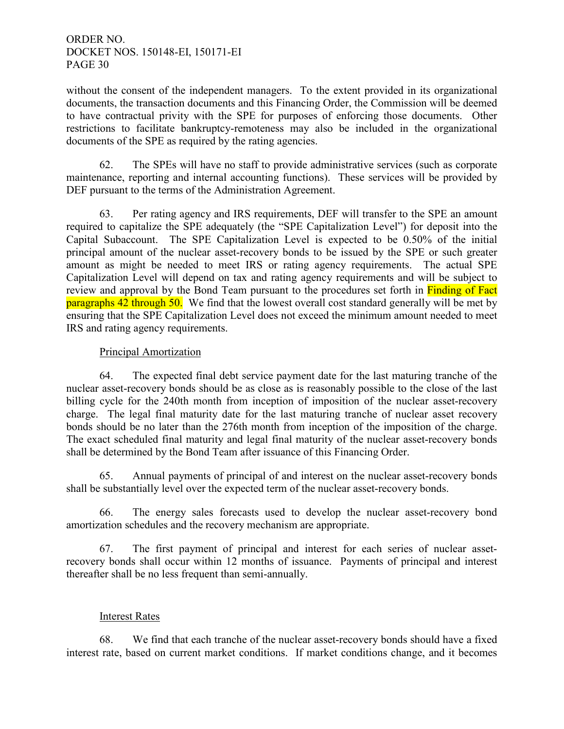without the consent of the independent managers. To the extent provided in its organizational documents, the transaction documents and this Financing Order, the Commission will be deemed to have contractual privity with the SPE for purposes of enforcing those documents. Other restrictions to facilitate bankruptcy-remoteness may also be included in the organizational documents of the SPE as required by the rating agencies.

62. The SPEs will have no staff to provide administrative services (such as corporate maintenance, reporting and internal accounting functions). These services will be provided by DEF pursuant to the terms of the Administration Agreement.

63. Per rating agency and IRS requirements, DEF will transfer to the SPE an amount required to capitalize the SPE adequately (the "SPE Capitalization Level") for deposit into the Capital Subaccount. The SPE Capitalization Level is expected to be 0.50% of the initial principal amount of the nuclear asset-recovery bonds to be issued by the SPE or such greater amount as might be needed to meet IRS or rating agency requirements. The actual SPE Capitalization Level will depend on tax and rating agency requirements and will be subject to review and approval by the Bond Team pursuant to the procedures set forth in Finding of Fact paragraphs 42 through 50. We find that the lowest overall cost standard generally will be met by ensuring that the SPE Capitalization Level does not exceed the minimum amount needed to meet IRS and rating agency requirements.

Principal Amortization

64. The expected final debt service payment date for the last maturing tranche of the nuclear asset-recovery bonds should be as close as is reasonably possible to the close of the last billing cycle for the 240th month from inception of imposition of the nuclear asset-recovery charge. The legal final maturity date for the last maturing tranche of nuclear asset recovery bonds should be no later than the 276th month from inception of the imposition of the charge. The exact scheduled final maturity and legal final maturity of the nuclear asset-recovery bonds shall be determined by the Bond Team after issuance of this Financing Order.

65. Annual payments of principal of and interest on the nuclear asset-recovery bonds shall be substantially level over the expected term of the nuclear asset-recovery bonds.

66. The energy sales forecasts used to develop the nuclear asset-recovery bond amortization schedules and the recovery mechanism are appropriate.

67. The first payment of principal and interest for each series of nuclear asset-recovery bonds shall occur within 12 months of issuance. Payments of principal and interest thereafter shall be no less frequent than semi-annually.

Interest Rates

68. We find that each tranche of the nuclear asset-recovery bonds should have a fixed interest rate, based on current market conditions. If market conditions change, and it becomes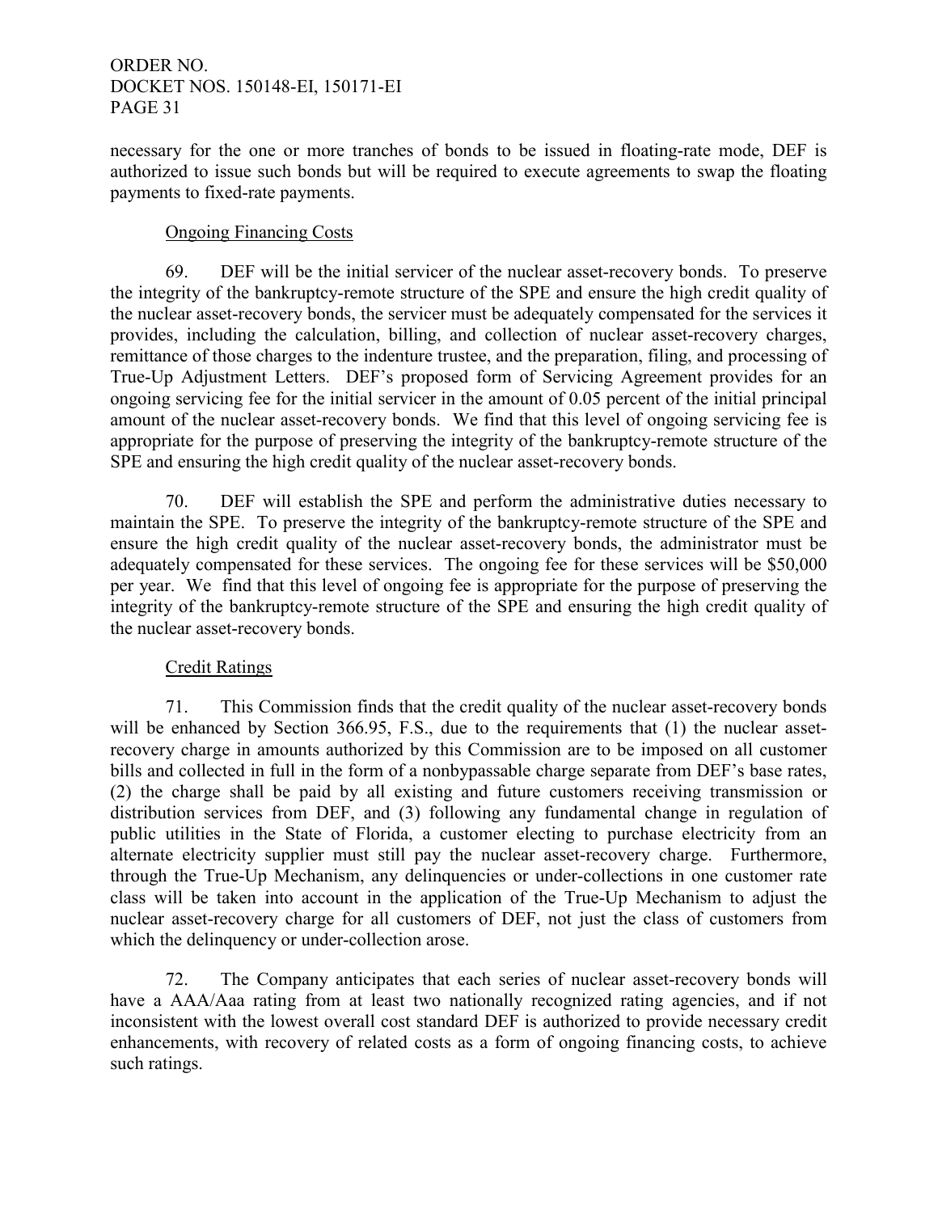necessary for the one or more tranches of bonds to be issued in floating-rate mode, DEF is authorized to issue such bonds but will be required to execute agreements to swap the floating payments to fixed-rate payments.

Ongoing Financing Costs

69. DEF will be the initial servicer of the nuclear asset-recovery bonds. To preserve the integrity of the bankruptcy-remote structure of the SPE and ensure the high credit quality of the nuclear asset-recovery bonds, the servicer must be adequately compensated for the services it provides, including the calculation, billing, and collection of nuclear asset-recovery charges, remittance of those charges to the indenture trustee, and the preparation, filing, and processing of True-Up Adjustment Letters. DEF's proposed form of Servicing Agreement provides for an ongoing servicing fee for the initial servicer in the amount of 0.05 percent of the initial principal amount of the nuclear asset-recovery bonds. We find that this level of ongoing servicing fee is appropriate for the purpose of preserving the integrity of the bankruptcy-remote structure of the SPE and ensuring the high credit quality of the nuclear asset-recovery bonds.

70. DEF will establish the SPE and perform the administrative duties necessary to maintain the SPE. To preserve the integrity of the bankruptcy-remote structure of the SPE and ensure the high credit quality of the nuclear asset-recovery bonds, the administrator must be adequately compensated for these services. The ongoing fee for these services will be $50,000 per year. We find that this level of ongoing fee is appropriate for the purpose of preserving the integrity of the bankruptcy-remote structure of the SPE and ensuring the high credit quality of the nuclear asset-recovery bonds.

Credit Ratings

71. This Commission finds that the credit quality of the nuclear asset-recovery bonds will be enhanced by Section 366.95, F.S., due to the requirements that (1) the nuclear asset-recovery charge in amounts authorized by this Commission are to be imposed on all customer bills and collected in full in the form of a nonbypassable charge separate from DEF's base rates, (2) the charge shall be paid by all existing and future customers receiving transmission or distribution services from DEF, and (3) following any fundamental change in regulation of public utilities in the State of Florida, a customer electing to purchase electricity from an alternate electricity supplier must still pay the nuclear asset-recovery charge. Furthermore, through the True-Up Mechanism, any delinquencies or under-collections in one customer rate class will be taken into account in the application of the True-Up Mechanism to adjust the nuclear asset-recovery charge for all customers of DEF, not just the class of customers from which the delinquency or under-collection arose.

72. The Company anticipates that each series of nuclear asset-recovery bonds will have a AAA/Aaa rating from at least two nationally recognized rating agencies, and if not inconsistent with the lowest overall cost standard DEF is authorized to provide necessary credit enhancements, with recovery of related costs as a form of ongoing financing costs, to achieve such ratings.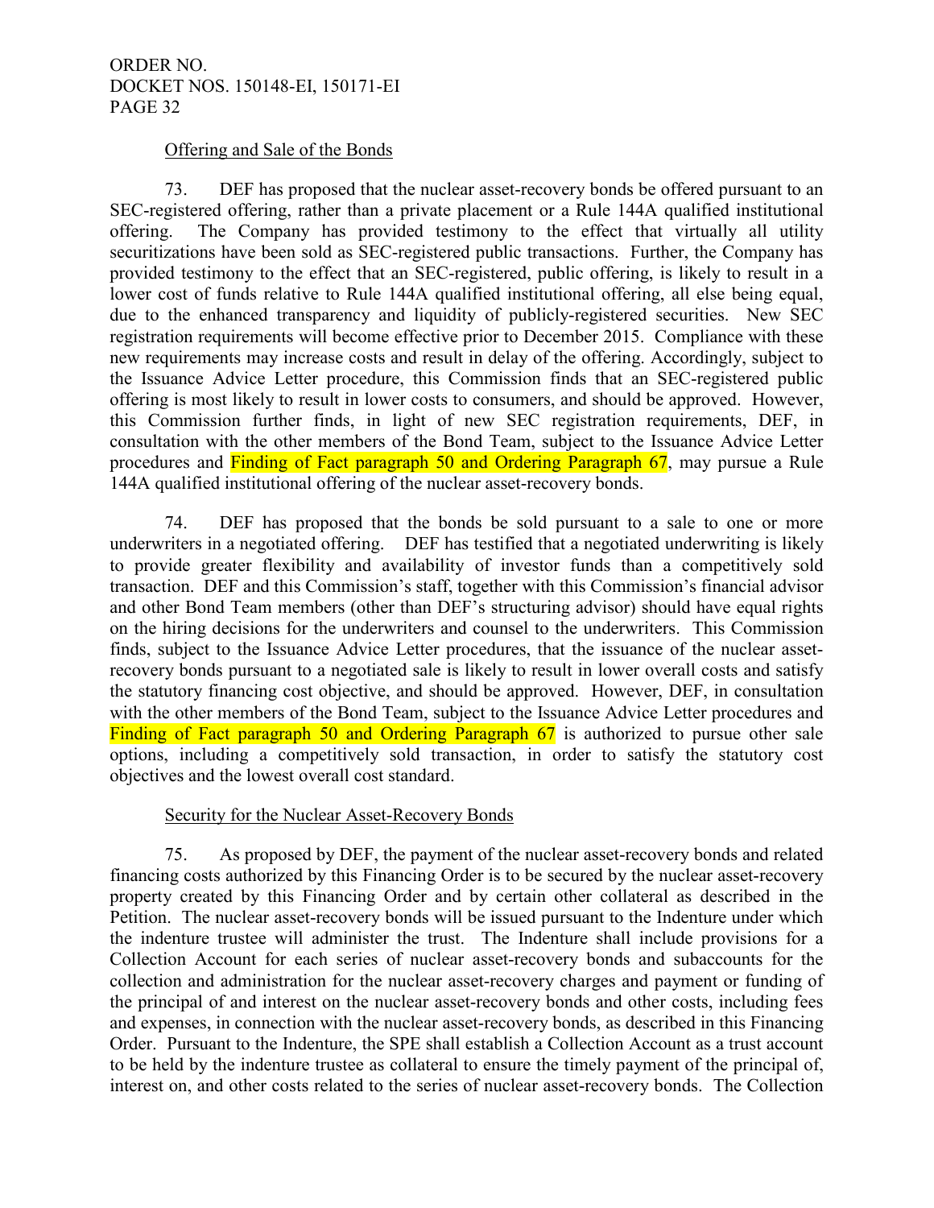Offering and Sale of the Bonds

73. DEF has proposed that the nuclear asset-recovery bonds be offered pursuant to an SEC-registered offering, rather than a private placement or a Rule 144A qualified institutional offering. The Company has provided testimony to the effect that virtually all utility securitizations have been sold as SEC-registered public transactions. Further, the Company has provided testimony to the effect that an SEC-registered, public offering, is likely to result in a lower cost of funds relative to Rule 144A qualified institutional offering, all else being equal, due to the enhanced transparency and liquidity of publicly-registered securities. New SEC registration requirements will become effective prior to December 2015. Compliance with these new requirements may increase costs and result in delay of the offering. Accordingly, subject to the Issuance Advice Letter procedure, this Commission finds that an SEC-registered public offering is most likely to result in lower costs to consumers, and should be approved. However, this Commission further finds, in light of new SEC registration requirements, DEF, in consultation with the other members of the Bond Team, subject to the Issuance Advice Letter procedures and Finding of Fact paragraph 50 and Ordering Paragraph 67, may pursue a Rule 144A qualified institutional offering of the nuclear asset-recovery bonds.

74. DEF has proposed that the bonds be sold pursuant to a sale to one or more underwriters in a negotiated offering. DEF has testified that a negotiated underwriting is likely to provide greater flexibility and availability of investor funds than a competitively sold transaction. DEF and this Commission's staff, together with this Commission's financial advisor and other Bond Team members (other than DEF's structuring advisor) should have equal rights on the hiring decisions for the underwriters and counsel to the underwriters. This Commission finds, subject to the Issuance Advice Letter procedures, that the issuance of the nuclear asset-recovery bonds pursuant to a negotiated sale is likely to result in lower overall costs and satisfy the statutory financing cost objective, and should be approved. However, DEF, in consultation with the other members of the Bond Team, subject to the Issuance Advice Letter procedures and Finding of Fact paragraph 50 and Ordering Paragraph 67 is authorized to pursue other sale options, including a competitively sold transaction, in order to satisfy the statutory cost objectives and the lowest overall cost standard.

Security for the Nuclear Asset-Recovery Bonds

75. As proposed by DEF, the payment of the nuclear asset-recovery bonds and related financing costs authorized by this Financing Order is to be secured by the nuclear asset-recovery property created by this Financing Order and by certain other collateral as described in the Petition. The nuclear asset-recovery bonds will be issued pursuant to the Indenture under which the indenture trustee will administer the trust. The Indenture shall include provisions for a Collection Account for each series of nuclear asset-recovery bonds and subaccounts for the collection and administration for the nuclear asset-recovery charges and payment or funding of the principal of and interest on the nuclear asset-recovery bonds and other costs, including fees and expenses, in connection with the nuclear asset-recovery bonds, as described in this Financing Order. Pursuant to the Indenture, the SPE shall establish a Collection Account as a trust account to be held by the indenture trustee as collateral to ensure the timely payment of the principal of, interest on, and other costs related to the series of nuclear asset-recovery bonds. The Collection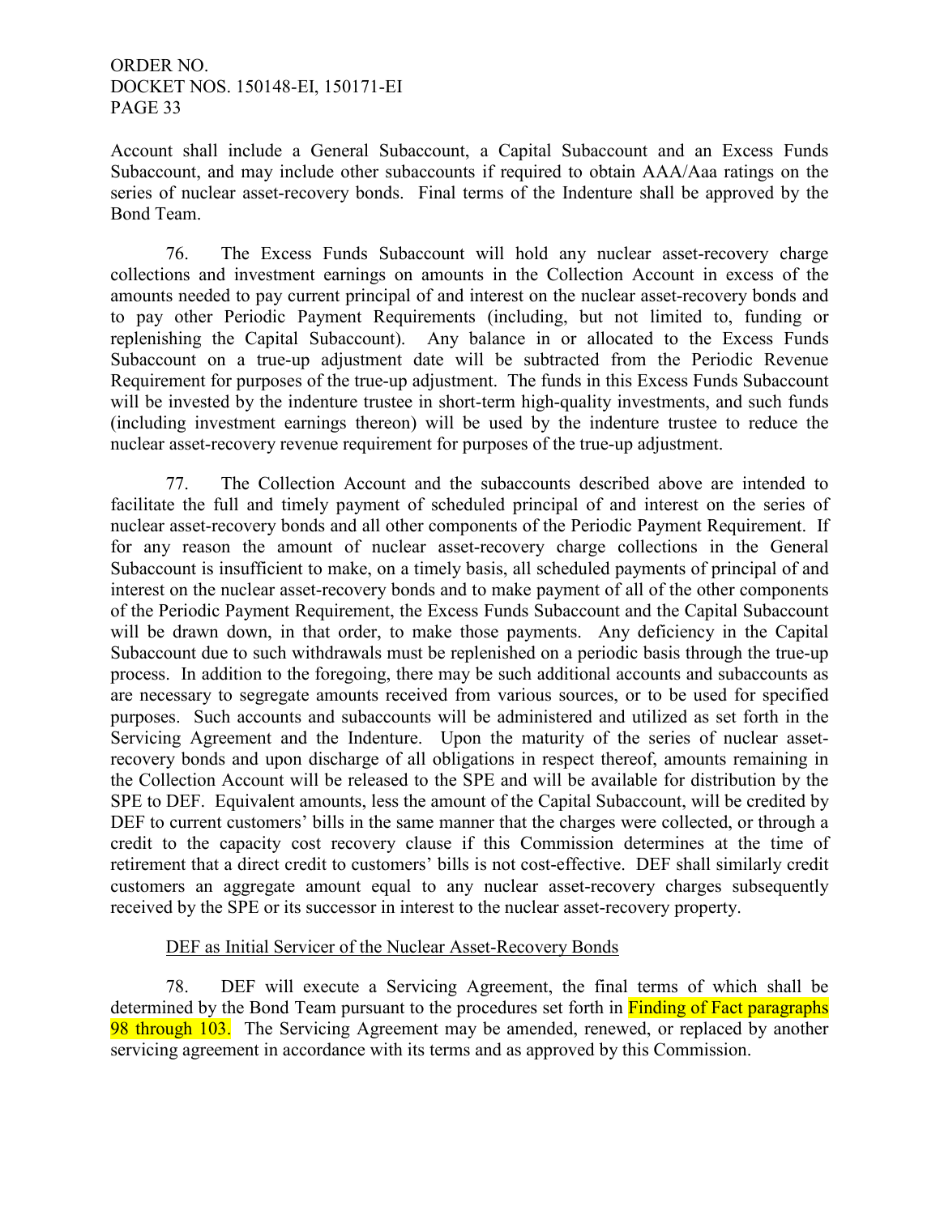Account shall include a General Subaccount, a Capital Subaccount and an Excess Funds Subaccount, and may include other subaccounts if required to obtain AAA/Aaa ratings on the series of nuclear asset-recovery bonds. Final terms of the Indenture shall be approved by the Bond Team.

76. The Excess Funds Subaccount will hold any nuclear asset-recovery charge collections and investment earnings on amounts in the Collection Account in excess of the amounts needed to pay current principal of and interest on the nuclear asset-recovery bonds and to pay other Periodic Payment Requirements (including, but not limited to, funding or replenishing the Capital Subaccount). Any balance in or allocated to the Excess Funds Subaccount on a true-up adjustment date will be subtracted from the Periodic Revenue Requirement for purposes of the true-up adjustment. The funds in this Excess Funds Subaccount will be invested by the indenture trustee in short-term high-quality investments, and such funds (including investment earnings thereon) will be used by the indenture trustee to reduce the nuclear asset-recovery revenue requirement for purposes of the true-up adjustment.

77. The Collection Account and the subaccounts described above are intended to facilitate the full and timely payment of scheduled principal of and interest on the series of nuclear asset-recovery bonds and all other components of the Periodic Payment Requirement. If for any reason the amount of nuclear asset-recovery charge collections in the General Subaccount is insufficient to make, on a timely basis, all scheduled payments of principal of and interest on the nuclear asset-recovery bonds and to make payment of all of the other components of the Periodic Payment Requirement, the Excess Funds Subaccount and the Capital Subaccount will be drawn down, in that order, to make those payments. Any deficiency in the Capital Subaccount due to such withdrawals must be replenished on a periodic basis through the true-up process. In addition to the foregoing, there may be such additional accounts and subaccounts as are necessary to segregate amounts received from various sources, or to be used for specified purposes. Such accounts and subaccounts will be administered and utilized as set forth in the Servicing Agreement and the Indenture. Upon the maturity of the series of nuclear asset-recovery bonds and upon discharge of all obligations in respect thereof, amounts remaining in the Collection Account will be released to the SPE and will be available for distribution by the SPE to DEF. Equivalent amounts, less the amount of the Capital Subaccount, will be credited by DEF to current customers' bills in the same manner that the charges were collected, or through a credit to the capacity cost recovery clause if this Commission determines at the time of retirement that a direct credit to customers' bills is not cost-effective. DEF shall similarly credit customers an aggregate amount equal to any nuclear asset-recovery charges subsequently received by the SPE or its successor in interest to the nuclear asset-recovery property.

DEF as Initial Servicer of the Nuclear Asset-Recovery Bonds

78. DEF will execute a Servicing Agreement, the final terms of which shall be determined by the Bond Team pursuant to the procedures set forth in Finding of Fact paragraphs 98 through 103. The Servicing Agreement may be amended, renewed, or replaced by another servicing agreement in accordance with its terms and as approved by this Commission.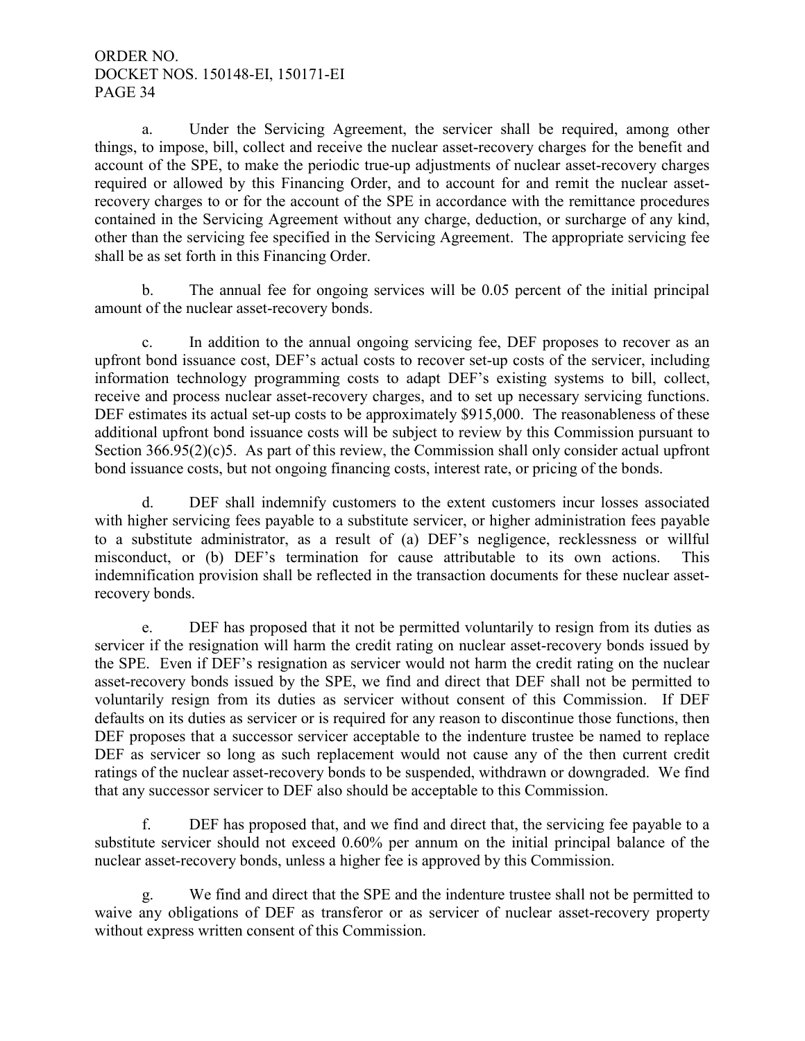a. Under the Servicing Agreement, the servicer shall be required, among other things, to impose, bill, collect and receive the nuclear asset-recovery charges for the benefit and account of the SPE, to make the periodic true-up adjustments of nuclear asset-recovery charges required or allowed by this Financing Order, and to account for and remit the nuclear asset-recovery charges to or for the account of the SPE in accordance with the remittance procedures contained in the Servicing Agreement without any charge, deduction, or surcharge of any kind, other than the servicing fee specified in the Servicing Agreement. The appropriate servicing fee shall be as set forth in this Financing Order.

b. The annual fee for ongoing services will be 0.05 percent of the initial principal amount of the nuclear asset-recovery bonds.

c. In addition to the annual ongoing servicing fee, DEF proposes to recover as an upfront bond issuance cost, DEF's actual costs to recover set-up costs of the servicer, including information technology programming costs to adapt DEF's existing systems to bill, collect, receive and process nuclear asset-recovery charges, and to set up necessary servicing functions. DEF estimates its actual set-up costs to be approximately $915,000. The reasonableness of these additional upfront bond issuance costs will be subject to review by this Commission pursuant to Section 366.95(2)(c)5. As part of this review, the Commission shall only consider actual upfront bond issuance costs, but not ongoing financing costs, interest rate, or pricing of the bonds.

d. DEF shall indemnify customers to the extent customers incur losses associated with higher servicing fees payable to a substitute servicer, or higher administration fees payable to a substitute administrator, as a result of (a) DEF's negligence, recklessness or willful misconduct, or (b) DEF's termination for cause attributable to its own actions. This indemnification provision shall be reflected in the transaction documents for these nuclear asset-recovery bonds.

e. DEF has proposed that it not be permitted voluntarily to resign from its duties as servicer if the resignation will harm the credit rating on nuclear asset-recovery bonds issued by the SPE. Even if DEF's resignation as servicer would not harm the credit rating on the nuclear asset-recovery bonds issued by the SPE, we find and direct that DEF shall not be permitted to voluntarily resign from its duties as servicer without consent of this Commission. If DEF defaults on its duties as servicer or is required for any reason to discontinue those functions, then DEF proposes that a successor servicer acceptable to the indenture trustee be named to replace DEF as servicer so long as such replacement would not cause any of the then current credit ratings of the nuclear asset-recovery bonds to be suspended, withdrawn or downgraded. We find that any successor servicer to DEF also should be acceptable to this Commission.

f. DEF has proposed that, and we find and direct that, the servicing fee payable to a substitute servicer should not exceed 0.60% per annum on the initial principal balance of the nuclear asset-recovery bonds, unless a higher fee is approved by this Commission.

g. We find and direct that the SPE and the indenture trustee shall not be permitted to waive any obligations of DEF as transferor or as servicer of nuclear asset-recovery property without express written consent of this Commission.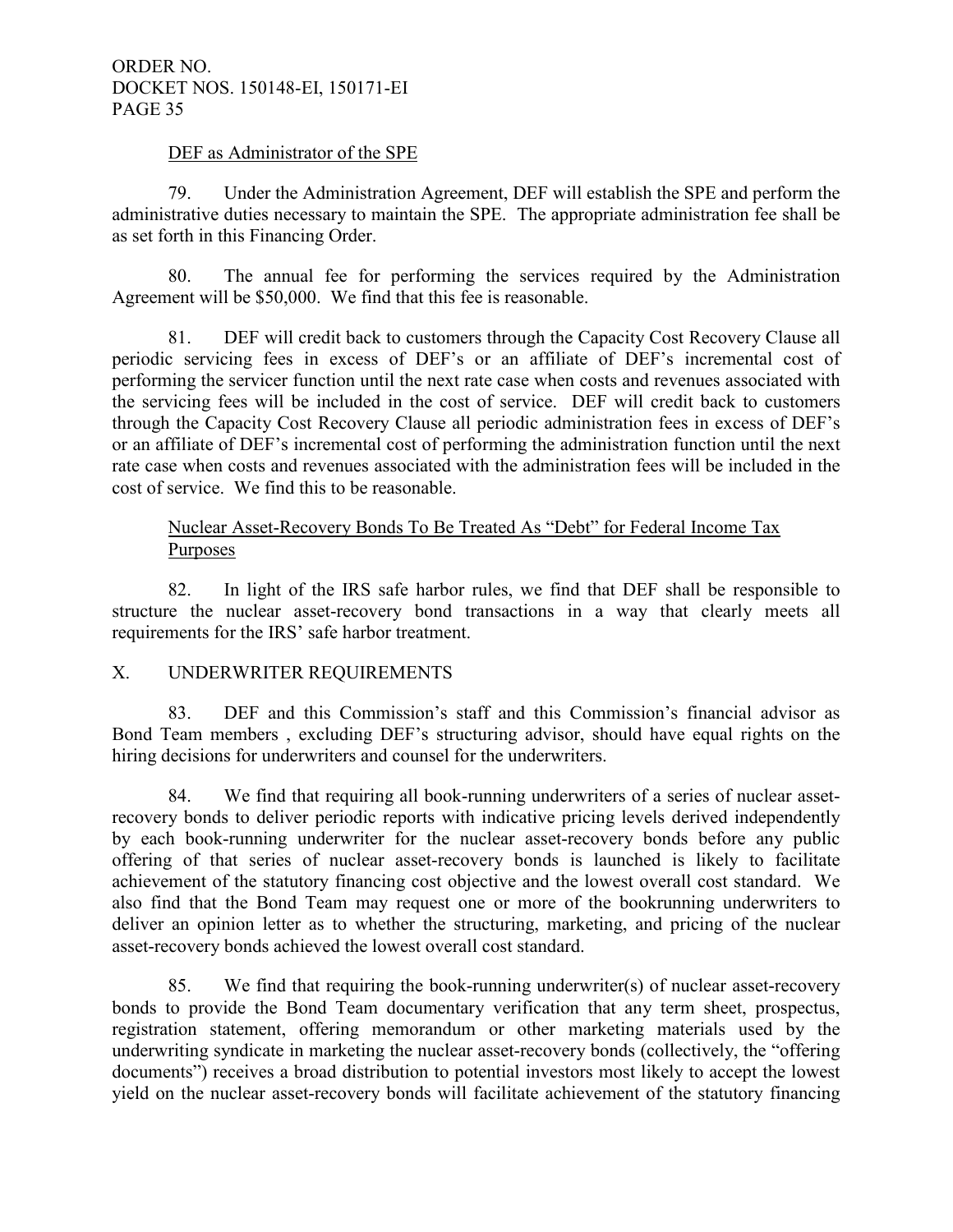DEF as Administrator of the SPE

79. Under the Administration Agreement, DEF will establish the SPE and perform the administrative duties necessary to maintain the SPE. The appropriate administration fee shall be as set forth in this Financing Order.

80. The annual fee for performing the services required by the Administration Agreement will be $50,000. We find that this fee is reasonable.

81. DEF will credit back to customers through the Capacity Cost Recovery Clause all periodic servicing fees in excess of DEF's or an affiliate of DEF's incremental cost of performing the servicer function until the next rate case when costs and revenues associated with the servicing fees will be included in the cost of service. DEF will credit back to customers through the Capacity Cost Recovery Clause all periodic administration fees in excess of DEF's or an affiliate of DEF's incremental cost of performing the administration function until the next rate case when costs and revenues associated with the administration fees will be included in the cost of service. We find this to be reasonable.

Nuclear Asset-Recovery Bonds To Be Treated As "Debt" for Federal Income Tax Purposes

82. In light of the IRS safe harbor rules, we find that DEF shall be responsible to structure the nuclear asset-recovery bond transactions in a way that clearly meets all requirements for the IRS' safe harbor treatment.

## X. UNDERWRITER REQUIREMENTS

83. DEF and this Commission's staff and this Commission's financial advisor as Bond Team members , excluding DEF's structuring advisor, should have equal rights on the hiring decisions for underwriters and counsel for the underwriters.

84. We find that requiring all book-running underwriters of a series of nuclear asset-recovery bonds to deliver periodic reports with indicative pricing levels derived independently by each book-running underwriter for the nuclear asset-recovery bonds before any public offering of that series of nuclear asset-recovery bonds is launched is likely to facilitate achievement of the statutory financing cost objective and the lowest overall cost standard. We also find that the Bond Team may request one or more of the bookrunning underwriters to deliver an opinion letter as to whether the structuring, marketing, and pricing of the nuclear asset-recovery bonds achieved the lowest overall cost standard.

85. We find that requiring the book-running underwriter(s) of nuclear asset-recovery bonds to provide the Bond Team documentary verification that any term sheet, prospectus, registration statement, offering memorandum or other marketing materials used by the underwriting syndicate in marketing the nuclear asset-recovery bonds (collectively, the "offering documents") receives a broad distribution to potential investors most likely to accept the lowest yield on the nuclear asset-recovery bonds will facilitate achievement of the statutory financing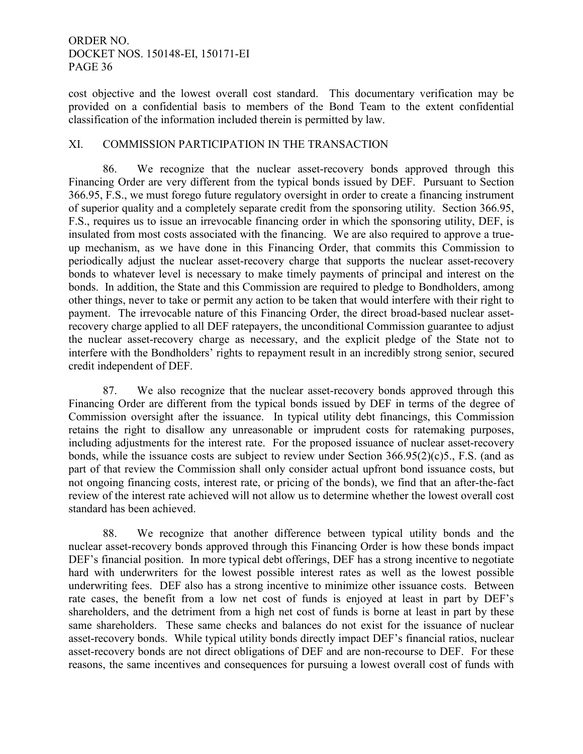cost objective and the lowest overall cost standard. This documentary verification may be provided on a confidential basis to members of the Bond Team to the extent confidential classification of the information included therein is permitted by law.

## XI. COMMISSION PARTICIPATION IN THE TRANSACTION

86. We recognize that the nuclear asset-recovery bonds approved through this Financing Order are very different from the typical bonds issued by DEF. Pursuant to Section 366.95, F.S., we must forego future regulatory oversight in order to create a financing instrument of superior quality and a completely separate credit from the sponsoring utility. Section 366.95, F.S., requires us to issue an irrevocable financing order in which the sponsoring utility, DEF, is insulated from most costs associated with the financing. We are also required to approve a true-up mechanism, as we have done in this Financing Order, that commits this Commission to periodically adjust the nuclear asset-recovery charge that supports the nuclear asset-recovery bonds to whatever level is necessary to make timely payments of principal and interest on the bonds. In addition, the State and this Commission are required to pledge to Bondholders, among other things, never to take or permit any action to be taken that would interfere with their right to payment. The irrevocable nature of this Financing Order, the direct broad-based nuclear asset-recovery charge applied to all DEF ratepayers, the unconditional Commission guarantee to adjust the nuclear asset-recovery charge as necessary, and the explicit pledge of the State not to interfere with the Bondholders' rights to repayment result in an incredibly strong senior, secured credit independent of DEF.

87. We also recognize that the nuclear asset-recovery bonds approved through this Financing Order are different from the typical bonds issued by DEF in terms of the degree of Commission oversight after the issuance. In typical utility debt financings, this Commission retains the right to disallow any unreasonable or imprudent costs for ratemaking purposes, including adjustments for the interest rate. For the proposed issuance of nuclear asset-recovery bonds, while the issuance costs are subject to review under Section 366.95(2)(c)5., F.S. (and as part of that review the Commission shall only consider actual upfront bond issuance costs, but not ongoing financing costs, interest rate, or pricing of the bonds), we find that an after-the-fact review of the interest rate achieved will not allow us to determine whether the lowest overall cost standard has been achieved.

88. We recognize that another difference between typical utility bonds and the nuclear asset-recovery bonds approved through this Financing Order is how these bonds impact DEF's financial position. In more typical debt offerings, DEF has a strong incentive to negotiate hard with underwriters for the lowest possible interest rates as well as the lowest possible underwriting fees. DEF also has a strong incentive to minimize other issuance costs. Between rate cases, the benefit from a low net cost of funds is enjoyed at least in part by DEF's shareholders, and the detriment from a high net cost of funds is borne at least in part by these same shareholders. These same checks and balances do not exist for the issuance of nuclear asset-recovery bonds. While typical utility bonds directly impact DEF's financial ratios, nuclear asset-recovery bonds are not direct obligations of DEF and are non-recourse to DEF. For these reasons, the same incentives and consequences for pursuing a lowest overall cost of funds with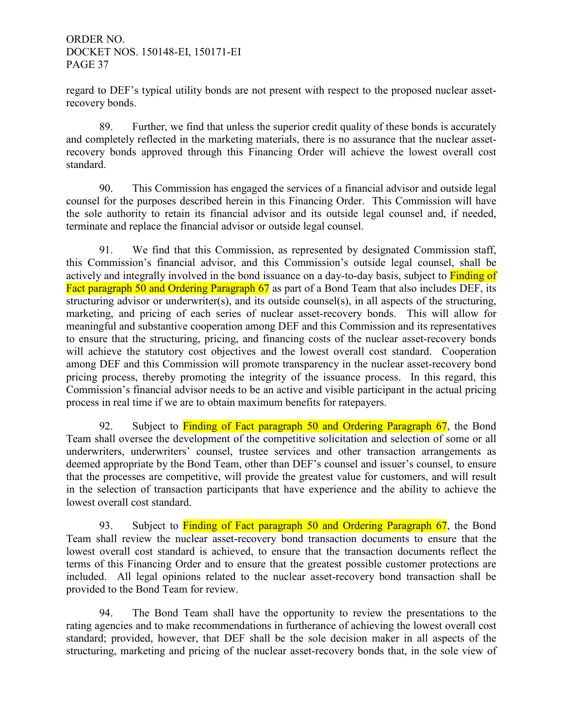regard to DEF's typical utility bonds are not present with respect to the proposed nuclear asset-recovery bonds.

89. Further, we find that unless the superior credit quality of these bonds is accurately and completely reflected in the marketing materials, there is no assurance that the nuclear asset-recovery bonds approved through this Financing Order will achieve the lowest overall cost standard.

90. This Commission has engaged the services of a financial advisor and outside legal counsel for the purposes described herein in this Financing Order. This Commission will have the sole authority to retain its financial advisor and its outside legal counsel and, if needed, terminate and replace the financial advisor or outside legal counsel.

91. We find that this Commission, as represented by designated Commission staff, this Commission's financial advisor, and this Commission's outside legal counsel, shall be actively and integrally involved in the bond issuance on a day-to-day basis, subject to Finding of Fact paragraph 50 and Ordering Paragraph 67 as part of a Bond Team that also includes DEF, its structuring advisor or underwriter(s), and its outside counsel(s), in all aspects of the structuring, marketing, and pricing of each series of nuclear asset-recovery bonds. This will allow for meaningful and substantive cooperation among DEF and this Commission and its representatives to ensure that the structuring, pricing, and financing costs of the nuclear asset-recovery bonds will achieve the statutory cost objectives and the lowest overall cost standard. Cooperation among DEF and this Commission will promote transparency in the nuclear asset-recovery bond pricing process, thereby promoting the integrity of the issuance process. In this regard, this Commission's financial advisor needs to be an active and visible participant in the actual pricing process in real time if we are to obtain maximum benefits for ratepayers.

92. Subject to Finding of Fact paragraph 50 and Ordering Paragraph 67, the Bond Team shall oversee the development of the competitive solicitation and selection of some or all underwriters, underwriters' counsel, trustee services and other transaction arrangements as deemed appropriate by the Bond Team, other than DEF's counsel and issuer's counsel, to ensure that the processes are competitive, will provide the greatest value for customers, and will result in the selection of transaction participants that have experience and the ability to achieve the lowest overall cost standard.

93. Subject to Finding of Fact paragraph 50 and Ordering Paragraph 67, the Bond Team shall review the nuclear asset-recovery bond transaction documents to ensure that the lowest overall cost standard is achieved, to ensure that the transaction documents reflect the terms of this Financing Order and to ensure that the greatest possible customer protections are included. All legal opinions related to the nuclear asset-recovery bond transaction shall be provided to the Bond Team for review.

94. The Bond Team shall have the opportunity to review the presentations to the rating agencies and to make recommendations in furtherance of achieving the lowest overall cost standard; provided, however, that DEF shall be the sole decision maker in all aspects of the structuring, marketing and pricing of the nuclear asset-recovery bonds that, in the sole view of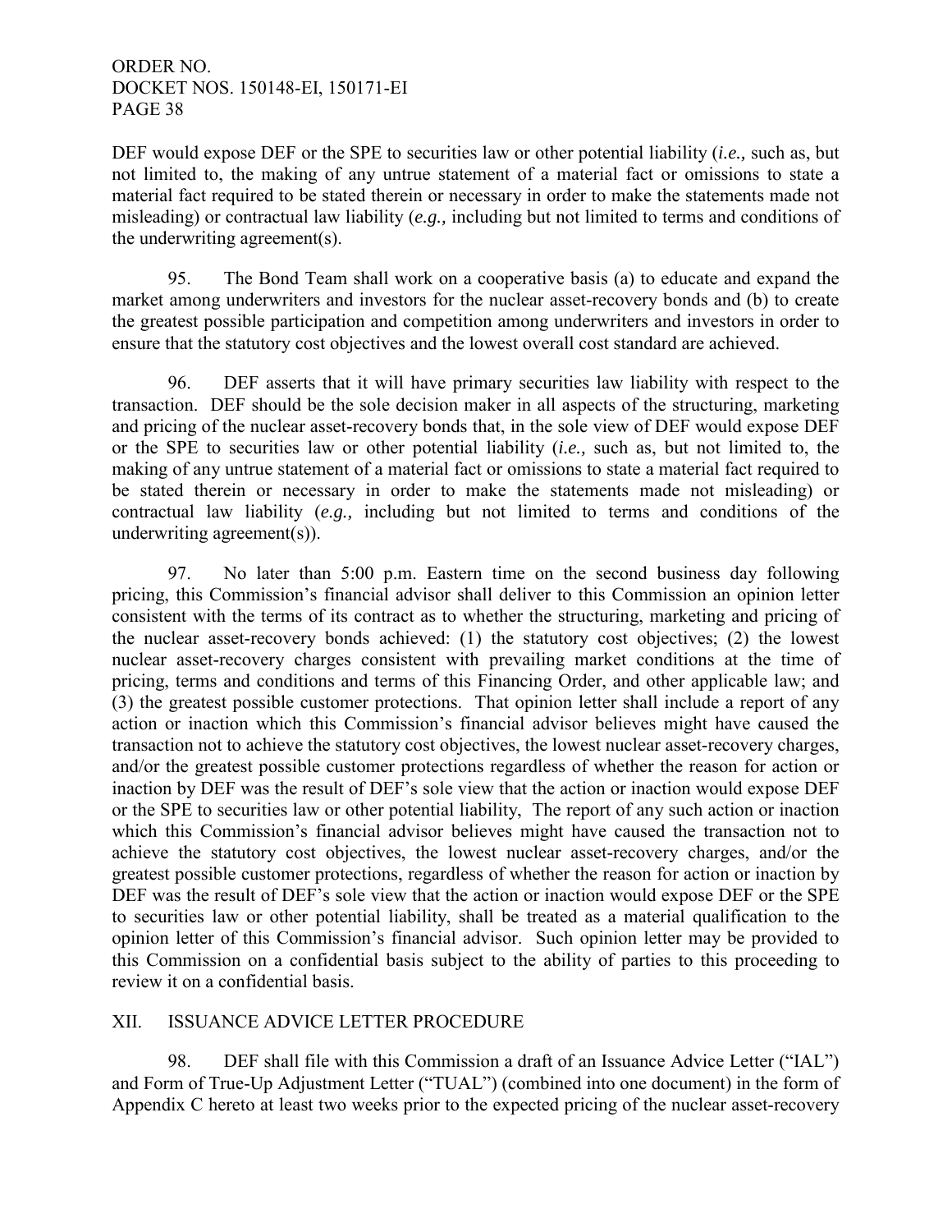DEF would expose DEF or the SPE to securities law or other potential liability (*i.e.,* such as, but not limited to, the making of any untrue statement of a material fact or omissions to state a material fact required to be stated therein or necessary in order to make the statements made not misleading) or contractual law liability (*e.g.,* including but not limited to terms and conditions of the underwriting agreement(s).

95. The Bond Team shall work on a cooperative basis (a) to educate and expand the market among underwriters and investors for the nuclear asset-recovery bonds and (b) to create the greatest possible participation and competition among underwriters and investors in order to ensure that the statutory cost objectives and the lowest overall cost standard are achieved.

96. DEF asserts that it will have primary securities law liability with respect to the transaction. DEF should be the sole decision maker in all aspects of the structuring, marketing and pricing of the nuclear asset-recovery bonds that, in the sole view of DEF would expose DEF or the SPE to securities law or other potential liability (*i.e.,* such as, but not limited to, the making of any untrue statement of a material fact or omissions to state a material fact required to be stated therein or necessary in order to make the statements made not misleading) or contractual law liability (*e.g.,* including but not limited to terms and conditions of the underwriting agreement(s)).

97. No later than 5:00 p.m. Eastern time on the second business day following pricing, this Commission's financial advisor shall deliver to this Commission an opinion letter consistent with the terms of its contract as to whether the structuring, marketing and pricing of the nuclear asset-recovery bonds achieved: (1) the statutory cost objectives; (2) the lowest nuclear asset-recovery charges consistent with prevailing market conditions at the time of pricing, terms and conditions and terms of this Financing Order, and other applicable law; and (3) the greatest possible customer protections. That opinion letter shall include a report of any action or inaction which this Commission's financial advisor believes might have caused the transaction not to achieve the statutory cost objectives, the lowest nuclear asset-recovery charges, and/or the greatest possible customer protections regardless of whether the reason for action or inaction by DEF was the result of DEF's sole view that the action or inaction would expose DEF or the SPE to securities law or other potential liability, The report of any such action or inaction which this Commission's financial advisor believes might have caused the transaction not to achieve the statutory cost objectives, the lowest nuclear asset-recovery charges, and/or the greatest possible customer protections, regardless of whether the reason for action or inaction by DEF was the result of DEF's sole view that the action or inaction would expose DEF or the SPE to securities law or other potential liability, shall be treated as a material qualification to the opinion letter of this Commission's financial advisor. Such opinion letter may be provided to this Commission on a confidential basis subject to the ability of parties to this proceeding to review it on a confidential basis.

## XII. ISSUANCE ADVICE LETTER PROCEDURE

98. DEF shall file with this Commission a draft of an Issuance Advice Letter ("IAL") and Form of True-Up Adjustment Letter ("TUAL") (combined into one document) in the form of Appendix C hereto at least two weeks prior to the expected pricing of the nuclear asset-recovery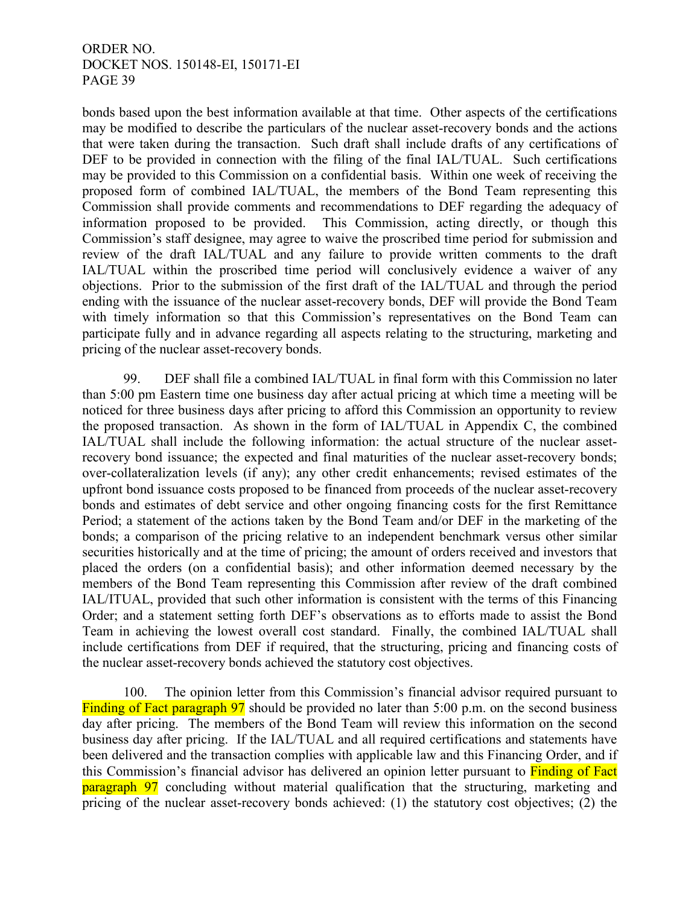bonds based upon the best information available at that time. Other aspects of the certifications may be modified to describe the particulars of the nuclear asset-recovery bonds and the actions that were taken during the transaction. Such draft shall include drafts of any certifications of DEF to be provided in connection with the filing of the final IAL/TUAL. Such certifications may be provided to this Commission on a confidential basis. Within one week of receiving the proposed form of combined IAL/TUAL, the members of the Bond Team representing this Commission shall provide comments and recommendations to DEF regarding the adequacy of information proposed to be provided. This Commission, acting directly, or though this Commission's staff designee, may agree to waive the proscribed time period for submission and review of the draft IAL/TUAL and any failure to provide written comments to the draft IAL/TUAL within the proscribed time period will conclusively evidence a waiver of any objections. Prior to the submission of the first draft of the IAL/TUAL and through the period ending with the issuance of the nuclear asset-recovery bonds, DEF will provide the Bond Team with timely information so that this Commission's representatives on the Bond Team can participate fully and in advance regarding all aspects relating to the structuring, marketing and pricing of the nuclear asset-recovery bonds.

99. DEF shall file a combined IAL/TUAL in final form with this Commission no later than 5:00 pm Eastern time one business day after actual pricing at which time a meeting will be noticed for three business days after pricing to afford this Commission an opportunity to review the proposed transaction. As shown in the form of IAL/TUAL in Appendix C, the combined IAL/TUAL shall include the following information: the actual structure of the nuclear asset-recovery bond issuance; the expected and final maturities of the nuclear asset-recovery bonds; over-collateralization levels (if any); any other credit enhancements; revised estimates of the upfront bond issuance costs proposed to be financed from proceeds of the nuclear asset-recovery bonds and estimates of debt service and other ongoing financing costs for the first Remittance Period; a statement of the actions taken by the Bond Team and/or DEF in the marketing of the bonds; a comparison of the pricing relative to an independent benchmark versus other similar securities historically and at the time of pricing; the amount of orders received and investors that placed the orders (on a confidential basis); and other information deemed necessary by the members of the Bond Team representing this Commission after review of the draft combined IAL/ITUAL, provided that such other information is consistent with the terms of this Financing Order; and a statement setting forth DEF's observations as to efforts made to assist the Bond Team in achieving the lowest overall cost standard. Finally, the combined IAL/TUAL shall include certifications from DEF if required, that the structuring, pricing and financing costs of the nuclear asset-recovery bonds achieved the statutory cost objectives.

100. The opinion letter from this Commission's financial advisor required pursuant to Finding of Fact paragraph 97 should be provided no later than 5:00 p.m. on the second business day after pricing. The members of the Bond Team will review this information on the second business day after pricing. If the IAL/TUAL and all required certifications and statements have been delivered and the transaction complies with applicable law and this Financing Order, and if this Commission's financial advisor has delivered an opinion letter pursuant to Finding of Fact paragraph 97 concluding without material qualification that the structuring, marketing and pricing of the nuclear asset-recovery bonds achieved: (1) the statutory cost objectives; (2) the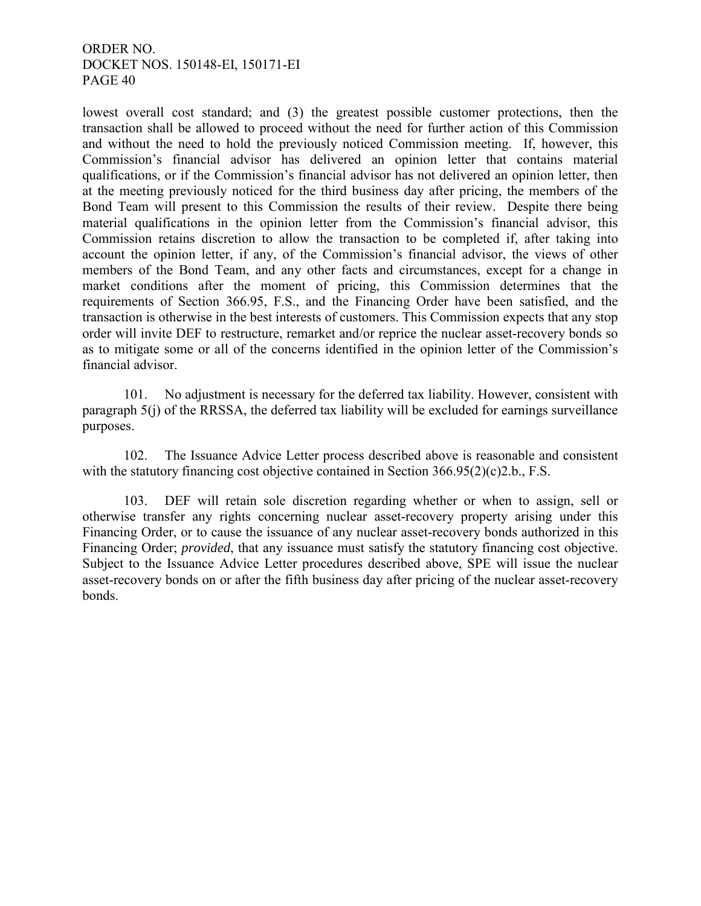lowest overall cost standard; and (3) the greatest possible customer protections, then the transaction shall be allowed to proceed without the need for further action of this Commission and without the need to hold the previously noticed Commission meeting. If, however, this Commission's financial advisor has delivered an opinion letter that contains material qualifications, or if the Commission's financial advisor has not delivered an opinion letter, then at the meeting previously noticed for the third business day after pricing, the members of the Bond Team will present to this Commission the results of their review. Despite there being material qualifications in the opinion letter from the Commission's financial advisor, this Commission retains discretion to allow the transaction to be completed if, after taking into account the opinion letter, if any, of the Commission's financial advisor, the views of other members of the Bond Team, and any other facts and circumstances, except for a change in market conditions after the moment of pricing, this Commission determines that the requirements of Section 366.95, F.S., and the Financing Order have been satisfied, and the transaction is otherwise in the best interests of customers. This Commission expects that any stop order will invite DEF to restructure, remarket and/or reprice the nuclear asset-recovery bonds so as to mitigate some or all of the concerns identified in the opinion letter of the Commission's financial advisor.

101. No adjustment is necessary for the deferred tax liability. However, consistent with paragraph 5(j) of the RRSSA, the deferred tax liability will be excluded for earnings surveillance purposes.

102. The Issuance Advice Letter process described above is reasonable and consistent with the statutory financing cost objective contained in Section 366.95(2)(c)2.b., F.S.

103. DEF will retain sole discretion regarding whether or when to assign, sell or otherwise transfer any rights concerning nuclear asset-recovery property arising under this Financing Order, or to cause the issuance of any nuclear asset-recovery bonds authorized in this Financing Order; *provided*, that any issuance must satisfy the statutory financing cost objective. Subject to the Issuance Advice Letter procedures described above, SPE will issue the nuclear asset-recovery bonds on or after the fifth business day after pricing of the nuclear asset-recovery bonds.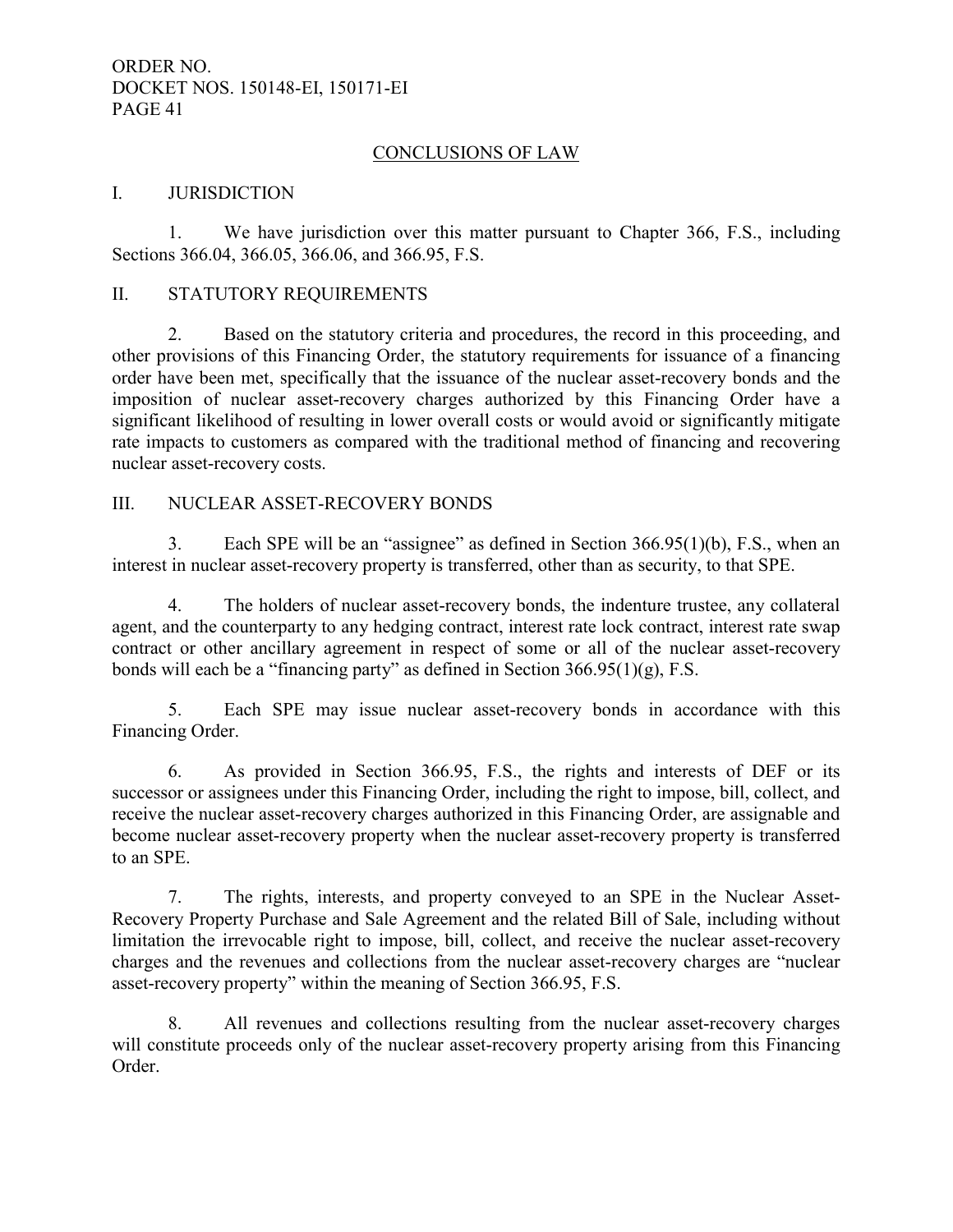## CONCLUSIONS OF LAW

### I. JURISDICTION

1. We have jurisdiction over this matter pursuant to Chapter 366, F.S., including Sections 366.04, 366.05, 366.06, and 366.95, F.S.

### II. STATUTORY REQUIREMENTS

2. Based on the statutory criteria and procedures, the record in this proceeding, and other provisions of this Financing Order, the statutory requirements for issuance of a financing order have been met, specifically that the issuance of the nuclear asset-recovery bonds and the imposition of nuclear asset-recovery charges authorized by this Financing Order have a significant likelihood of resulting in lower overall costs or would avoid or significantly mitigate rate impacts to customers as compared with the traditional method of financing and recovering nuclear asset-recovery costs.

### III. NUCLEAR ASSET-RECOVERY BONDS

3. Each SPE will be an "assignee" as defined in Section 366.95(1)(b), F.S., when an interest in nuclear asset-recovery property is transferred, other than as security, to that SPE.

4. The holders of nuclear asset-recovery bonds, the indenture trustee, any collateral agent, and the counterparty to any hedging contract, interest rate lock contract, interest rate swap contract or other ancillary agreement in respect of some or all of the nuclear asset-recovery bonds will each be a "financing party" as defined in Section 366.95(1)(g), F.S.

5. Each SPE may issue nuclear asset-recovery bonds in accordance with this Financing Order.

6. As provided in Section 366.95, F.S., the rights and interests of DEF or its successor or assignees under this Financing Order, including the right to impose, bill, collect, and receive the nuclear asset-recovery charges authorized in this Financing Order, are assignable and become nuclear asset-recovery property when the nuclear asset-recovery property is transferred to an SPE.

7. The rights, interests, and property conveyed to an SPE in the Nuclear Asset-Recovery Property Purchase and Sale Agreement and the related Bill of Sale, including without limitation the irrevocable right to impose, bill, collect, and receive the nuclear asset-recovery charges and the revenues and collections from the nuclear asset-recovery charges are "nuclear asset-recovery property" within the meaning of Section 366.95, F.S.

8. All revenues and collections resulting from the nuclear asset-recovery charges will constitute proceeds only of the nuclear asset-recovery property arising from this Financing Order.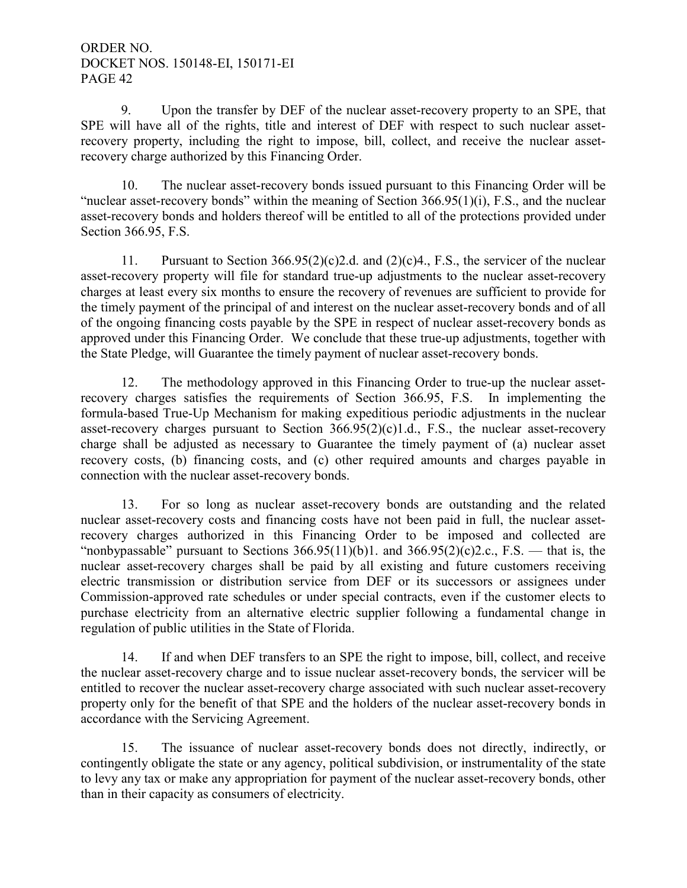9. Upon the transfer by DEF of the nuclear asset-recovery property to an SPE, that SPE will have all of the rights, title and interest of DEF with respect to such nuclear asset-recovery property, including the right to impose, bill, collect, and receive the nuclear asset-recovery charge authorized by this Financing Order.

10. The nuclear asset-recovery bonds issued pursuant to this Financing Order will be "nuclear asset-recovery bonds" within the meaning of Section 366.95(1)(i), F.S., and the nuclear asset-recovery bonds and holders thereof will be entitled to all of the protections provided under Section 366.95, F.S.

11. Pursuant to Section 366.95(2)(c)2.d. and (2)(c)4., F.S., the servicer of the nuclear asset-recovery property will file for standard true-up adjustments to the nuclear asset-recovery charges at least every six months to ensure the recovery of revenues are sufficient to provide for the timely payment of the principal of and interest on the nuclear asset-recovery bonds and of all of the ongoing financing costs payable by the SPE in respect of nuclear asset-recovery bonds as approved under this Financing Order. We conclude that these true-up adjustments, together with the State Pledge, will Guarantee the timely payment of nuclear asset-recovery bonds.

12. The methodology approved in this Financing Order to true-up the nuclear asset-recovery charges satisfies the requirements of Section 366.95, F.S. In implementing the formula-based True-Up Mechanism for making expeditious periodic adjustments in the nuclear asset-recovery charges pursuant to Section 366.95(2)(c)1.d., F.S., the nuclear asset-recovery charge shall be adjusted as necessary to Guarantee the timely payment of (a) nuclear asset recovery costs, (b) financing costs, and (c) other required amounts and charges payable in connection with the nuclear asset-recovery bonds.

13. For so long as nuclear asset-recovery bonds are outstanding and the related nuclear asset-recovery costs and financing costs have not been paid in full, the nuclear asset-recovery charges authorized in this Financing Order to be imposed and collected are "nonbypassable" pursuant to Sections 366.95(11)(b)1. and 366.95(2)(c)2.c., F.S. — that is, the nuclear asset-recovery charges shall be paid by all existing and future customers receiving electric transmission or distribution service from DEF or its successors or assignees under Commission-approved rate schedules or under special contracts, even if the customer elects to purchase electricity from an alternative electric supplier following a fundamental change in regulation of public utilities in the State of Florida.

14. If and when DEF transfers to an SPE the right to impose, bill, collect, and receive the nuclear asset-recovery charge and to issue nuclear asset-recovery bonds, the servicer will be entitled to recover the nuclear asset-recovery charge associated with such nuclear asset-recovery property only for the benefit of that SPE and the holders of the nuclear asset-recovery bonds in accordance with the Servicing Agreement.

15. The issuance of nuclear asset-recovery bonds does not directly, indirectly, or contingently obligate the state or any agency, political subdivision, or instrumentality of the state to levy any tax or make any appropriation for payment of the nuclear asset-recovery bonds, other than in their capacity as consumers of electricity.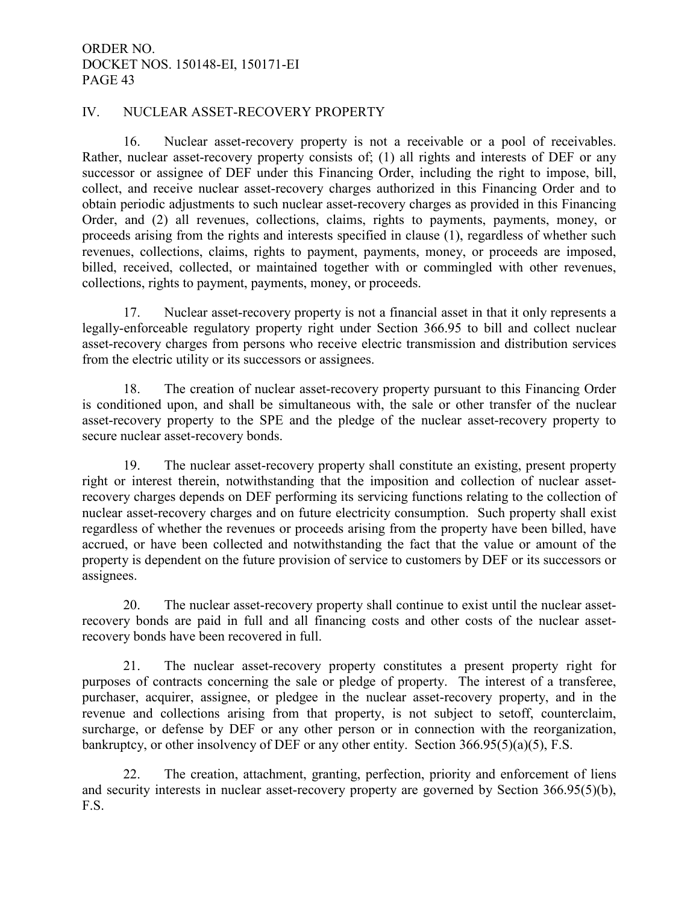## IV. NUCLEAR ASSET-RECOVERY PROPERTY

16. Nuclear asset-recovery property is not a receivable or a pool of receivables. Rather, nuclear asset-recovery property consists of; (1) all rights and interests of DEF or any successor or assignee of DEF under this Financing Order, including the right to impose, bill, collect, and receive nuclear asset-recovery charges authorized in this Financing Order and to obtain periodic adjustments to such nuclear asset-recovery charges as provided in this Financing Order, and (2) all revenues, collections, claims, rights to payments, payments, money, or proceeds arising from the rights and interests specified in clause (1), regardless of whether such revenues, collections, claims, rights to payment, payments, money, or proceeds are imposed, billed, received, collected, or maintained together with or commingled with other revenues, collections, rights to payment, payments, money, or proceeds.

17. Nuclear asset-recovery property is not a financial asset in that it only represents a legally-enforceable regulatory property right under Section 366.95 to bill and collect nuclear asset-recovery charges from persons who receive electric transmission and distribution services from the electric utility or its successors or assignees.

18. The creation of nuclear asset-recovery property pursuant to this Financing Order is conditioned upon, and shall be simultaneous with, the sale or other transfer of the nuclear asset-recovery property to the SPE and the pledge of the nuclear asset-recovery property to secure nuclear asset-recovery bonds.

19. The nuclear asset-recovery property shall constitute an existing, present property right or interest therein, notwithstanding that the imposition and collection of nuclear asset-recovery charges depends on DEF performing its servicing functions relating to the collection of nuclear asset-recovery charges and on future electricity consumption. Such property shall exist regardless of whether the revenues or proceeds arising from the property have been billed, have accrued, or have been collected and notwithstanding the fact that the value or amount of the property is dependent on the future provision of service to customers by DEF or its successors or assignees.

20. The nuclear asset-recovery property shall continue to exist until the nuclear asset-recovery bonds are paid in full and all financing costs and other costs of the nuclear asset-recovery bonds have been recovered in full.

21. The nuclear asset-recovery property constitutes a present property right for purposes of contracts concerning the sale or pledge of property. The interest of a transferee, purchaser, acquirer, assignee, or pledgee in the nuclear asset-recovery property, and in the revenue and collections arising from that property, is not subject to setoff, counterclaim, surcharge, or defense by DEF or any other person or in connection with the reorganization, bankruptcy, or other insolvency of DEF or any other entity. Section 366.95(5)(a)(5), F.S.

22. The creation, attachment, granting, perfection, priority and enforcement of liens and security interests in nuclear asset-recovery property are governed by Section 366.95(5)(b), F.S.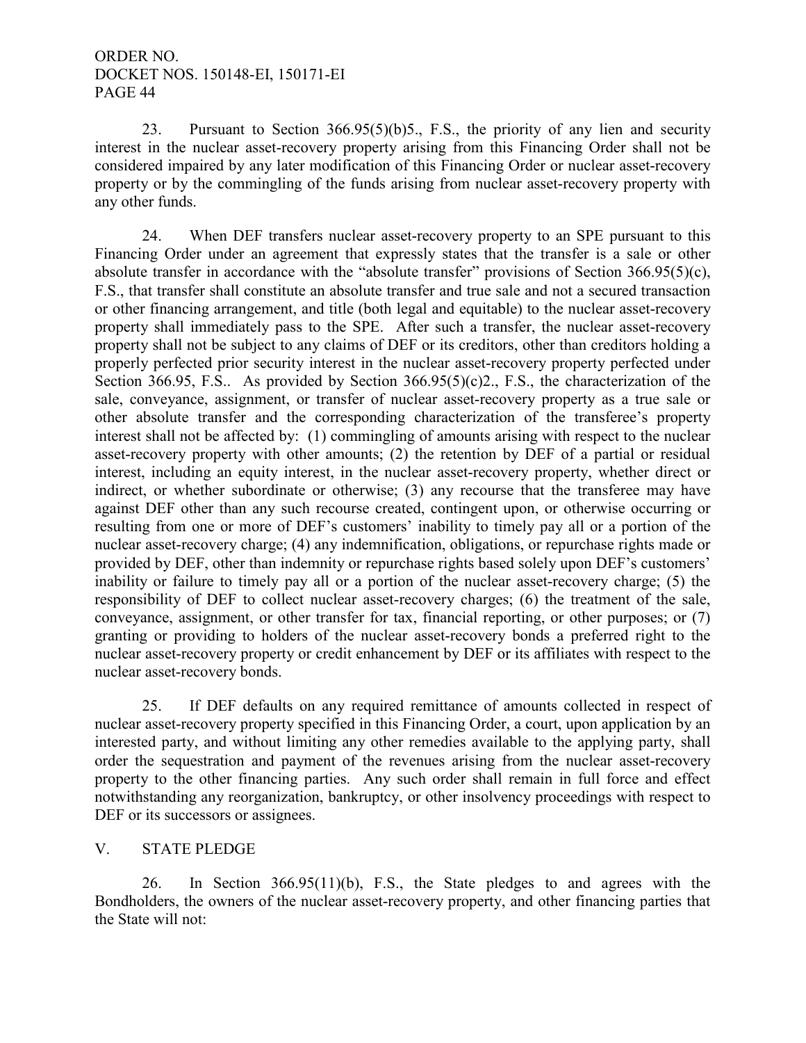23. Pursuant to Section 366.95(5)(b)5., F.S., the priority of any lien and security interest in the nuclear asset-recovery property arising from this Financing Order shall not be considered impaired by any later modification of this Financing Order or nuclear asset-recovery property or by the commingling of the funds arising from nuclear asset-recovery property with any other funds.

24. When DEF transfers nuclear asset-recovery property to an SPE pursuant to this Financing Order under an agreement that expressly states that the transfer is a sale or other absolute transfer in accordance with the "absolute transfer" provisions of Section 366.95(5)(c), F.S., that transfer shall constitute an absolute transfer and true sale and not a secured transaction or other financing arrangement, and title (both legal and equitable) to the nuclear asset-recovery property shall immediately pass to the SPE. After such a transfer, the nuclear asset-recovery property shall not be subject to any claims of DEF or its creditors, other than creditors holding a properly perfected prior security interest in the nuclear asset-recovery property perfected under Section 366.95, F.S.. As provided by Section 366.95(5)(c)2., F.S., the characterization of the sale, conveyance, assignment, or transfer of nuclear asset-recovery property as a true sale or other absolute transfer and the corresponding characterization of the transferee's property interest shall not be affected by: (1) commingling of amounts arising with respect to the nuclear asset-recovery property with other amounts; (2) the retention by DEF of a partial or residual interest, including an equity interest, in the nuclear asset-recovery property, whether direct or indirect, or whether subordinate or otherwise; (3) any recourse that the transferee may have against DEF other than any such recourse created, contingent upon, or otherwise occurring or resulting from one or more of DEF's customers' inability to timely pay all or a portion of the nuclear asset-recovery charge; (4) any indemnification, obligations, or repurchase rights made or provided by DEF, other than indemnity or repurchase rights based solely upon DEF's customers' inability or failure to timely pay all or a portion of the nuclear asset-recovery charge; (5) the responsibility of DEF to collect nuclear asset-recovery charges; (6) the treatment of the sale, conveyance, assignment, or other transfer for tax, financial reporting, or other purposes; or (7) granting or providing to holders of the nuclear asset-recovery bonds a preferred right to the nuclear asset-recovery property or credit enhancement by DEF or its affiliates with respect to the nuclear asset-recovery bonds.

25. If DEF defaults on any required remittance of amounts collected in respect of nuclear asset-recovery property specified in this Financing Order, a court, upon application by an interested party, and without limiting any other remedies available to the applying party, shall order the sequestration and payment of the revenues arising from the nuclear asset-recovery property to the other financing parties. Any such order shall remain in full force and effect notwithstanding any reorganization, bankruptcy, or other insolvency proceedings with respect to DEF or its successors or assignees.

## V. STATE PLEDGE

26. In Section 366.95(11)(b), F.S., the State pledges to and agrees with the Bondholders, the owners of the nuclear asset-recovery property, and other financing parties that the State will not: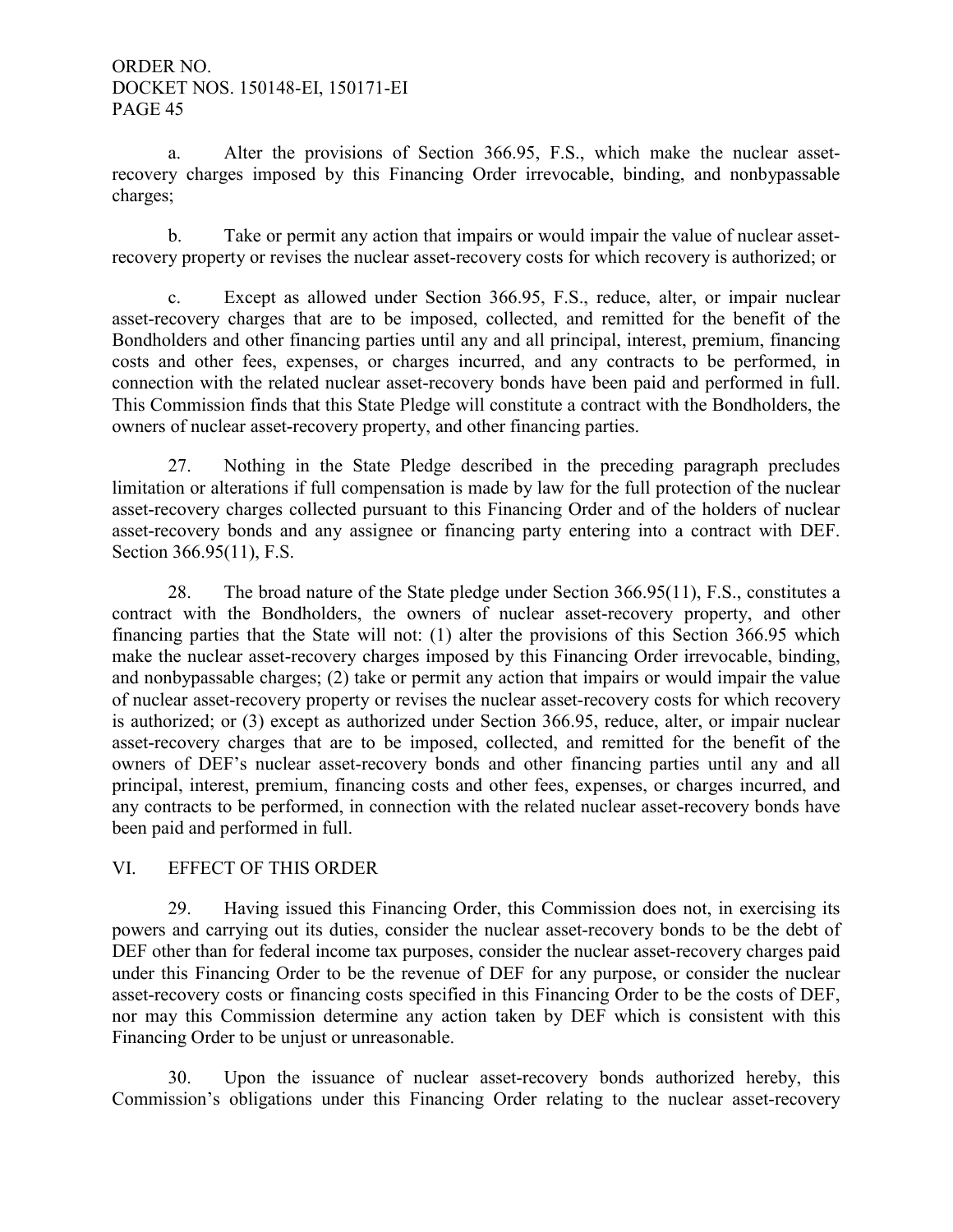a. Alter the provisions of Section 366.95, F.S., which make the nuclear asset-recovery charges imposed by this Financing Order irrevocable, binding, and nonbypassable charges;

b. Take or permit any action that impairs or would impair the value of nuclear asset-recovery property or revises the nuclear asset-recovery costs for which recovery is authorized; or

c. Except as allowed under Section 366.95, F.S., reduce, alter, or impair nuclear asset-recovery charges that are to be imposed, collected, and remitted for the benefit of the Bondholders and other financing parties until any and all principal, interest, premium, financing costs and other fees, expenses, or charges incurred, and any contracts to be performed, in connection with the related nuclear asset-recovery bonds have been paid and performed in full. This Commission finds that this State Pledge will constitute a contract with the Bondholders, the owners of nuclear asset-recovery property, and other financing parties.

27. Nothing in the State Pledge described in the preceding paragraph precludes limitation or alterations if full compensation is made by law for the full protection of the nuclear asset-recovery charges collected pursuant to this Financing Order and of the holders of nuclear asset-recovery bonds and any assignee or financing party entering into a contract with DEF. Section 366.95(11), F.S.

28. The broad nature of the State pledge under Section 366.95(11), F.S., constitutes a contract with the Bondholders, the owners of nuclear asset-recovery property, and other financing parties that the State will not: (1) alter the provisions of this Section 366.95 which make the nuclear asset-recovery charges imposed by this Financing Order irrevocable, binding, and nonbypassable charges; (2) take or permit any action that impairs or would impair the value of nuclear asset-recovery property or revises the nuclear asset-recovery costs for which recovery is authorized; or (3) except as authorized under Section 366.95, reduce, alter, or impair nuclear asset-recovery charges that are to be imposed, collected, and remitted for the benefit of the owners of DEF's nuclear asset-recovery bonds and other financing parties until any and all principal, interest, premium, financing costs and other fees, expenses, or charges incurred, and any contracts to be performed, in connection with the related nuclear asset-recovery bonds have been paid and performed in full.

## VI. EFFECT OF THIS ORDER

29. Having issued this Financing Order, this Commission does not, in exercising its powers and carrying out its duties, consider the nuclear asset-recovery bonds to be the debt of DEF other than for federal income tax purposes, consider the nuclear asset-recovery charges paid under this Financing Order to be the revenue of DEF for any purpose, or consider the nuclear asset-recovery costs or financing costs specified in this Financing Order to be the costs of DEF, nor may this Commission determine any action taken by DEF which is consistent with this Financing Order to be unjust or unreasonable.

30. Upon the issuance of nuclear asset-recovery bonds authorized hereby, this Commission's obligations under this Financing Order relating to the nuclear asset-recovery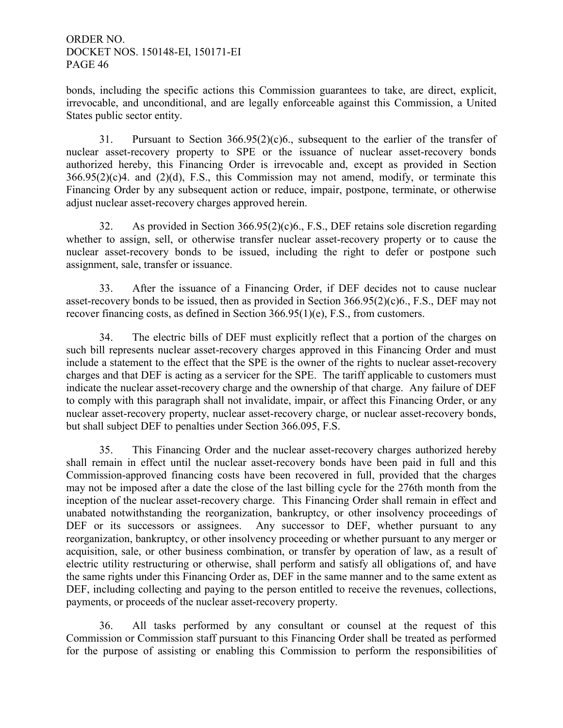bonds, including the specific actions this Commission guarantees to take, are direct, explicit, irrevocable, and unconditional, and are legally enforceable against this Commission, a United States public sector entity.

31. Pursuant to Section 366.95(2)(c)6., subsequent to the earlier of the transfer of nuclear asset-recovery property to SPE or the issuance of nuclear asset-recovery bonds authorized hereby, this Financing Order is irrevocable and, except as provided in Section 366.95(2)(c)4. and (2)(d), F.S., this Commission may not amend, modify, or terminate this Financing Order by any subsequent action or reduce, impair, postpone, terminate, or otherwise adjust nuclear asset-recovery charges approved herein.

32. As provided in Section 366.95(2)(c)6., F.S., DEF retains sole discretion regarding whether to assign, sell, or otherwise transfer nuclear asset-recovery property or to cause the nuclear asset-recovery bonds to be issued, including the right to defer or postpone such assignment, sale, transfer or issuance.

33. After the issuance of a Financing Order, if DEF decides not to cause nuclear asset-recovery bonds to be issued, then as provided in Section 366.95(2)(c)6., F.S., DEF may not recover financing costs, as defined in Section 366.95(1)(e), F.S., from customers.

34. The electric bills of DEF must explicitly reflect that a portion of the charges on such bill represents nuclear asset-recovery charges approved in this Financing Order and must include a statement to the effect that the SPE is the owner of the rights to nuclear asset-recovery charges and that DEF is acting as a servicer for the SPE. The tariff applicable to customers must indicate the nuclear asset-recovery charge and the ownership of that charge. Any failure of DEF to comply with this paragraph shall not invalidate, impair, or affect this Financing Order, or any nuclear asset-recovery property, nuclear asset-recovery charge, or nuclear asset-recovery bonds, but shall subject DEF to penalties under Section 366.095, F.S.

35. This Financing Order and the nuclear asset-recovery charges authorized hereby shall remain in effect until the nuclear asset-recovery bonds have been paid in full and this Commission-approved financing costs have been recovered in full, provided that the charges may not be imposed after a date the close of the last billing cycle for the 276th month from the inception of the nuclear asset-recovery charge. This Financing Order shall remain in effect and unabated notwithstanding the reorganization, bankruptcy, or other insolvency proceedings of DEF or its successors or assignees. Any successor to DEF, whether pursuant to any reorganization, bankruptcy, or other insolvency proceeding or whether pursuant to any merger or acquisition, sale, or other business combination, or transfer by operation of law, as a result of electric utility restructuring or otherwise, shall perform and satisfy all obligations of, and have the same rights under this Financing Order as, DEF in the same manner and to the same extent as DEF, including collecting and paying to the person entitled to receive the revenues, collections, payments, or proceeds of the nuclear asset-recovery property.

36. All tasks performed by any consultant or counsel at the request of this Commission or Commission staff pursuant to this Financing Order shall be treated as performed for the purpose of assisting or enabling this Commission to perform the responsibilities of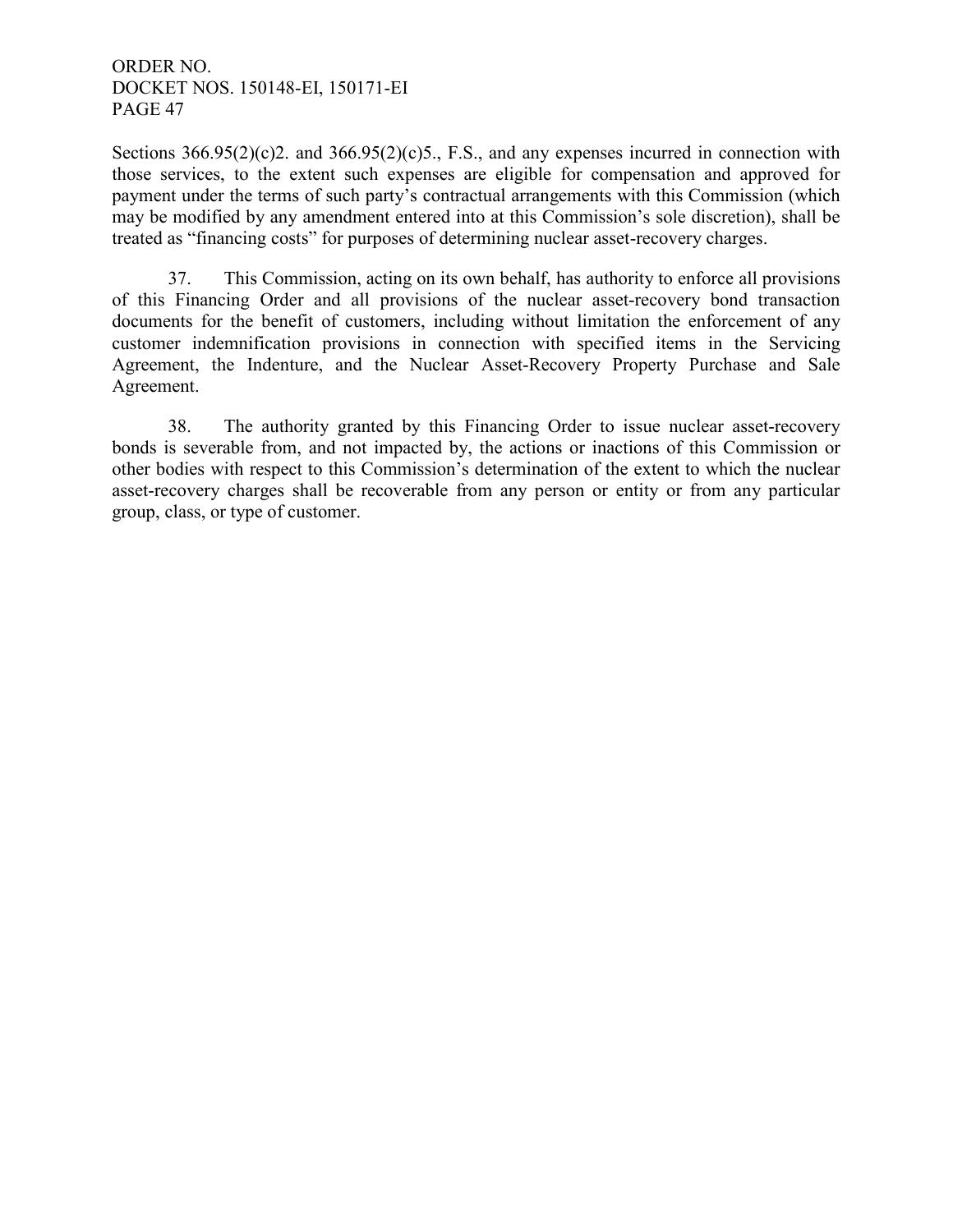Sections 366.95(2)(c)2. and 366.95(2)(c)5., F.S., and any expenses incurred in connection with those services, to the extent such expenses are eligible for compensation and approved for payment under the terms of such party's contractual arrangements with this Commission (which may be modified by any amendment entered into at this Commission's sole discretion), shall be treated as "financing costs" for purposes of determining nuclear asset-recovery charges.

37. This Commission, acting on its own behalf, has authority to enforce all provisions of this Financing Order and all provisions of the nuclear asset-recovery bond transaction documents for the benefit of customers, including without limitation the enforcement of any customer indemnification provisions in connection with specified items in the Servicing Agreement, the Indenture, and the Nuclear Asset-Recovery Property Purchase and Sale Agreement.

38. The authority granted by this Financing Order to issue nuclear asset-recovery bonds is severable from, and not impacted by, the actions or inactions of this Commission or other bodies with respect to this Commission's determination of the extent to which the nuclear asset-recovery charges shall be recoverable from any person or entity or from any particular group, class, or type of customer.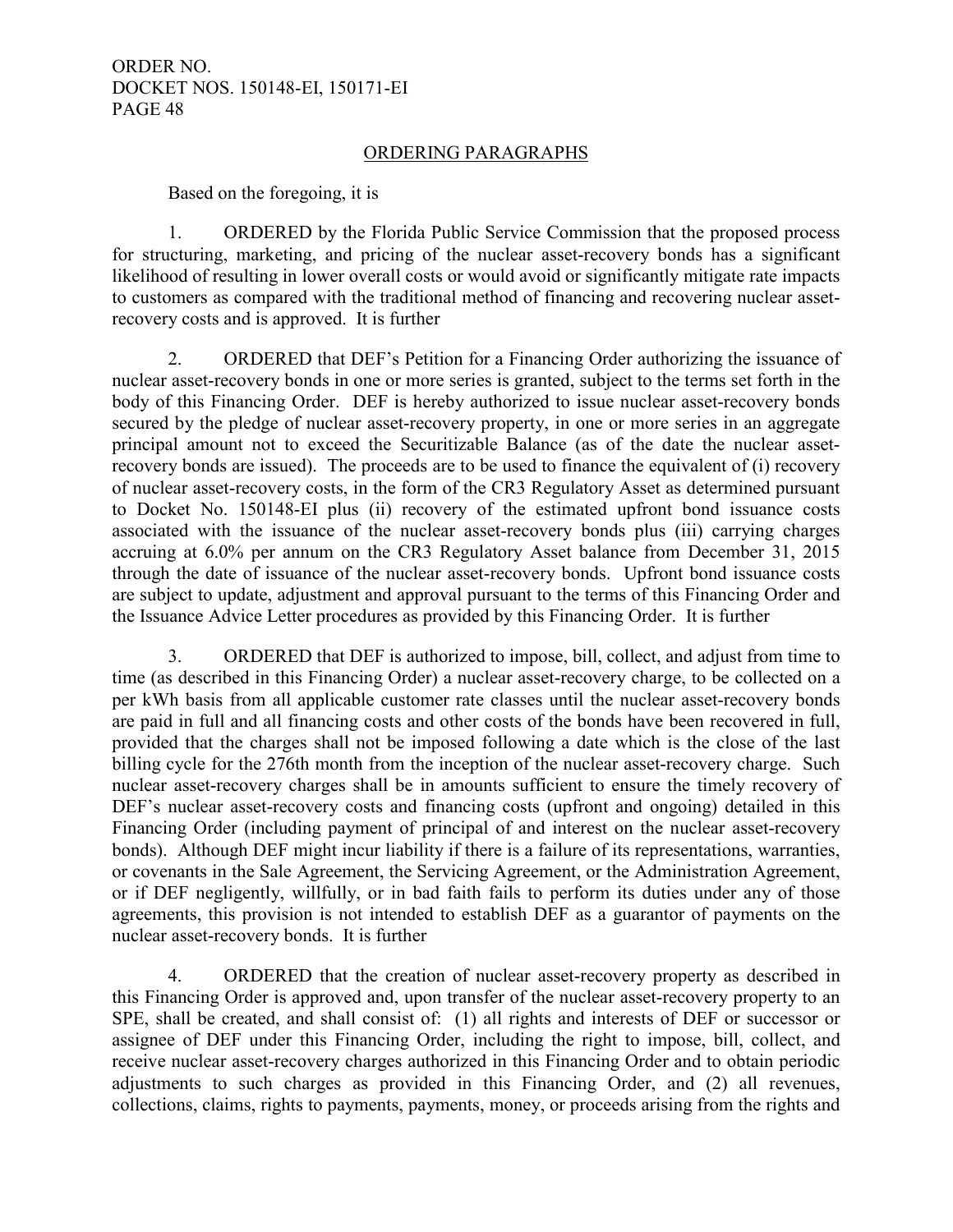## ORDERING PARAGRAPHS

Based on the foregoing, it is

1. ORDERED by the Florida Public Service Commission that the proposed process for structuring, marketing, and pricing of the nuclear asset-recovery bonds has a significant likelihood of resulting in lower overall costs or would avoid or significantly mitigate rate impacts to customers as compared with the traditional method of financing and recovering nuclear asset-recovery costs and is approved. It is further

2. ORDERED that DEF's Petition for a Financing Order authorizing the issuance of nuclear asset-recovery bonds in one or more series is granted, subject to the terms set forth in the body of this Financing Order. DEF is hereby authorized to issue nuclear asset-recovery bonds secured by the pledge of nuclear asset-recovery property, in one or more series in an aggregate principal amount not to exceed the Securitizable Balance (as of the date the nuclear asset-recovery bonds are issued). The proceeds are to be used to finance the equivalent of (i) recovery of nuclear asset-recovery costs, in the form of the CR3 Regulatory Asset as determined pursuant to Docket No. 150148-EI plus (ii) recovery of the estimated upfront bond issuance costs associated with the issuance of the nuclear asset-recovery bonds plus (iii) carrying charges accruing at 6.0% per annum on the CR3 Regulatory Asset balance from December 31, 2015 through the date of issuance of the nuclear asset-recovery bonds. Upfront bond issuance costs are subject to update, adjustment and approval pursuant to the terms of this Financing Order and the Issuance Advice Letter procedures as provided by this Financing Order. It is further

3. ORDERED that DEF is authorized to impose, bill, collect, and adjust from time to time (as described in this Financing Order) a nuclear asset-recovery charge, to be collected on a per kWh basis from all applicable customer rate classes until the nuclear asset-recovery bonds are paid in full and all financing costs and other costs of the bonds have been recovered in full, provided that the charges shall not be imposed following a date which is the close of the last billing cycle for the 276th month from the inception of the nuclear asset-recovery charge. Such nuclear asset-recovery charges shall be in amounts sufficient to ensure the timely recovery of DEF's nuclear asset-recovery costs and financing costs (upfront and ongoing) detailed in this Financing Order (including payment of principal of and interest on the nuclear asset-recovery bonds). Although DEF might incur liability if there is a failure of its representations, warranties, or covenants in the Sale Agreement, the Servicing Agreement, or the Administration Agreement, or if DEF negligently, willfully, or in bad faith fails to perform its duties under any of those agreements, this provision is not intended to establish DEF as a guarantor of payments on the nuclear asset-recovery bonds. It is further

4. ORDERED that the creation of nuclear asset-recovery property as described in this Financing Order is approved and, upon transfer of the nuclear asset-recovery property to an SPE, shall be created, and shall consist of: (1) all rights and interests of DEF or successor or assignee of DEF under this Financing Order, including the right to impose, bill, collect, and receive nuclear asset-recovery charges authorized in this Financing Order and to obtain periodic adjustments to such charges as provided in this Financing Order, and (2) all revenues, collections, claims, rights to payments, payments, money, or proceeds arising from the rights and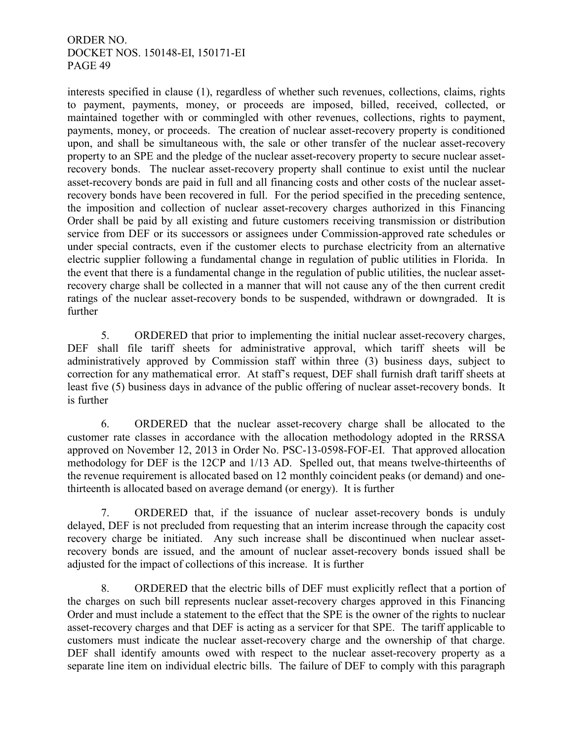interests specified in clause (1), regardless of whether such revenues, collections, claims, rights to payment, payments, money, or proceeds are imposed, billed, received, collected, or maintained together with or commingled with other revenues, collections, rights to payment, payments, money, or proceeds. The creation of nuclear asset-recovery property is conditioned upon, and shall be simultaneous with, the sale or other transfer of the nuclear asset-recovery property to an SPE and the pledge of the nuclear asset-recovery property to secure nuclear asset-recovery bonds. The nuclear asset-recovery property shall continue to exist until the nuclear asset-recovery bonds are paid in full and all financing costs and other costs of the nuclear asset-recovery bonds have been recovered in full. For the period specified in the preceding sentence, the imposition and collection of nuclear asset-recovery charges authorized in this Financing Order shall be paid by all existing and future customers receiving transmission or distribution service from DEF or its successors or assignees under Commission-approved rate schedules or under special contracts, even if the customer elects to purchase electricity from an alternative electric supplier following a fundamental change in regulation of public utilities in Florida. In the event that there is a fundamental change in the regulation of public utilities, the nuclear asset-recovery charge shall be collected in a manner that will not cause any of the then current credit ratings of the nuclear asset-recovery bonds to be suspended, withdrawn or downgraded. It is further

5. ORDERED that prior to implementing the initial nuclear asset-recovery charges, DEF shall file tariff sheets for administrative approval, which tariff sheets will be administratively approved by Commission staff within three (3) business days, subject to correction for any mathematical error. At staff's request, DEF shall furnish draft tariff sheets at least five (5) business days in advance of the public offering of nuclear asset-recovery bonds. It is further

6. ORDERED that the nuclear asset-recovery charge shall be allocated to the customer rate classes in accordance with the allocation methodology adopted in the RRSSA approved on November 12, 2013 in Order No. PSC-13-0598-FOF-EI. That approved allocation methodology for DEF is the 12CP and 1/13 AD. Spelled out, that means twelve-thirteenths of the revenue requirement is allocated based on 12 monthly coincident peaks (or demand) and one-thirteenth is allocated based on average demand (or energy). It is further

7. ORDERED that, if the issuance of nuclear asset-recovery bonds is unduly delayed, DEF is not precluded from requesting that an interim increase through the capacity cost recovery charge be initiated. Any such increase shall be discontinued when nuclear asset-recovery bonds are issued, and the amount of nuclear asset-recovery bonds issued shall be adjusted for the impact of collections of this increase. It is further

8. ORDERED that the electric bills of DEF must explicitly reflect that a portion of the charges on such bill represents nuclear asset-recovery charges approved in this Financing Order and must include a statement to the effect that the SPE is the owner of the rights to nuclear asset-recovery charges and that DEF is acting as a servicer for that SPE. The tariff applicable to customers must indicate the nuclear asset-recovery charge and the ownership of that charge. DEF shall identify amounts owed with respect to the nuclear asset-recovery property as a separate line item on individual electric bills. The failure of DEF to comply with this paragraph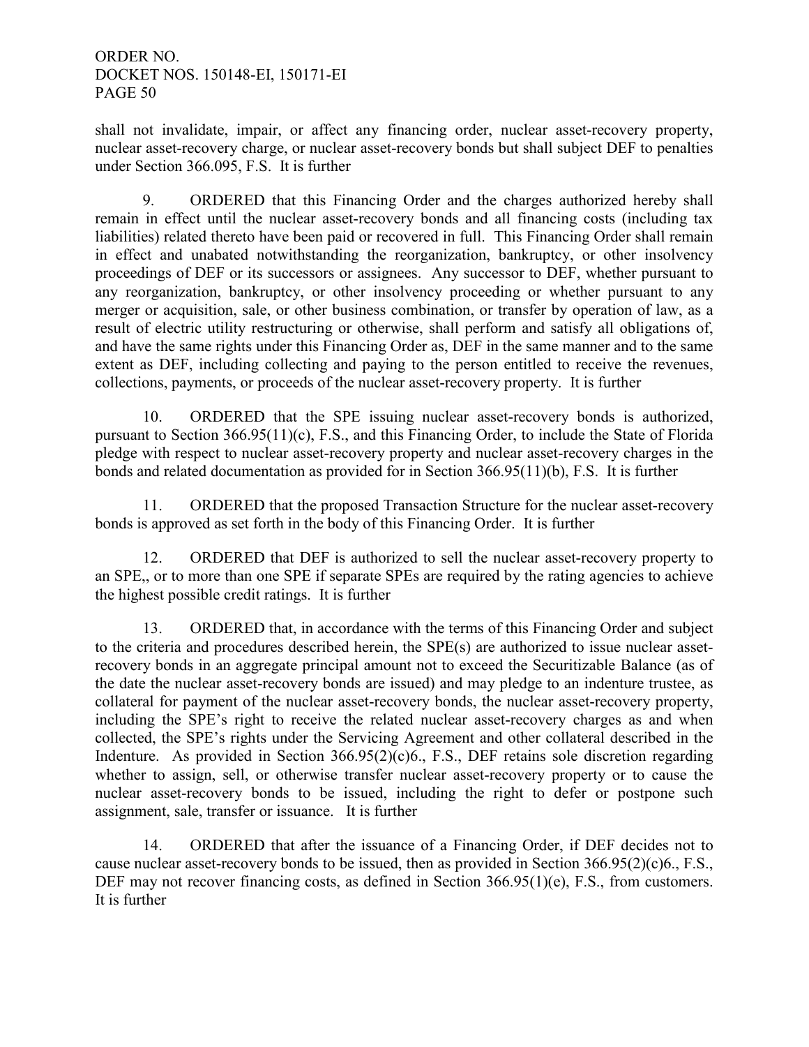shall not invalidate, impair, or affect any financing order, nuclear asset-recovery property, nuclear asset-recovery charge, or nuclear asset-recovery bonds but shall subject DEF to penalties under Section 366.095, F.S. It is further

9. ORDERED that this Financing Order and the charges authorized hereby shall remain in effect until the nuclear asset-recovery bonds and all financing costs (including tax liabilities) related thereto have been paid or recovered in full. This Financing Order shall remain in effect and unabated notwithstanding the reorganization, bankruptcy, or other insolvency proceedings of DEF or its successors or assignees. Any successor to DEF, whether pursuant to any reorganization, bankruptcy, or other insolvency proceeding or whether pursuant to any merger or acquisition, sale, or other business combination, or transfer by operation of law, as a result of electric utility restructuring or otherwise, shall perform and satisfy all obligations of, and have the same rights under this Financing Order as, DEF in the same manner and to the same extent as DEF, including collecting and paying to the person entitled to receive the revenues, collections, payments, or proceeds of the nuclear asset-recovery property. It is further

10. ORDERED that the SPE issuing nuclear asset-recovery bonds is authorized, pursuant to Section 366.95(11)(c), F.S., and this Financing Order, to include the State of Florida pledge with respect to nuclear asset-recovery property and nuclear asset-recovery charges in the bonds and related documentation as provided for in Section 366.95(11)(b), F.S. It is further

11. ORDERED that the proposed Transaction Structure for the nuclear asset-recovery bonds is approved as set forth in the body of this Financing Order. It is further

12. ORDERED that DEF is authorized to sell the nuclear asset-recovery property to an SPE,, or to more than one SPE if separate SPEs are required by the rating agencies to achieve the highest possible credit ratings. It is further

13. ORDERED that, in accordance with the terms of this Financing Order and subject to the criteria and procedures described herein, the SPE(s) are authorized to issue nuclear asset-recovery bonds in an aggregate principal amount not to exceed the Securitizable Balance (as of the date the nuclear asset-recovery bonds are issued) and may pledge to an indenture trustee, as collateral for payment of the nuclear asset-recovery bonds, the nuclear asset-recovery property, including the SPE's right to receive the related nuclear asset-recovery charges as and when collected, the SPE's rights under the Servicing Agreement and other collateral described in the Indenture. As provided in Section 366.95(2)(c)6., F.S., DEF retains sole discretion regarding whether to assign, sell, or otherwise transfer nuclear asset-recovery property or to cause the nuclear asset-recovery bonds to be issued, including the right to defer or postpone such assignment, sale, transfer or issuance. It is further

14. ORDERED that after the issuance of a Financing Order, if DEF decides not to cause nuclear asset-recovery bonds to be issued, then as provided in Section 366.95(2)(c)6., F.S., DEF may not recover financing costs, as defined in Section 366.95(1)(e), F.S., from customers. It is further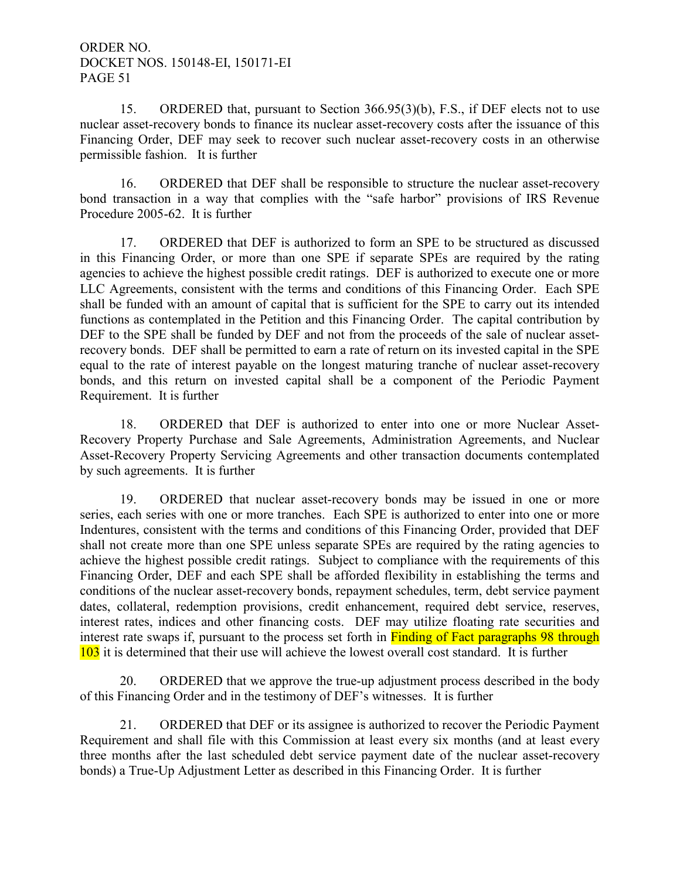15. ORDERED that, pursuant to Section 366.95(3)(b), F.S., if DEF elects not to use nuclear asset-recovery bonds to finance its nuclear asset-recovery costs after the issuance of this Financing Order, DEF may seek to recover such nuclear asset-recovery costs in an otherwise permissible fashion. It is further

16. ORDERED that DEF shall be responsible to structure the nuclear asset-recovery bond transaction in a way that complies with the "safe harbor" provisions of IRS Revenue Procedure 2005-62. It is further

17. ORDERED that DEF is authorized to form an SPE to be structured as discussed in this Financing Order, or more than one SPE if separate SPEs are required by the rating agencies to achieve the highest possible credit ratings. DEF is authorized to execute one or more LLC Agreements, consistent with the terms and conditions of this Financing Order. Each SPE shall be funded with an amount of capital that is sufficient for the SPE to carry out its intended functions as contemplated in the Petition and this Financing Order. The capital contribution by DEF to the SPE shall be funded by DEF and not from the proceeds of the sale of nuclear asset-recovery bonds. DEF shall be permitted to earn a rate of return on its invested capital in the SPE equal to the rate of interest payable on the longest maturing tranche of nuclear asset-recovery bonds, and this return on invested capital shall be a component of the Periodic Payment Requirement. It is further

18. ORDERED that DEF is authorized to enter into one or more Nuclear Asset-Recovery Property Purchase and Sale Agreements, Administration Agreements, and Nuclear Asset-Recovery Property Servicing Agreements and other transaction documents contemplated by such agreements. It is further

19. ORDERED that nuclear asset-recovery bonds may be issued in one or more series, each series with one or more tranches. Each SPE is authorized to enter into one or more Indentures, consistent with the terms and conditions of this Financing Order, provided that DEF shall not create more than one SPE unless separate SPEs are required by the rating agencies to achieve the highest possible credit ratings. Subject to compliance with the requirements of this Financing Order, DEF and each SPE shall be afforded flexibility in establishing the terms and conditions of the nuclear asset-recovery bonds, repayment schedules, term, debt service payment dates, collateral, redemption provisions, credit enhancement, required debt service, reserves, interest rates, indices and other financing costs. DEF may utilize floating rate securities and interest rate swaps if, pursuant to the process set forth in Finding of Fact paragraphs 98 through 103 it is determined that their use will achieve the lowest overall cost standard. It is further

20. ORDERED that we approve the true-up adjustment process described in the body of this Financing Order and in the testimony of DEF's witnesses. It is further

21. ORDERED that DEF or its assignee is authorized to recover the Periodic Payment Requirement and shall file with this Commission at least every six months (and at least every three months after the last scheduled debt service payment date of the nuclear asset-recovery bonds) a True-Up Adjustment Letter as described in this Financing Order. It is further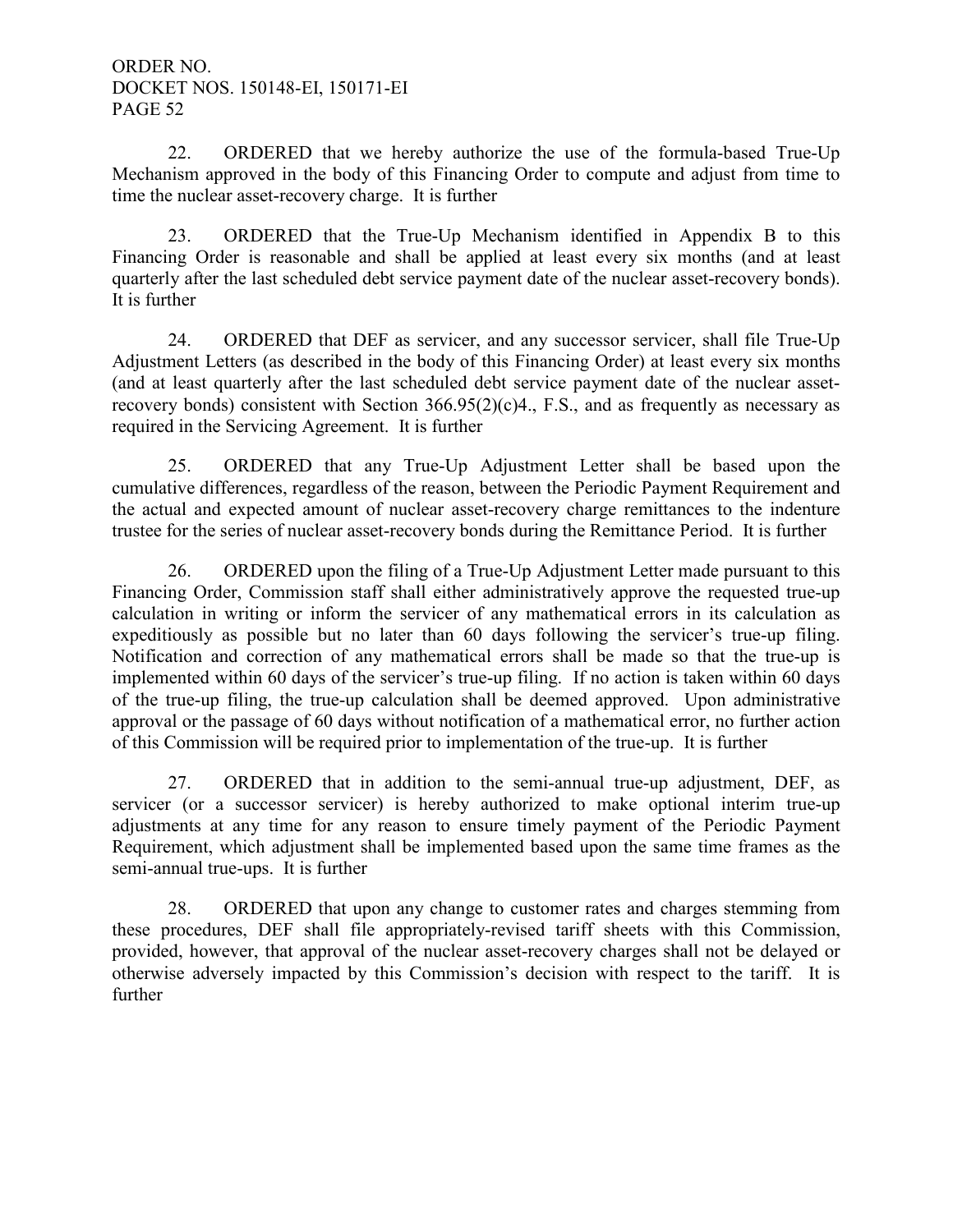22. ORDERED that we hereby authorize the use of the formula-based True-Up Mechanism approved in the body of this Financing Order to compute and adjust from time to time the nuclear asset-recovery charge. It is further

23. ORDERED that the True-Up Mechanism identified in Appendix B to this Financing Order is reasonable and shall be applied at least every six months (and at least quarterly after the last scheduled debt service payment date of the nuclear asset-recovery bonds). It is further

24. ORDERED that DEF as servicer, and any successor servicer, shall file True-Up Adjustment Letters (as described in the body of this Financing Order) at least every six months (and at least quarterly after the last scheduled debt service payment date of the nuclear asset-recovery bonds) consistent with Section 366.95(2)(c)4., F.S., and as frequently as necessary as required in the Servicing Agreement. It is further

25. ORDERED that any True-Up Adjustment Letter shall be based upon the cumulative differences, regardless of the reason, between the Periodic Payment Requirement and the actual and expected amount of nuclear asset-recovery charge remittances to the indenture trustee for the series of nuclear asset-recovery bonds during the Remittance Period. It is further

26. ORDERED upon the filing of a True-Up Adjustment Letter made pursuant to this Financing Order, Commission staff shall either administratively approve the requested true-up calculation in writing or inform the servicer of any mathematical errors in its calculation as expeditiously as possible but no later than 60 days following the servicer's true-up filing. Notification and correction of any mathematical errors shall be made so that the true-up is implemented within 60 days of the servicer's true-up filing. If no action is taken within 60 days of the true-up filing, the true-up calculation shall be deemed approved. Upon administrative approval or the passage of 60 days without notification of a mathematical error, no further action of this Commission will be required prior to implementation of the true-up. It is further

27. ORDERED that in addition to the semi-annual true-up adjustment, DEF, as servicer (or a successor servicer) is hereby authorized to make optional interim true-up adjustments at any time for any reason to ensure timely payment of the Periodic Payment Requirement, which adjustment shall be implemented based upon the same time frames as the semi-annual true-ups. It is further

28. ORDERED that upon any change to customer rates and charges stemming from these procedures, DEF shall file appropriately-revised tariff sheets with this Commission, provided, however, that approval of the nuclear asset-recovery charges shall not be delayed or otherwise adversely impacted by this Commission's decision with respect to the tariff. It is further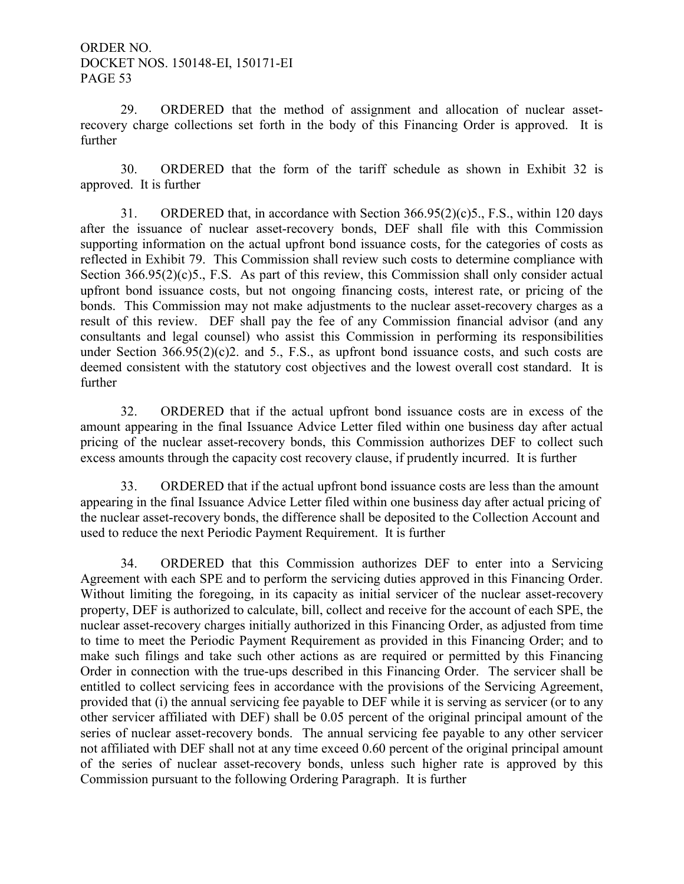29. ORDERED that the method of assignment and allocation of nuclear asset-recovery charge collections set forth in the body of this Financing Order is approved. It is further

30. ORDERED that the form of the tariff schedule as shown in Exhibit 32 is approved. It is further

31. ORDERED that, in accordance with Section 366.95(2)(c)5., F.S., within 120 days after the issuance of nuclear asset-recovery bonds, DEF shall file with this Commission supporting information on the actual upfront bond issuance costs, for the categories of costs as reflected in Exhibit 79. This Commission shall review such costs to determine compliance with Section 366.95(2)(c)5., F.S. As part of this review, this Commission shall only consider actual upfront bond issuance costs, but not ongoing financing costs, interest rate, or pricing of the bonds. This Commission may not make adjustments to the nuclear asset-recovery charges as a result of this review. DEF shall pay the fee of any Commission financial advisor (and any consultants and legal counsel) who assist this Commission in performing its responsibilities under Section 366.95(2)(c)2. and 5., F.S., as upfront bond issuance costs, and such costs are deemed consistent with the statutory cost objectives and the lowest overall cost standard. It is further

32. ORDERED that if the actual upfront bond issuance costs are in excess of the amount appearing in the final Issuance Advice Letter filed within one business day after actual pricing of the nuclear asset-recovery bonds, this Commission authorizes DEF to collect such excess amounts through the capacity cost recovery clause, if prudently incurred. It is further

33. ORDERED that if the actual upfront bond issuance costs are less than the amount appearing in the final Issuance Advice Letter filed within one business day after actual pricing of the nuclear asset-recovery bonds, the difference shall be deposited to the Collection Account and used to reduce the next Periodic Payment Requirement. It is further

34. ORDERED that this Commission authorizes DEF to enter into a Servicing Agreement with each SPE and to perform the servicing duties approved in this Financing Order. Without limiting the foregoing, in its capacity as initial servicer of the nuclear asset-recovery property, DEF is authorized to calculate, bill, collect and receive for the account of each SPE, the nuclear asset-recovery charges initially authorized in this Financing Order, as adjusted from time to time to meet the Periodic Payment Requirement as provided in this Financing Order; and to make such filings and take such other actions as are required or permitted by this Financing Order in connection with the true-ups described in this Financing Order. The servicer shall be entitled to collect servicing fees in accordance with the provisions of the Servicing Agreement, provided that (i) the annual servicing fee payable to DEF while it is serving as servicer (or to any other servicer affiliated with DEF) shall be 0.05 percent of the original principal amount of the series of nuclear asset-recovery bonds. The annual servicing fee payable to any other servicer not affiliated with DEF shall not at any time exceed 0.60 percent of the original principal amount of the series of nuclear asset-recovery bonds, unless such higher rate is approved by this Commission pursuant to the following Ordering Paragraph. It is further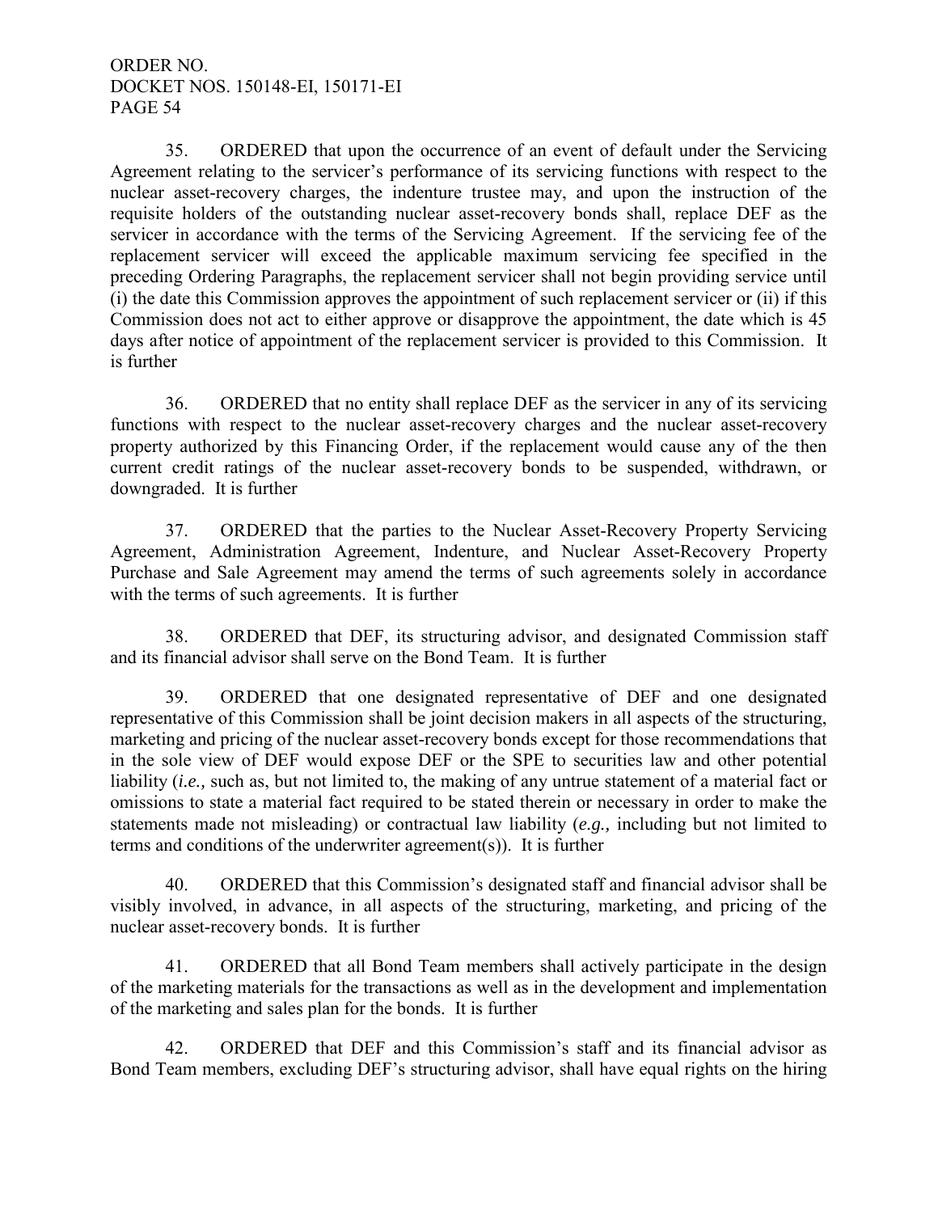35. ORDERED that upon the occurrence of an event of default under the Servicing Agreement relating to the servicer's performance of its servicing functions with respect to the nuclear asset-recovery charges, the indenture trustee may, and upon the instruction of the requisite holders of the outstanding nuclear asset-recovery bonds shall, replace DEF as the servicer in accordance with the terms of the Servicing Agreement. If the servicing fee of the replacement servicer will exceed the applicable maximum servicing fee specified in the preceding Ordering Paragraphs, the replacement servicer shall not begin providing service until (i) the date this Commission approves the appointment of such replacement servicer or (ii) if this Commission does not act to either approve or disapprove the appointment, the date which is 45 days after notice of appointment of the replacement servicer is provided to this Commission. It is further

36. ORDERED that no entity shall replace DEF as the servicer in any of its servicing functions with respect to the nuclear asset-recovery charges and the nuclear asset-recovery property authorized by this Financing Order, if the replacement would cause any of the then current credit ratings of the nuclear asset-recovery bonds to be suspended, withdrawn, or downgraded. It is further

37. ORDERED that the parties to the Nuclear Asset-Recovery Property Servicing Agreement, Administration Agreement, Indenture, and Nuclear Asset-Recovery Property Purchase and Sale Agreement may amend the terms of such agreements solely in accordance with the terms of such agreements. It is further

38. ORDERED that DEF, its structuring advisor, and designated Commission staff and its financial advisor shall serve on the Bond Team. It is further

39. ORDERED that one designated representative of DEF and one designated representative of this Commission shall be joint decision makers in all aspects of the structuring, marketing and pricing of the nuclear asset-recovery bonds except for those recommendations that in the sole view of DEF would expose DEF or the SPE to securities law and other potential liability (*i.e.,* such as, but not limited to, the making of any untrue statement of a material fact or omissions to state a material fact required to be stated therein or necessary in order to make the statements made not misleading) or contractual law liability (*e.g.,* including but not limited to terms and conditions of the underwriter agreement(s)). It is further

40. ORDERED that this Commission's designated staff and financial advisor shall be visibly involved, in advance, in all aspects of the structuring, marketing, and pricing of the nuclear asset-recovery bonds. It is further

41. ORDERED that all Bond Team members shall actively participate in the design of the marketing materials for the transactions as well as in the development and implementation of the marketing and sales plan for the bonds. It is further

42. ORDERED that DEF and this Commission's staff and its financial advisor as Bond Team members, excluding DEF's structuring advisor, shall have equal rights on the hiring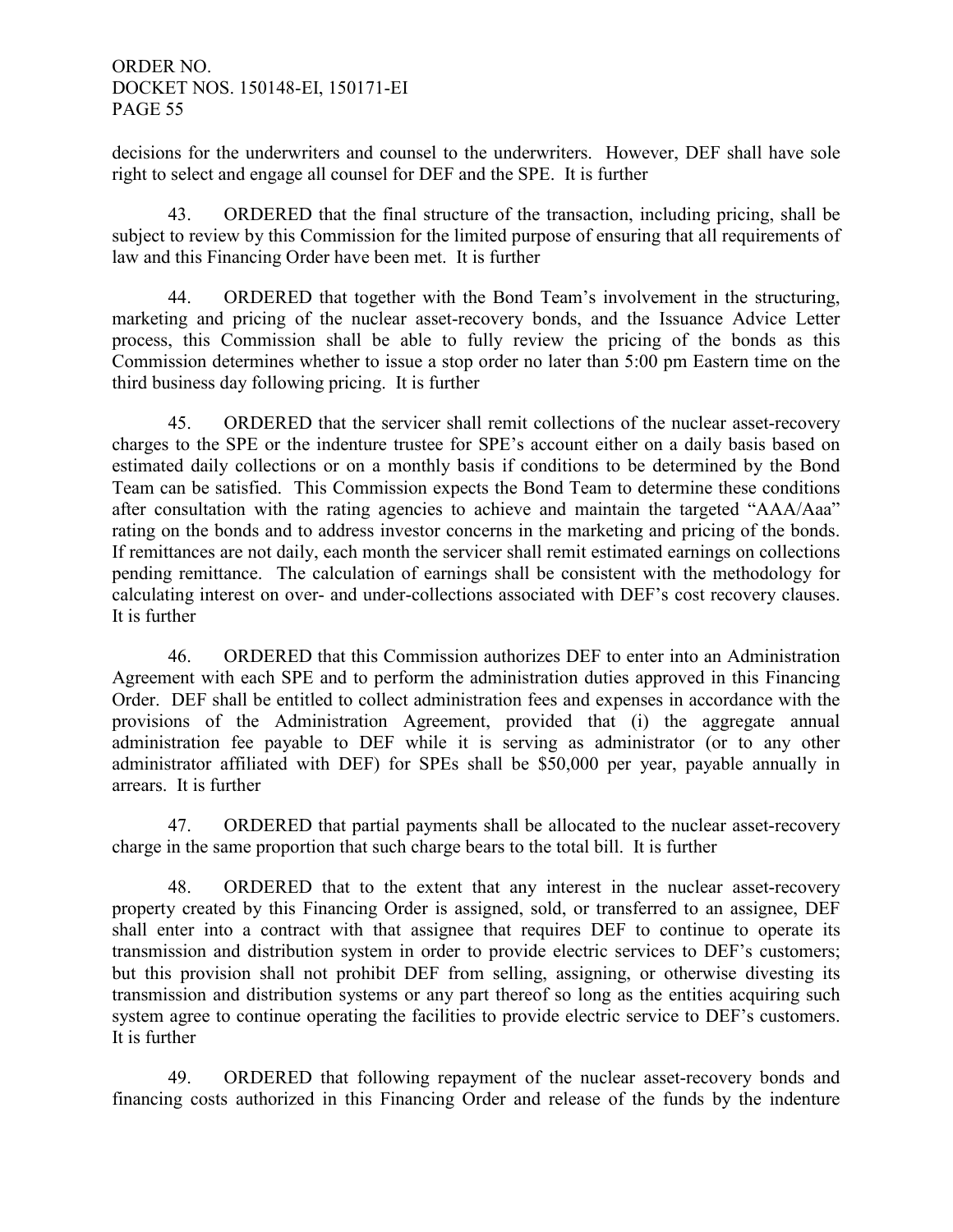decisions for the underwriters and counsel to the underwriters. However, DEF shall have sole right to select and engage all counsel for DEF and the SPE. It is further

43. ORDERED that the final structure of the transaction, including pricing, shall be subject to review by this Commission for the limited purpose of ensuring that all requirements of law and this Financing Order have been met. It is further

44. ORDERED that together with the Bond Team's involvement in the structuring, marketing and pricing of the nuclear asset-recovery bonds, and the Issuance Advice Letter process, this Commission shall be able to fully review the pricing of the bonds as this Commission determines whether to issue a stop order no later than 5:00 pm Eastern time on the third business day following pricing. It is further

45. ORDERED that the servicer shall remit collections of the nuclear asset-recovery charges to the SPE or the indenture trustee for SPE's account either on a daily basis based on estimated daily collections or on a monthly basis if conditions to be determined by the Bond Team can be satisfied. This Commission expects the Bond Team to determine these conditions after consultation with the rating agencies to achieve and maintain the targeted "AAA/Aaa" rating on the bonds and to address investor concerns in the marketing and pricing of the bonds. If remittances are not daily, each month the servicer shall remit estimated earnings on collections pending remittance. The calculation of earnings shall be consistent with the methodology for calculating interest on over- and under-collections associated with DEF's cost recovery clauses. It is further

46. ORDERED that this Commission authorizes DEF to enter into an Administration Agreement with each SPE and to perform the administration duties approved in this Financing Order. DEF shall be entitled to collect administration fees and expenses in accordance with the provisions of the Administration Agreement, provided that (i) the aggregate annual administration fee payable to DEF while it is serving as administrator (or to any other administrator affiliated with DEF) for SPEs shall be $50,000 per year, payable annually in arrears. It is further

47. ORDERED that partial payments shall be allocated to the nuclear asset-recovery charge in the same proportion that such charge bears to the total bill. It is further

48. ORDERED that to the extent that any interest in the nuclear asset-recovery property created by this Financing Order is assigned, sold, or transferred to an assignee, DEF shall enter into a contract with that assignee that requires DEF to continue to operate its transmission and distribution system in order to provide electric services to DEF's customers; but this provision shall not prohibit DEF from selling, assigning, or otherwise divesting its transmission and distribution systems or any part thereof so long as the entities acquiring such system agree to continue operating the facilities to provide electric service to DEF's customers. It is further

49. ORDERED that following repayment of the nuclear asset-recovery bonds and financing costs authorized in this Financing Order and release of the funds by the indenture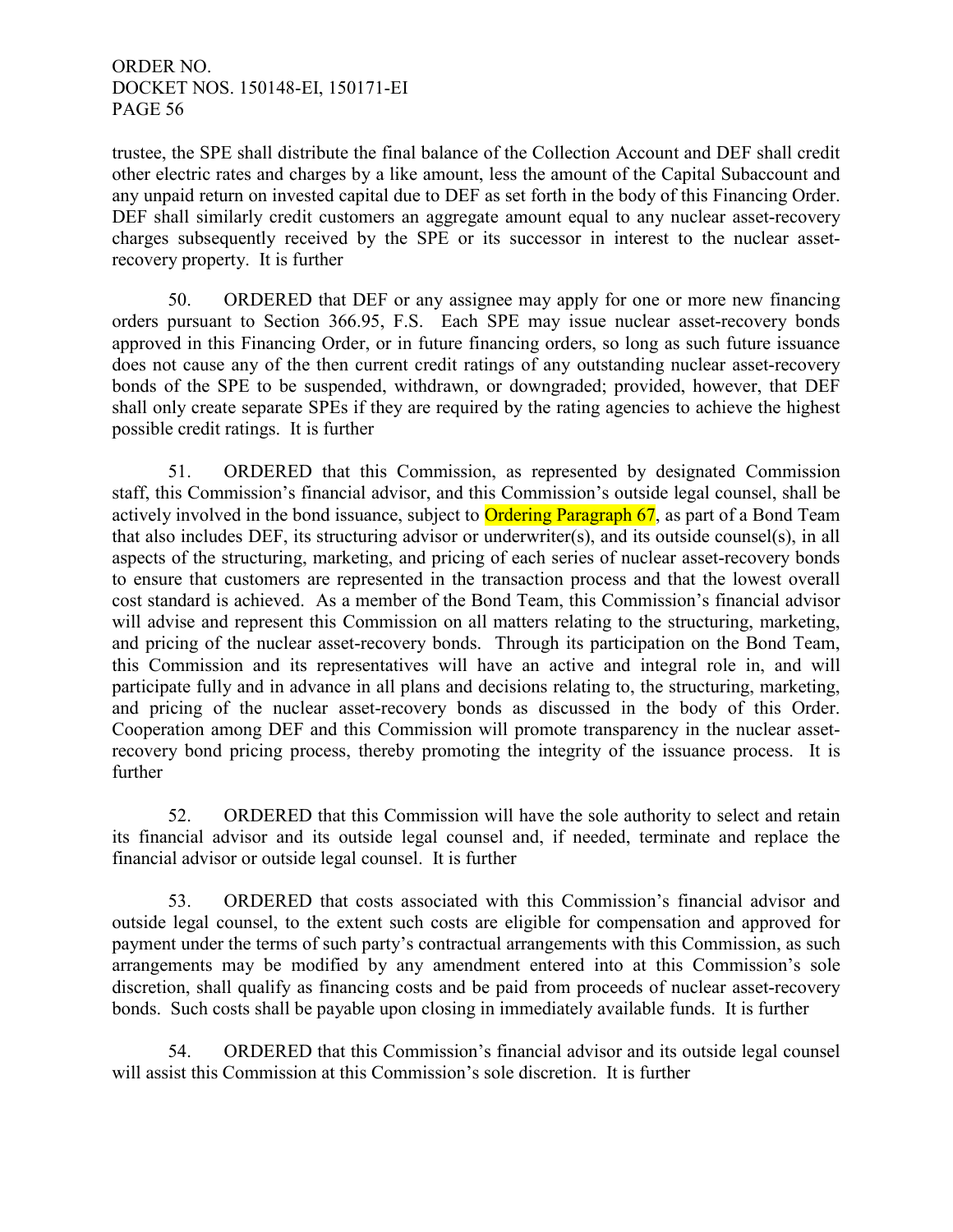trustee, the SPE shall distribute the final balance of the Collection Account and DEF shall credit other electric rates and charges by a like amount, less the amount of the Capital Subaccount and any unpaid return on invested capital due to DEF as set forth in the body of this Financing Order. DEF shall similarly credit customers an aggregate amount equal to any nuclear asset-recovery charges subsequently received by the SPE or its successor in interest to the nuclear asset-recovery property. It is further

50. ORDERED that DEF or any assignee may apply for one or more new financing orders pursuant to Section 366.95, F.S. Each SPE may issue nuclear asset-recovery bonds approved in this Financing Order, or in future financing orders, so long as such future issuance does not cause any of the then current credit ratings of any outstanding nuclear asset-recovery bonds of the SPE to be suspended, withdrawn, or downgraded; provided, however, that DEF shall only create separate SPEs if they are required by the rating agencies to achieve the highest possible credit ratings. It is further

51. ORDERED that this Commission, as represented by designated Commission staff, this Commission's financial advisor, and this Commission's outside legal counsel, shall be actively involved in the bond issuance, subject to Ordering Paragraph 67, as part of a Bond Team that also includes DEF, its structuring advisor or underwriter(s), and its outside counsel(s), in all aspects of the structuring, marketing, and pricing of each series of nuclear asset-recovery bonds to ensure that customers are represented in the transaction process and that the lowest overall cost standard is achieved. As a member of the Bond Team, this Commission's financial advisor will advise and represent this Commission on all matters relating to the structuring, marketing, and pricing of the nuclear asset-recovery bonds. Through its participation on the Bond Team, this Commission and its representatives will have an active and integral role in, and will participate fully and in advance in all plans and decisions relating to, the structuring, marketing, and pricing of the nuclear asset-recovery bonds as discussed in the body of this Order. Cooperation among DEF and this Commission will promote transparency in the nuclear asset-recovery bond pricing process, thereby promoting the integrity of the issuance process. It is further

52. ORDERED that this Commission will have the sole authority to select and retain its financial advisor and its outside legal counsel and, if needed, terminate and replace the financial advisor or outside legal counsel. It is further

53. ORDERED that costs associated with this Commission's financial advisor and outside legal counsel, to the extent such costs are eligible for compensation and approved for payment under the terms of such party's contractual arrangements with this Commission, as such arrangements may be modified by any amendment entered into at this Commission's sole discretion, shall qualify as financing costs and be paid from proceeds of nuclear asset-recovery bonds. Such costs shall be payable upon closing in immediately available funds. It is further

54. ORDERED that this Commission's financial advisor and its outside legal counsel will assist this Commission at this Commission's sole discretion. It is further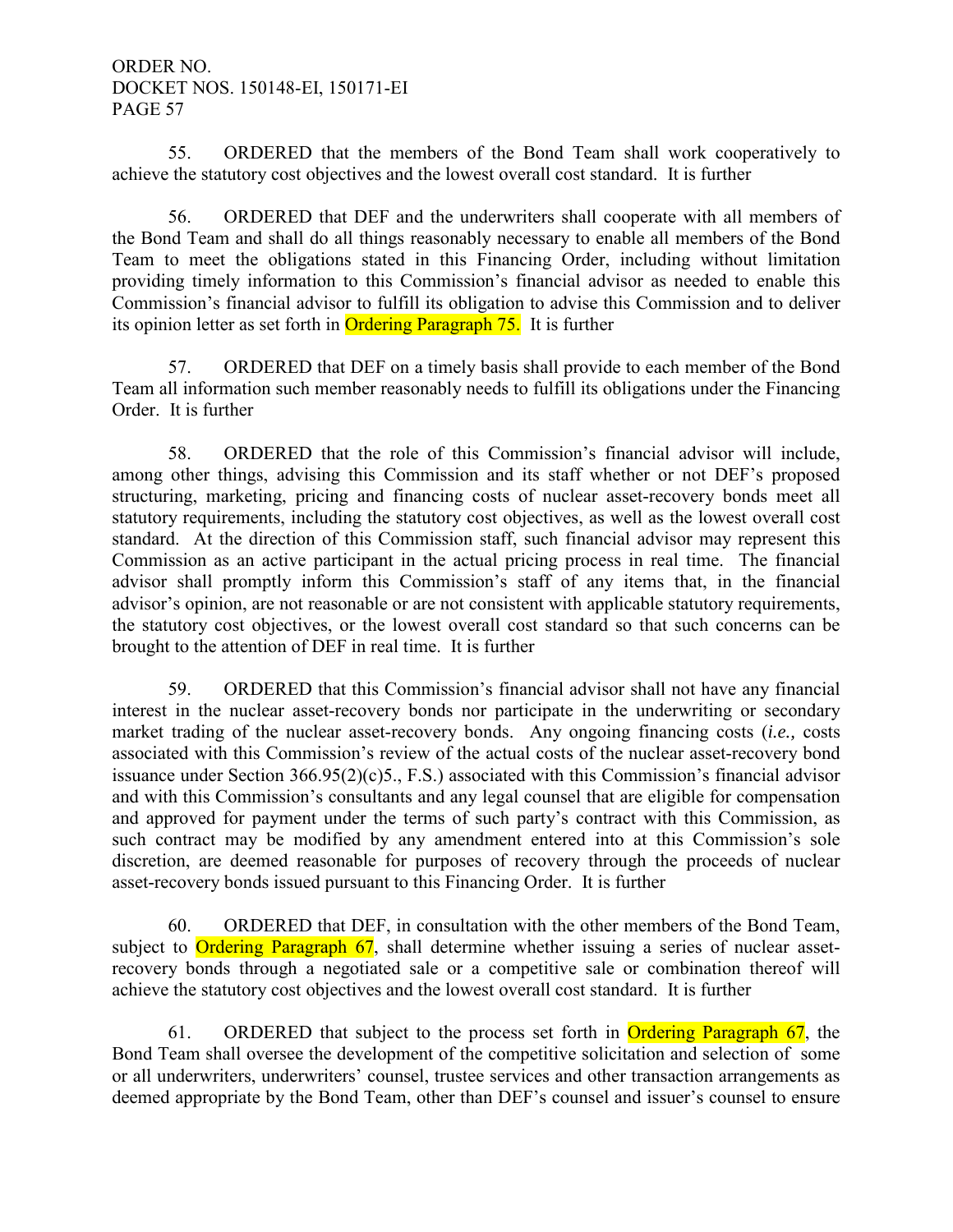55. ORDERED that the members of the Bond Team shall work cooperatively to achieve the statutory cost objectives and the lowest overall cost standard. It is further

56. ORDERED that DEF and the underwriters shall cooperate with all members of the Bond Team and shall do all things reasonably necessary to enable all members of the Bond Team to meet the obligations stated in this Financing Order, including without limitation providing timely information to this Commission's financial advisor as needed to enable this Commission's financial advisor to fulfill its obligation to advise this Commission and to deliver its opinion letter as set forth in Ordering Paragraph 75. It is further

57. ORDERED that DEF on a timely basis shall provide to each member of the Bond Team all information such member reasonably needs to fulfill its obligations under the Financing Order. It is further

58. ORDERED that the role of this Commission's financial advisor will include, among other things, advising this Commission and its staff whether or not DEF's proposed structuring, marketing, pricing and financing costs of nuclear asset-recovery bonds meet all statutory requirements, including the statutory cost objectives, as well as the lowest overall cost standard. At the direction of this Commission staff, such financial advisor may represent this Commission as an active participant in the actual pricing process in real time. The financial advisor shall promptly inform this Commission's staff of any items that, in the financial advisor's opinion, are not reasonable or are not consistent with applicable statutory requirements, the statutory cost objectives, or the lowest overall cost standard so that such concerns can be brought to the attention of DEF in real time. It is further

59. ORDERED that this Commission's financial advisor shall not have any financial interest in the nuclear asset-recovery bonds nor participate in the underwriting or secondary market trading of the nuclear asset-recovery bonds. Any ongoing financing costs (*i.e.,* costs associated with this Commission's review of the actual costs of the nuclear asset-recovery bond issuance under Section 366.95(2)(c)5., F.S.) associated with this Commission's financial advisor and with this Commission's consultants and any legal counsel that are eligible for compensation and approved for payment under the terms of such party's contract with this Commission, as such contract may be modified by any amendment entered into at this Commission's sole discretion, are deemed reasonable for purposes of recovery through the proceeds of nuclear asset-recovery bonds issued pursuant to this Financing Order. It is further

60. ORDERED that DEF, in consultation with the other members of the Bond Team, subject to Ordering Paragraph 67, shall determine whether issuing a series of nuclear asset-recovery bonds through a negotiated sale or a competitive sale or combination thereof will achieve the statutory cost objectives and the lowest overall cost standard. It is further

61. ORDERED that subject to the process set forth in Ordering Paragraph 67, the Bond Team shall oversee the development of the competitive solicitation and selection of some or all underwriters, underwriters' counsel, trustee services and other transaction arrangements as deemed appropriate by the Bond Team, other than DEF's counsel and issuer's counsel to ensure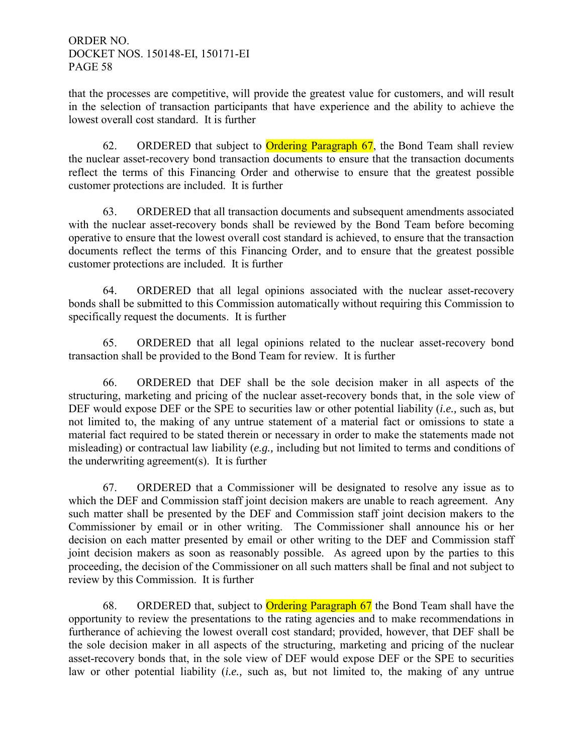that the processes are competitive, will provide the greatest value for customers, and will result in the selection of transaction participants that have experience and the ability to achieve the lowest overall cost standard. It is further

62. ORDERED that subject to Ordering Paragraph 67, the Bond Team shall review the nuclear asset-recovery bond transaction documents to ensure that the transaction documents reflect the terms of this Financing Order and otherwise to ensure that the greatest possible customer protections are included. It is further

63. ORDERED that all transaction documents and subsequent amendments associated with the nuclear asset-recovery bonds shall be reviewed by the Bond Team before becoming operative to ensure that the lowest overall cost standard is achieved, to ensure that the transaction documents reflect the terms of this Financing Order, and to ensure that the greatest possible customer protections are included. It is further

64. ORDERED that all legal opinions associated with the nuclear asset-recovery bonds shall be submitted to this Commission automatically without requiring this Commission to specifically request the documents. It is further

65. ORDERED that all legal opinions related to the nuclear asset-recovery bond transaction shall be provided to the Bond Team for review. It is further

66. ORDERED that DEF shall be the sole decision maker in all aspects of the structuring, marketing and pricing of the nuclear asset-recovery bonds that, in the sole view of DEF would expose DEF or the SPE to securities law or other potential liability (*i.e.,* such as, but not limited to, the making of any untrue statement of a material fact or omissions to state a material fact required to be stated therein or necessary in order to make the statements made not misleading) or contractual law liability (*e.g.,* including but not limited to terms and conditions of the underwriting agreement(s). It is further

67. ORDERED that a Commissioner will be designated to resolve any issue as to which the DEF and Commission staff joint decision makers are unable to reach agreement. Any such matter shall be presented by the DEF and Commission staff joint decision makers to the Commissioner by email or in other writing. The Commissioner shall announce his or her decision on each matter presented by email or other writing to the DEF and Commission staff joint decision makers as soon as reasonably possible. As agreed upon by the parties to this proceeding, the decision of the Commissioner on all such matters shall be final and not subject to review by this Commission. It is further

68. ORDERED that, subject to Ordering Paragraph 67 the Bond Team shall have the opportunity to review the presentations to the rating agencies and to make recommendations in furtherance of achieving the lowest overall cost standard; provided, however, that DEF shall be the sole decision maker in all aspects of the structuring, marketing and pricing of the nuclear asset-recovery bonds that, in the sole view of DEF would expose DEF or the SPE to securities law or other potential liability (*i.e.,* such as, but not limited to, the making of any untrue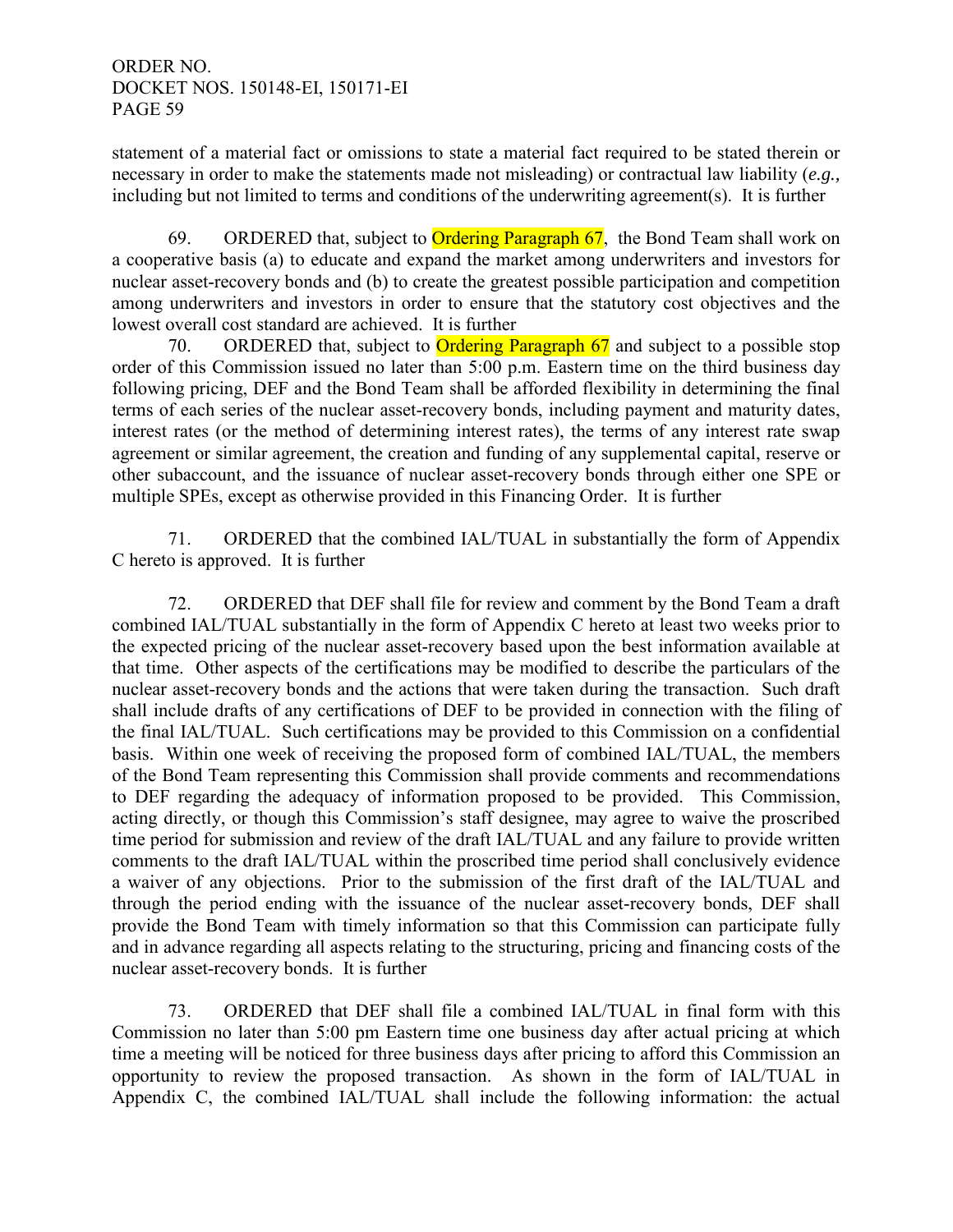statement of a material fact or omissions to state a material fact required to be stated therein or necessary in order to make the statements made not misleading) or contractual law liability (*e.g.,* including but not limited to terms and conditions of the underwriting agreement(s). It is further

69. ORDERED that, subject to Ordering Paragraph 67, the Bond Team shall work on a cooperative basis (a) to educate and expand the market among underwriters and investors for nuclear asset-recovery bonds and (b) to create the greatest possible participation and competition among underwriters and investors in order to ensure that the statutory cost objectives and the lowest overall cost standard are achieved. It is further

70. ORDERED that, subject to Ordering Paragraph 67 and subject to a possible stop order of this Commission issued no later than 5:00 p.m. Eastern time on the third business day following pricing, DEF and the Bond Team shall be afforded flexibility in determining the final terms of each series of the nuclear asset-recovery bonds, including payment and maturity dates, interest rates (or the method of determining interest rates), the terms of any interest rate swap agreement or similar agreement, the creation and funding of any supplemental capital, reserve or other subaccount, and the issuance of nuclear asset-recovery bonds through either one SPE or multiple SPEs, except as otherwise provided in this Financing Order. It is further

71. ORDERED that the combined IAL/TUAL in substantially the form of Appendix C hereto is approved. It is further

72. ORDERED that DEF shall file for review and comment by the Bond Team a draft combined IAL/TUAL substantially in the form of Appendix C hereto at least two weeks prior to the expected pricing of the nuclear asset-recovery based upon the best information available at that time. Other aspects of the certifications may be modified to describe the particulars of the nuclear asset-recovery bonds and the actions that were taken during the transaction. Such draft shall include drafts of any certifications of DEF to be provided in connection with the filing of the final IAL/TUAL. Such certifications may be provided to this Commission on a confidential basis. Within one week of receiving the proposed form of combined IAL/TUAL, the members of the Bond Team representing this Commission shall provide comments and recommendations to DEF regarding the adequacy of information proposed to be provided. This Commission, acting directly, or though this Commission's staff designee, may agree to waive the proscribed time period for submission and review of the draft IAL/TUAL and any failure to provide written comments to the draft IAL/TUAL within the proscribed time period shall conclusively evidence a waiver of any objections. Prior to the submission of the first draft of the IAL/TUAL and through the period ending with the issuance of the nuclear asset-recovery bonds, DEF shall provide the Bond Team with timely information so that this Commission can participate fully and in advance regarding all aspects relating to the structuring, pricing and financing costs of the nuclear asset-recovery bonds. It is further

73. ORDERED that DEF shall file a combined IAL/TUAL in final form with this Commission no later than 5:00 pm Eastern time one business day after actual pricing at which time a meeting will be noticed for three business days after pricing to afford this Commission an opportunity to review the proposed transaction. As shown in the form of IAL/TUAL in Appendix C, the combined IAL/TUAL shall include the following information: the actual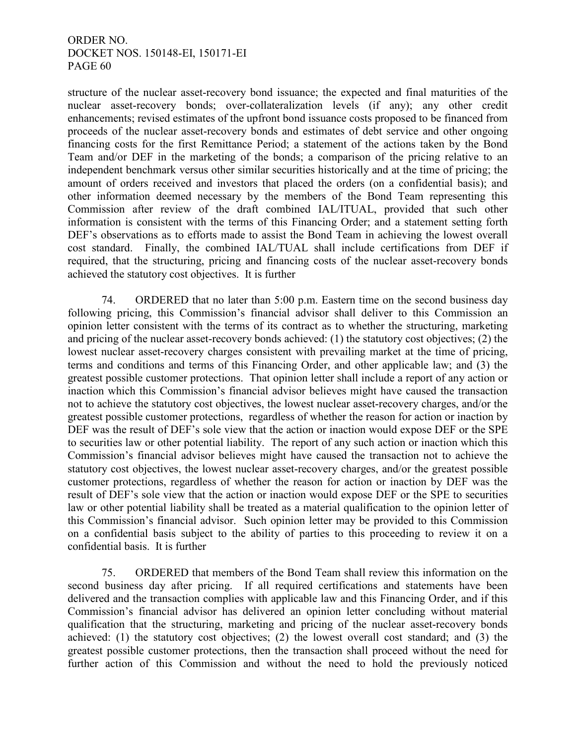structure of the nuclear asset-recovery bond issuance; the expected and final maturities of the nuclear asset-recovery bonds; over-collateralization levels (if any); any other credit enhancements; revised estimates of the upfront bond issuance costs proposed to be financed from proceeds of the nuclear asset-recovery bonds and estimates of debt service and other ongoing financing costs for the first Remittance Period; a statement of the actions taken by the Bond Team and/or DEF in the marketing of the bonds; a comparison of the pricing relative to an independent benchmark versus other similar securities historically and at the time of pricing; the amount of orders received and investors that placed the orders (on a confidential basis); and other information deemed necessary by the members of the Bond Team representing this Commission after review of the draft combined IAL/ITUAL, provided that such other information is consistent with the terms of this Financing Order; and a statement setting forth DEF's observations as to efforts made to assist the Bond Team in achieving the lowest overall cost standard. Finally, the combined IAL/TUAL shall include certifications from DEF if required, that the structuring, pricing and financing costs of the nuclear asset-recovery bonds achieved the statutory cost objectives. It is further

74. ORDERED that no later than 5:00 p.m. Eastern time on the second business day following pricing, this Commission's financial advisor shall deliver to this Commission an opinion letter consistent with the terms of its contract as to whether the structuring, marketing and pricing of the nuclear asset-recovery bonds achieved: (1) the statutory cost objectives; (2) the lowest nuclear asset-recovery charges consistent with prevailing market at the time of pricing, terms and conditions and terms of this Financing Order, and other applicable law; and (3) the greatest possible customer protections. That opinion letter shall include a report of any action or inaction which this Commission's financial advisor believes might have caused the transaction not to achieve the statutory cost objectives, the lowest nuclear asset-recovery charges, and/or the greatest possible customer protections, regardless of whether the reason for action or inaction by DEF was the result of DEF's sole view that the action or inaction would expose DEF or the SPE to securities law or other potential liability. The report of any such action or inaction which this Commission's financial advisor believes might have caused the transaction not to achieve the statutory cost objectives, the lowest nuclear asset-recovery charges, and/or the greatest possible customer protections, regardless of whether the reason for action or inaction by DEF was the result of DEF's sole view that the action or inaction would expose DEF or the SPE to securities law or other potential liability shall be treated as a material qualification to the opinion letter of this Commission's financial advisor. Such opinion letter may be provided to this Commission on a confidential basis subject to the ability of parties to this proceeding to review it on a confidential basis. It is further

75. ORDERED that members of the Bond Team shall review this information on the second business day after pricing. If all required certifications and statements have been delivered and the transaction complies with applicable law and this Financing Order, and if this Commission's financial advisor has delivered an opinion letter concluding without material qualification that the structuring, marketing and pricing of the nuclear asset-recovery bonds achieved: (1) the statutory cost objectives; (2) the lowest overall cost standard; and (3) the greatest possible customer protections, then the transaction shall proceed without the need for further action of this Commission and without the need to hold the previously noticed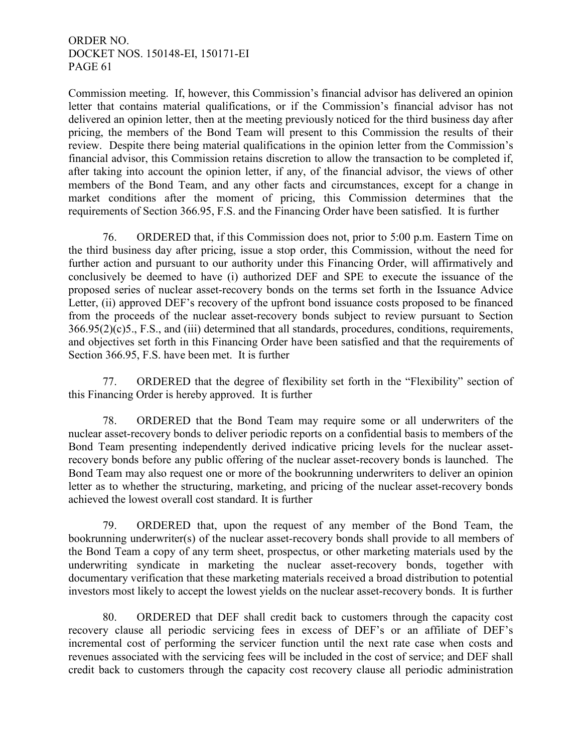Commission meeting. If, however, this Commission's financial advisor has delivered an opinion letter that contains material qualifications, or if the Commission's financial advisor has not delivered an opinion letter, then at the meeting previously noticed for the third business day after pricing, the members of the Bond Team will present to this Commission the results of their review. Despite there being material qualifications in the opinion letter from the Commission's financial advisor, this Commission retains discretion to allow the transaction to be completed if, after taking into account the opinion letter, if any, of the financial advisor, the views of other members of the Bond Team, and any other facts and circumstances, except for a change in market conditions after the moment of pricing, this Commission determines that the requirements of Section 366.95, F.S. and the Financing Order have been satisfied. It is further

76. ORDERED that, if this Commission does not, prior to 5:00 p.m. Eastern Time on the third business day after pricing, issue a stop order, this Commission, without the need for further action and pursuant to our authority under this Financing Order, will affirmatively and conclusively be deemed to have (i) authorized DEF and SPE to execute the issuance of the proposed series of nuclear asset-recovery bonds on the terms set forth in the Issuance Advice Letter, (ii) approved DEF's recovery of the upfront bond issuance costs proposed to be financed from the proceeds of the nuclear asset-recovery bonds subject to review pursuant to Section 366.95(2)(c)5., F.S., and (iii) determined that all standards, procedures, conditions, requirements, and objectives set forth in this Financing Order have been satisfied and that the requirements of Section 366.95, F.S. have been met. It is further

77. ORDERED that the degree of flexibility set forth in the "Flexibility" section of this Financing Order is hereby approved. It is further

78. ORDERED that the Bond Team may require some or all underwriters of the nuclear asset-recovery bonds to deliver periodic reports on a confidential basis to members of the Bond Team presenting independently derived indicative pricing levels for the nuclear asset-recovery bonds before any public offering of the nuclear asset-recovery bonds is launched. The Bond Team may also request one or more of the bookrunning underwriters to deliver an opinion letter as to whether the structuring, marketing, and pricing of the nuclear asset-recovery bonds achieved the lowest overall cost standard. It is further

79. ORDERED that, upon the request of any member of the Bond Team, the bookrunning underwriter(s) of the nuclear asset-recovery bonds shall provide to all members of the Bond Team a copy of any term sheet, prospectus, or other marketing materials used by the underwriting syndicate in marketing the nuclear asset-recovery bonds, together with documentary verification that these marketing materials received a broad distribution to potential investors most likely to accept the lowest yields on the nuclear asset-recovery bonds. It is further

80. ORDERED that DEF shall credit back to customers through the capacity cost recovery clause all periodic servicing fees in excess of DEF's or an affiliate of DEF's incremental cost of performing the servicer function until the next rate case when costs and revenues associated with the servicing fees will be included in the cost of service; and DEF shall credit back to customers through the capacity cost recovery clause all periodic administration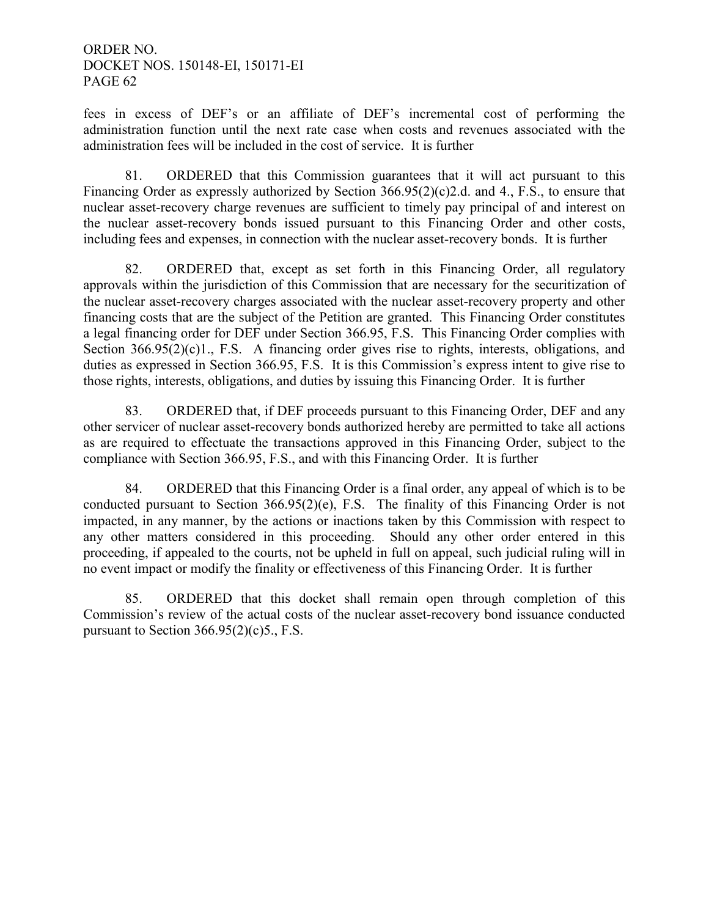fees in excess of DEF's or an affiliate of DEF's incremental cost of performing the administration function until the next rate case when costs and revenues associated with the administration fees will be included in the cost of service. It is further

81. ORDERED that this Commission guarantees that it will act pursuant to this Financing Order as expressly authorized by Section 366.95(2)(c)2.d. and 4., F.S., to ensure that nuclear asset-recovery charge revenues are sufficient to timely pay principal of and interest on the nuclear asset-recovery bonds issued pursuant to this Financing Order and other costs, including fees and expenses, in connection with the nuclear asset-recovery bonds. It is further

82. ORDERED that, except as set forth in this Financing Order, all regulatory approvals within the jurisdiction of this Commission that are necessary for the securitization of the nuclear asset-recovery charges associated with the nuclear asset-recovery property and other financing costs that are the subject of the Petition are granted. This Financing Order constitutes a legal financing order for DEF under Section 366.95, F.S. This Financing Order complies with Section 366.95(2)(c)1., F.S. A financing order gives rise to rights, interests, obligations, and duties as expressed in Section 366.95, F.S. It is this Commission's express intent to give rise to those rights, interests, obligations, and duties by issuing this Financing Order. It is further

83. ORDERED that, if DEF proceeds pursuant to this Financing Order, DEF and any other servicer of nuclear asset-recovery bonds authorized hereby are permitted to take all actions as are required to effectuate the transactions approved in this Financing Order, subject to the compliance with Section 366.95, F.S., and with this Financing Order. It is further

84. ORDERED that this Financing Order is a final order, any appeal of which is to be conducted pursuant to Section 366.95(2)(e), F.S. The finality of this Financing Order is not impacted, in any manner, by the actions or inactions taken by this Commission with respect to any other matters considered in this proceeding. Should any other order entered in this proceeding, if appealed to the courts, not be upheld in full on appeal, such judicial ruling will in no event impact or modify the finality or effectiveness of this Financing Order. It is further

85. ORDERED that this docket shall remain open through completion of this Commission's review of the actual costs of the nuclear asset-recovery bond issuance conducted pursuant to Section 366.95(2)(c)5., F.S.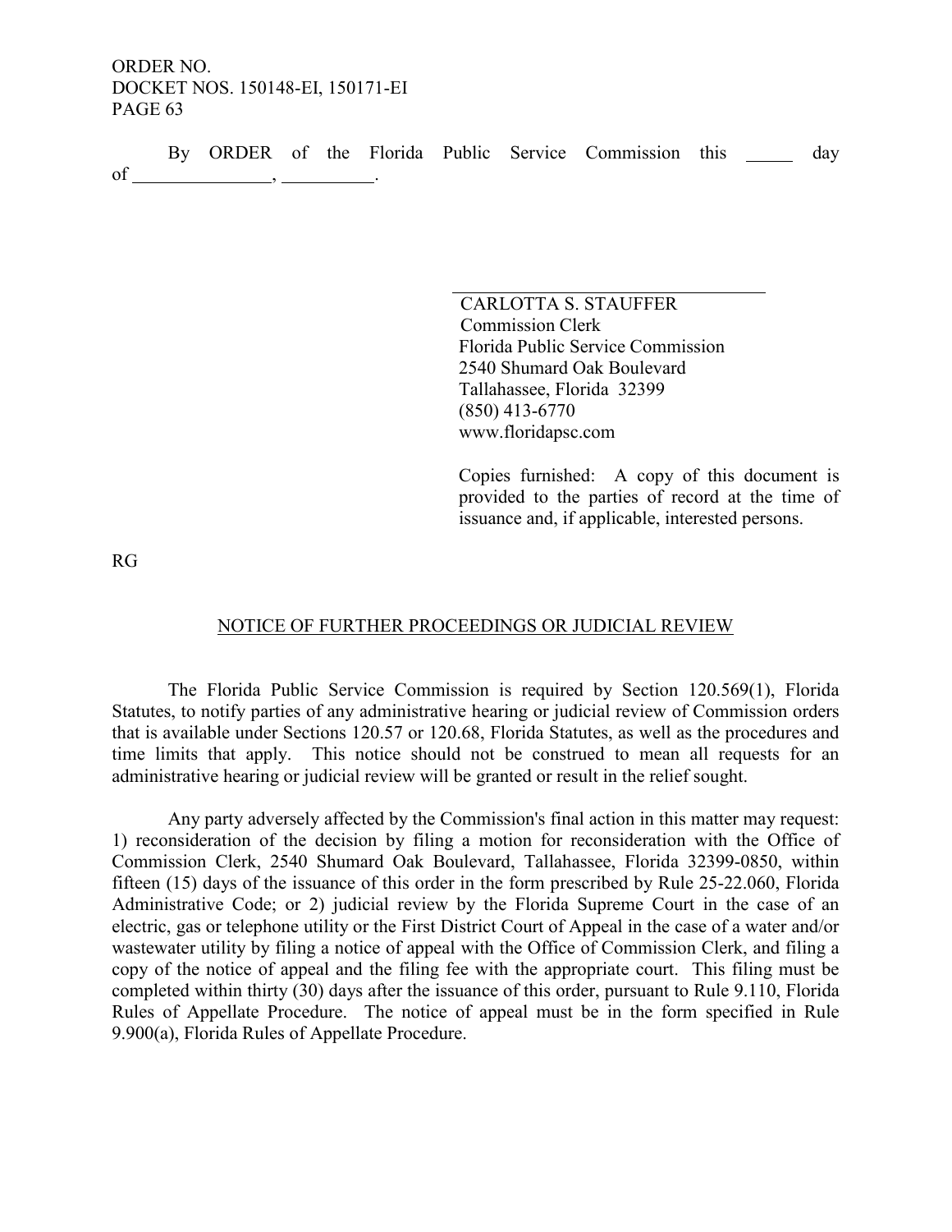By ORDER of the Florida Public Service Commission this _____ day of _______________, __________.

CARLOTTA S. STAUFFER
Commission Clerk
Florida Public Service Commission
2540 Shumard Oak Boulevard
Tallahassee, Florida 32399
(850) 413-6770
www.floridapsc.com

Copies furnished: A copy of this document is provided to the parties of record at the time of issuance and, if applicable, interested persons.

RG

## NOTICE OF FURTHER PROCEEDINGS OR JUDICIAL REVIEW

The Florida Public Service Commission is required by Section 120.569(1), Florida Statutes, to notify parties of any administrative hearing or judicial review of Commission orders that is available under Sections 120.57 or 120.68, Florida Statutes, as well as the procedures and time limits that apply. This notice should not be construed to mean all requests for an administrative hearing or judicial review will be granted or result in the relief sought.

Any party adversely affected by the Commission's final action in this matter may request: 1) reconsideration of the decision by filing a motion for reconsideration with the Office of Commission Clerk, 2540 Shumard Oak Boulevard, Tallahassee, Florida 32399-0850, within fifteen (15) days of the issuance of this order in the form prescribed by Rule 25-22.060, Florida Administrative Code; or 2) judicial review by the Florida Supreme Court in the case of an electric, gas or telephone utility or the First District Court of Appeal in the case of a water and/or wastewater utility by filing a notice of appeal with the Office of Commission Clerk, and filing a copy of the notice of appeal and the filing fee with the appropriate court. This filing must be completed within thirty (30) days after the issuance of this order, pursuant to Rule 9.110, Florida Rules of Appellate Procedure. The notice of appeal must be in the form specified in Rule 9.900(a), Florida Rules of Appellate Procedure.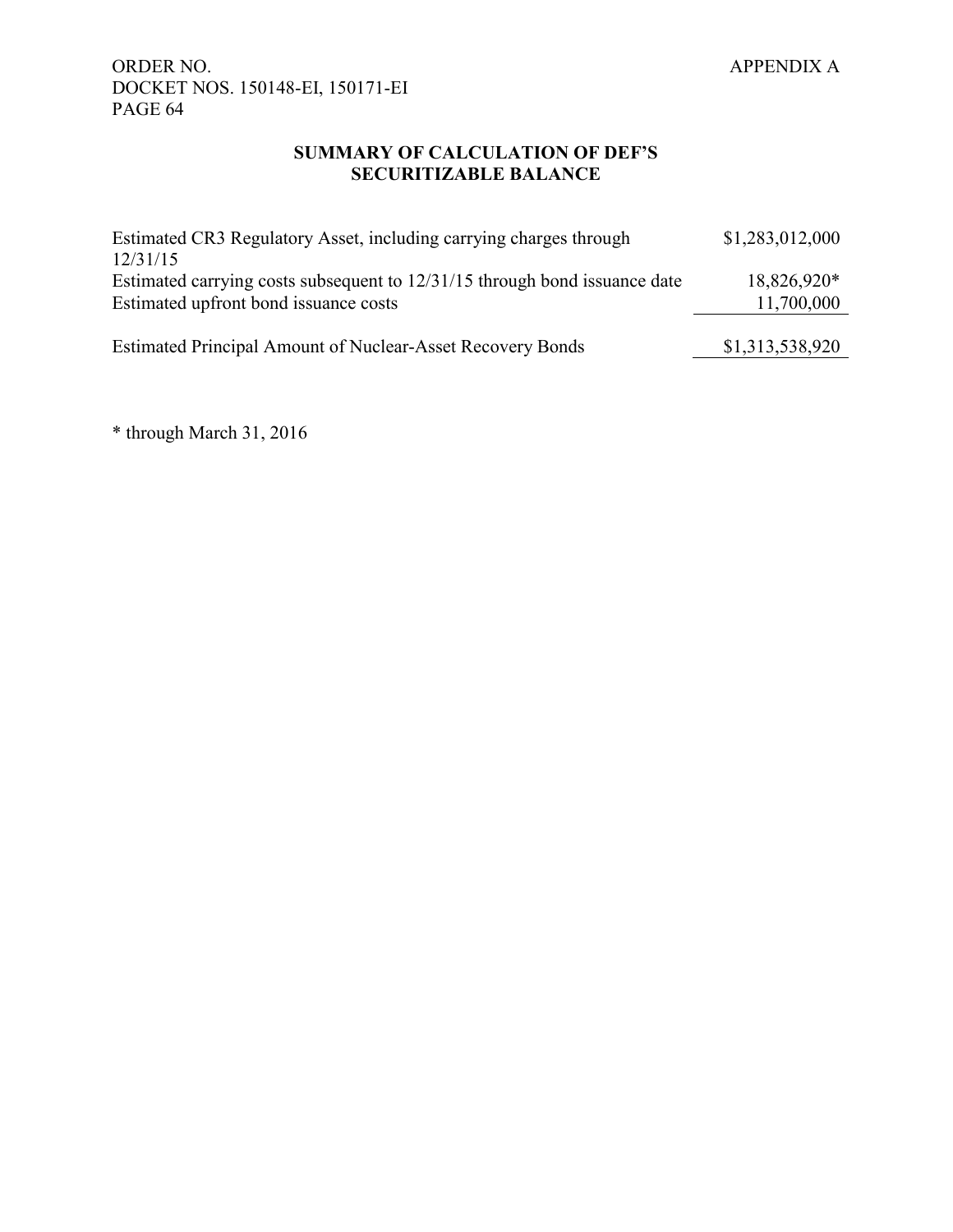## SUMMARY OF CALCULATION OF DEF'S SECURITIZABLE BALANCE

| | |
|---|---|
| Estimated CR3 Regulatory Asset, including carrying charges through 12/31/15 | $1,283,012,000 |
| Estimated carrying costs subsequent to 12/31/15 through bond issuance date | 18,826,920* |
| Estimated upfront bond issuance costs | 11,700,000 |
| Estimated Principal Amount of Nuclear-Asset Recovery Bonds | $1,313,538,920 |

* through March 31, 2016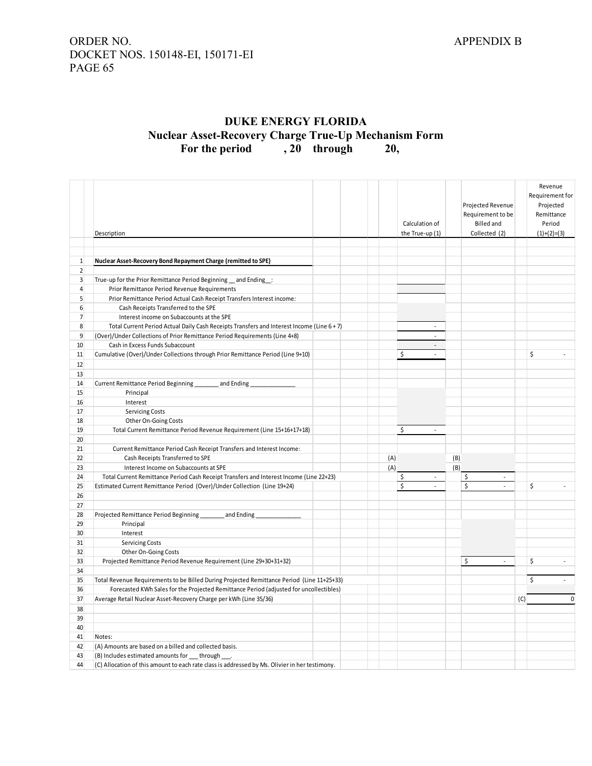ORDER NO.

DOCKET NOS. 150148-EI, 150171-EI

APPENDIX B

## DUKE ENERGY FLORIDA
## Nuclear Asset-Recovery Charge True-Up Mechanism Form
## For the period , 20 through 20,

| | Description | | Calculation of the True-up (1) | | Projected Revenue Requirement to be Billed and Collected (2) | | Revenue Requirement for Projected Remittance Period (1)+(2)=(3) |
|---|---|---|---|---|---|---|---|
| 1 | **Nuclear Asset-Recovery Bond Repayment Charge (remitted to SPE)** | | | | | | |
| 2 | | | | | | | |
| 3 | True-up for the Prior Remittance Period Beginning __ and Ending__: | | | | | | |
| 4 | Prior Remittance Period Revenue Requirements | | | | | | |
| 5 | Prior Remittance Period Actual Cash Receipt Transfers Interest income: | | | | | | |
| 6 | Cash Receipts Transferred to the SPE | | | | | | |
| 7 | Interest income on Subaccounts at the SPE | | | | | | |
| 8 | Total Current Period Actual Daily Cash Receipts Transfers and Interest Income (Line 6 + 7) | | - | | | | |
| 9 | (Over)/Under Collections of Prior Remittance Period Requirements (Line 4+8) | | - | | | | |
| 10 | Cash in Excess Funds Subaccount | | - | | | | |
| 11 | Cumulative (Over)/Under Collections through Prior Remittance Period (Line 9+10) | | $ - | | | | $ - |
| 12 | | | | | | | |
| 13 | | | | | | | |
| 14 | Current Remittance Period Beginning _______ and Ending _____________ | | | | | | |
| 15 | Principal | | | | | | |
| 16 | Interest | | | | | | |
| 17 | Servicing Costs | | | | | | |
| 18 | Other On-Going Costs | | | | | | |
| 19 | Total Current Remittance Period Revenue Requirement (Line 15+16+17+18) | | $ - | | | | |
| 20 | | | | | | | |
| 21 | Current Remittance Period Cash Receipt Transfers and Interest Income: | | | | | | |
| 22 | Cash Receipts Transferred to SPE | (A) | | (B) | | | |
| 23 | Interest Income on Subaccounts at SPE | (A) | | (B) | | | |
| 24 | Total Current Remittance Period Cash Receipt Transfers and Interest Income (Line 22+23) | | $ - | | $ - | | |
| 25 | Estimated Current Remittance Period (Over)/Under Collection (Line 19+24) | | $ - | | $ - | | $ - |
| 26 | | | | | | | |
| 27 | | | | | | | |
| 28 | Projected Remittance Period Beginning _______ and Ending _____________ | | | | | | |
| 29 | Principal | | | | | | |
| 30 | Interest | | | | | | |
| 31 | Servicing Costs | | | | | | |
| 32 | Other On-Going Costs | | | | | | |
| 33 | Projected Remittance Period Revenue Requirement (Line 29+30+31+32) | | | | $ - | | $ - |
| 34 | | | | | | | |
| 35 | Total Revenue Requirements to be Billed During Projected Remittance Period (Line 11+25+33) | | | | | | $ - |
| 36 | Forecasted KWh Sales for the Projected Remittance Period (adjusted for uncollectibles) | | | | | | |
| 37 | Average Retail Nuclear Asset-Recovery Charge per kWh (Line 35/36) | | | | | (C) | 0 |
| 38 | | | | | | | |
| 39 | | | | | | | |
| 40 | | | | | | | |
| 41 | Notes: | | | | | | |
| 42 | (A) Amounts are based on a billed and collected basis. | | | | | | |
| 43 | (B) Includes estimated amounts for ___ through ___. | | | | | | |
| 44 | (C) Allocation of this amount to each rate class is addressed by Ms. Olivier in her testimony. | | | | | | |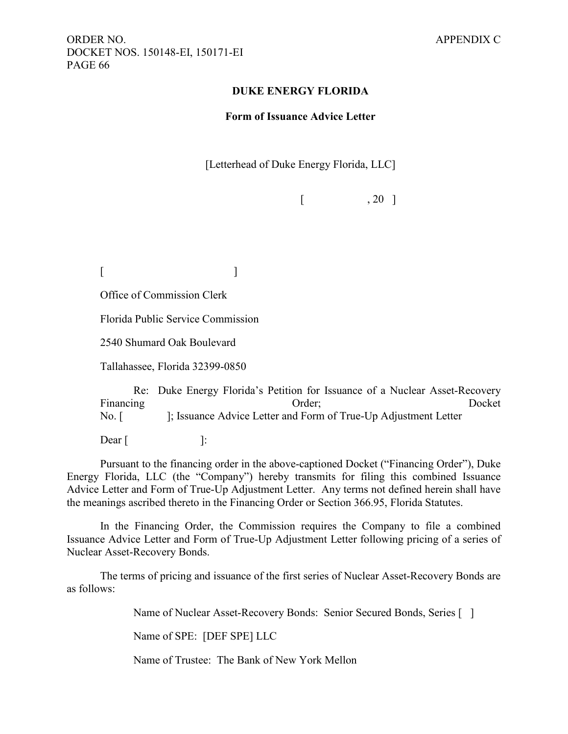**DUKE ENERGY FLORIDA**

**Form of Issuance Advice Letter**

[Letterhead of Duke Energy Florida, LLC]

[ , 20 ]

[ ]

Office of Commission Clerk

Florida Public Service Commission

2540 Shumard Oak Boulevard

Tallahassee, Florida 32399-0850

Re: Duke Energy Florida's Petition for Issuance of a Nuclear Asset-Recovery Financing Order; Docket No. [ ]; Issuance Advice Letter and Form of True-Up Adjustment Letter

Dear [ ]:

Pursuant to the financing order in the above-captioned Docket ("Financing Order"), Duke Energy Florida, LLC (the "Company") hereby transmits for filing this combined Issuance Advice Letter and Form of True-Up Adjustment Letter. Any terms not defined herein shall have the meanings ascribed thereto in the Financing Order or Section 366.95, Florida Statutes.

In the Financing Order, the Commission requires the Company to file a combined Issuance Advice Letter and Form of True-Up Adjustment Letter following pricing of a series of Nuclear Asset-Recovery Bonds.

The terms of pricing and issuance of the first series of Nuclear Asset-Recovery Bonds are as follows:

Name of Nuclear Asset-Recovery Bonds: Senior Secured Bonds, Series [ ]

Name of SPE: [DEF SPE] LLC

Name of Trustee: The Bank of New York Mellon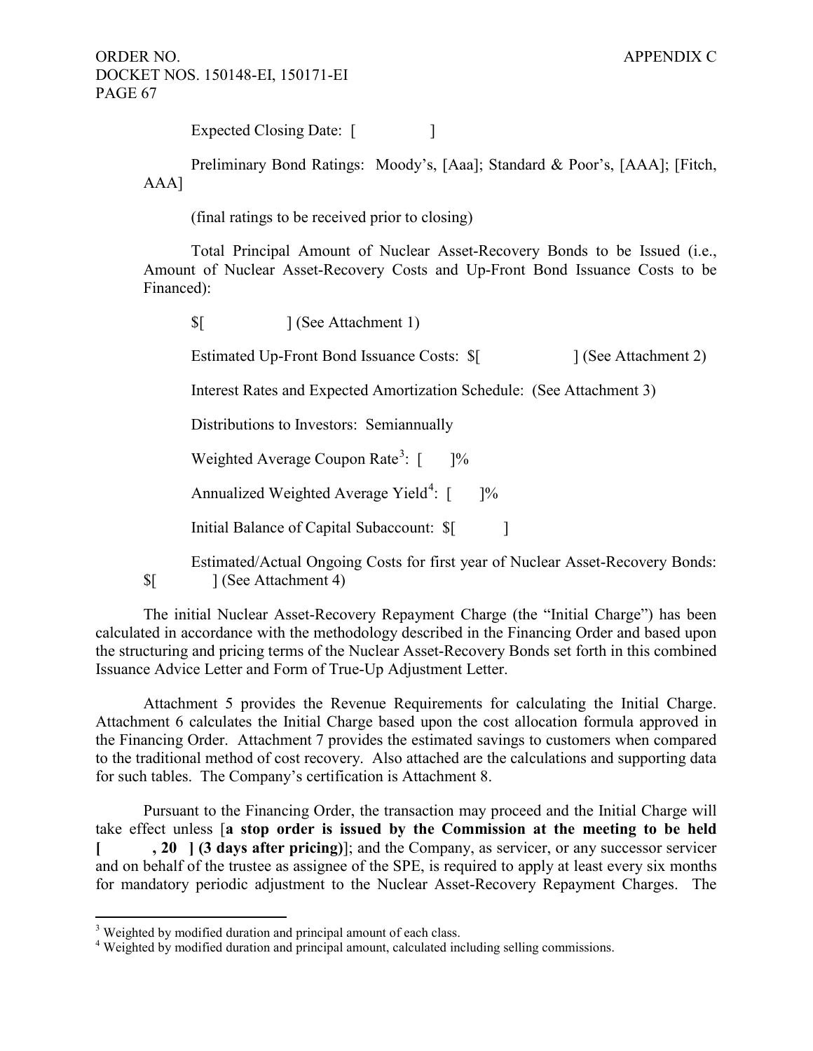Expected Closing Date: [ ]

Preliminary Bond Ratings: Moody's, [Aaa]; Standard & Poor's, [AAA]; [Fitch, AAA]

(final ratings to be received prior to closing)

Total Principal Amount of Nuclear Asset-Recovery Bonds to be Issued (i.e., Amount of Nuclear Asset-Recovery Costs and Up-Front Bond Issuance Costs to be Financed):

$[ ] (See Attachment 1)

Estimated Up-Front Bond Issuance Costs: $[ ] (See Attachment 2)

Interest Rates and Expected Amortization Schedule: (See Attachment 3)

Distributions to Investors: Semiannually

Weighted Average Coupon Rate[3]: [ ]%

Annualized Weighted Average Yield[4]: [ ]%

Initial Balance of Capital Subaccount: $[ ]

Estimated/Actual Ongoing Costs for first year of Nuclear Asset-Recovery Bonds: $[ ] (See Attachment 4)

The initial Nuclear Asset-Recovery Repayment Charge (the "Initial Charge") has been calculated in accordance with the methodology described in the Financing Order and based upon the structuring and pricing terms of the Nuclear Asset-Recovery Bonds set forth in this combined Issuance Advice Letter and Form of True-Up Adjustment Letter.

Attachment 5 provides the Revenue Requirements for calculating the Initial Charge. Attachment 6 calculates the Initial Charge based upon the cost allocation formula approved in the Financing Order. Attachment 7 provides the estimated savings to customers when compared to the traditional method of cost recovery. Also attached are the calculations and supporting data for such tables. The Company's certification is Attachment 8.

Pursuant to the Financing Order, the transaction may proceed and the Initial Charge will take effect unless [**a stop order is issued by the Commission at the meeting to be held [ , 20 ] (3 days after pricing)**]; and the Company, as servicer, or any successor servicer and on behalf of the trustee as assignee of the SPE, is required to apply at least every six months for mandatory periodic adjustment to the Nuclear Asset-Recovery Repayment Charges. The

---

[3] Weighted by modified duration and principal amount of each class.

[4] Weighted by modified duration and principal amount, calculated including selling commissions.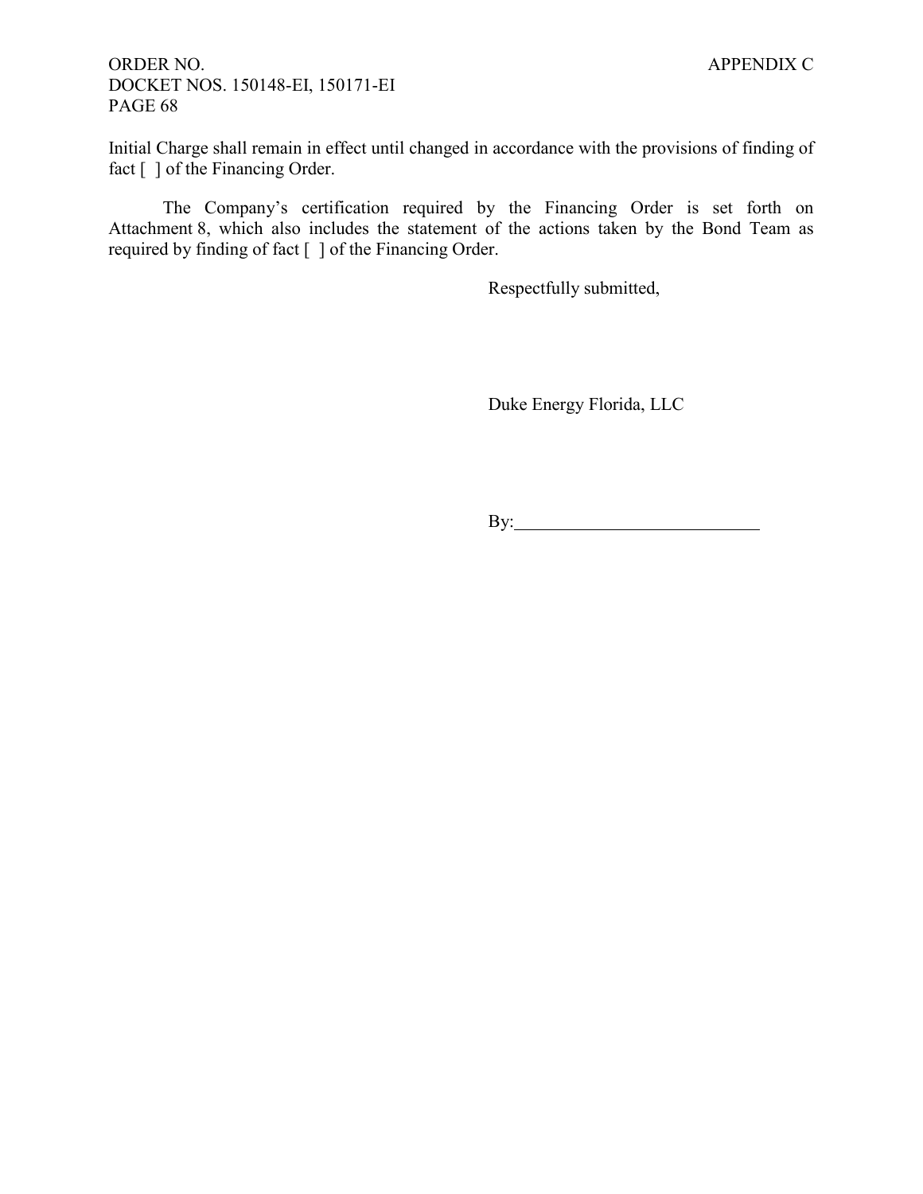Initial Charge shall remain in effect until changed in accordance with the provisions of finding of fact [ ] of the Financing Order.

The Company's certification required by the Financing Order is set forth on Attachment 8, which also includes the statement of the actions taken by the Bond Team as required by finding of fact [ ] of the Financing Order.

Respectfully submitted,

Duke Energy Florida, LLC

By:\_\_\_\_\_\_\_\_\_\_\_\_\_\_\_\_\_\_\_\_\_\_\_\_\_\_\_\_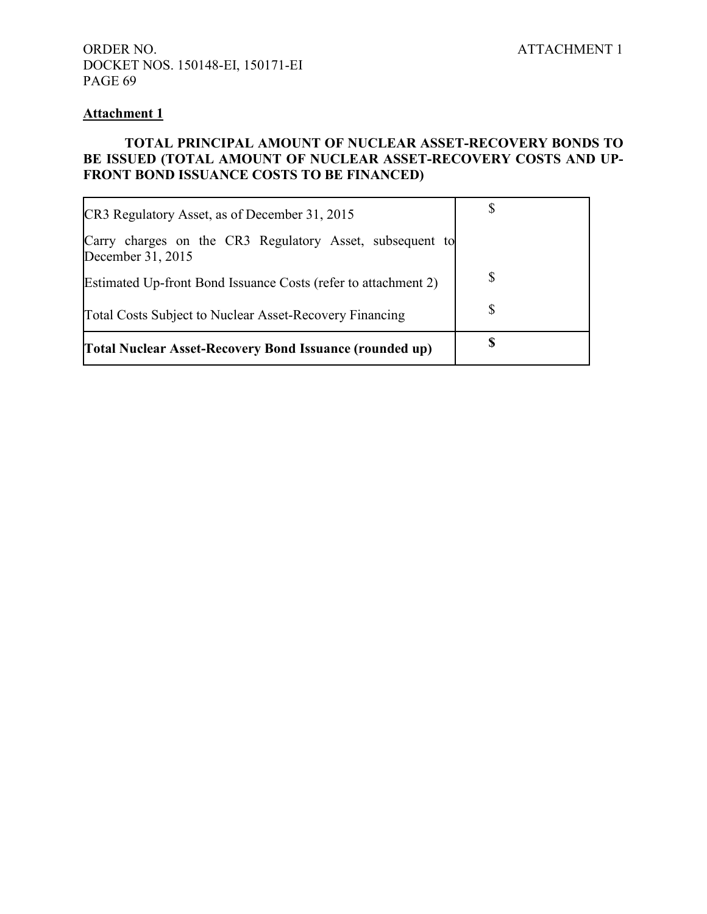**Attachment 1**

**TOTAL PRINCIPAL AMOUNT OF NUCLEAR ASSET-RECOVERY BONDS TO BE ISSUED (TOTAL AMOUNT OF NUCLEAR ASSET-RECOVERY COSTS AND UP-FRONT BOND ISSUANCE COSTS TO BE FINANCED)**

| | |
|---|---|
| CR3 Regulatory Asset, as of December 31, 2015 | $ |
| Carry charges on the CR3 Regulatory Asset, subsequent to December 31, 2015 | |
| Estimated Up-front Bond Issuance Costs (refer to attachment 2) | $ |
| Total Costs Subject to Nuclear Asset-Recovery Financing | $ |
| **Total Nuclear Asset-Recovery Bond Issuance (rounded up)** | **$** |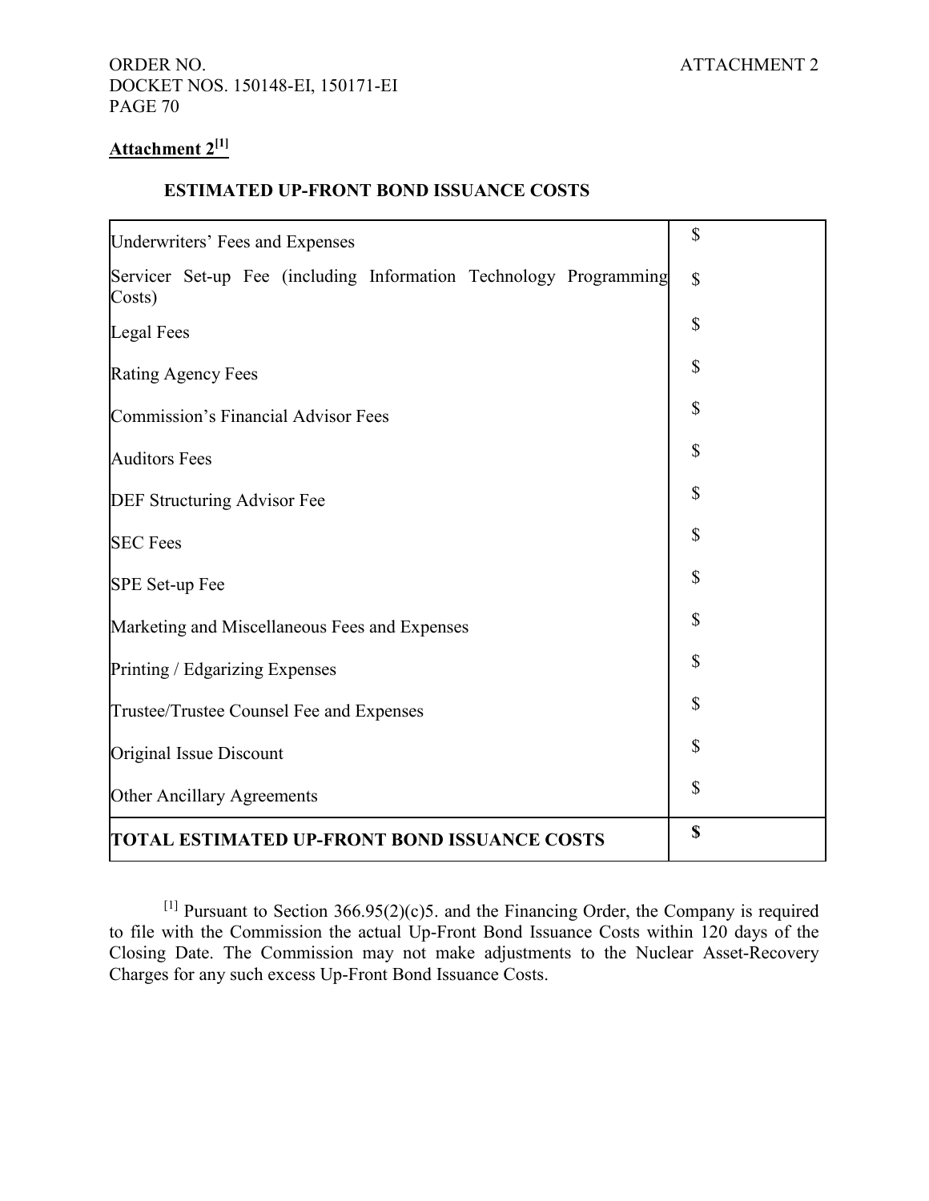**Attachment 2[1]**

**ESTIMATED UP-FRONT BOND ISSUANCE COSTS**

| | |
|---|---|
| Underwriters' Fees and Expenses | $ |
| Servicer Set-up Fee (including Information Technology Programming Costs) | $ |
| Legal Fees | $ |
| Rating Agency Fees | $ |
| Commission's Financial Advisor Fees | $ |
| Auditors Fees | $ |
| DEF Structuring Advisor Fee | $ |
| SEC Fees | $ |
| SPE Set-up Fee | $ |
| Marketing and Miscellaneous Fees and Expenses | $ |
| Printing / Edgarizing Expenses | $ |
| Trustee/Trustee Counsel Fee and Expenses | $ |
| Original Issue Discount | $ |
| Other Ancillary Agreements | $ |
| **TOTAL ESTIMATED UP-FRONT BOND ISSUANCE COSTS** | **$** |

[1] Pursuant to Section 366.95(2)(c)5. and the Financing Order, the Company is required to file with the Commission the actual Up-Front Bond Issuance Costs within 120 days of the Closing Date. The Commission may not make adjustments to the Nuclear Asset-Recovery Charges for any such excess Up-Front Bond Issuance Costs.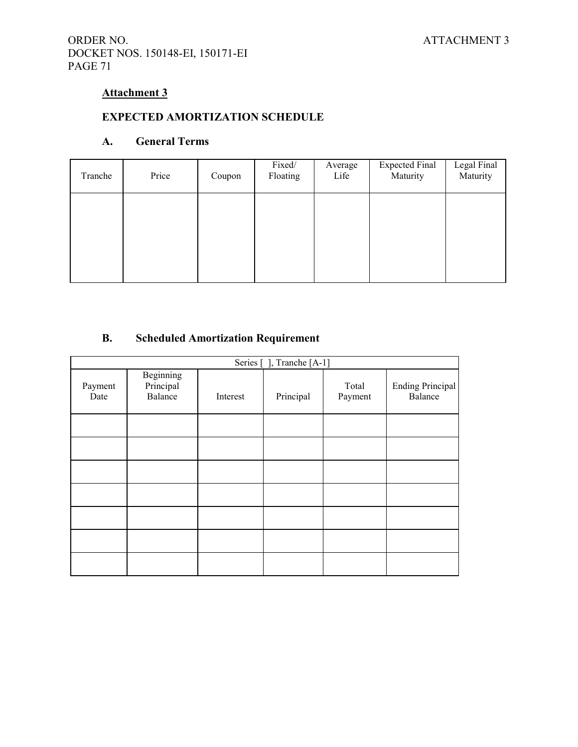# Attachment 3

## EXPECTED AMORTIZATION SCHEDULE

### A. General Terms

| Tranche | Price | Coupon | Fixed/ Floating | Average Life | Expected Final Maturity | Legal Final Maturity |
|---|---|---|---|---|---|---|
| | | | | | | |

### B. Scheduled Amortization Requirement

| Series [ ], Tranche [A-1] | | | | | |
|---|---|---|---|---|---|
| Payment Date | Beginning Principal Balance | Interest | Principal | Total Payment | Ending Principal Balance |
| | | | | | |
| | | | | | |
| | | | | | |
| | | | | | |
| | | | | | |
| | | | | | |
| | | | | | |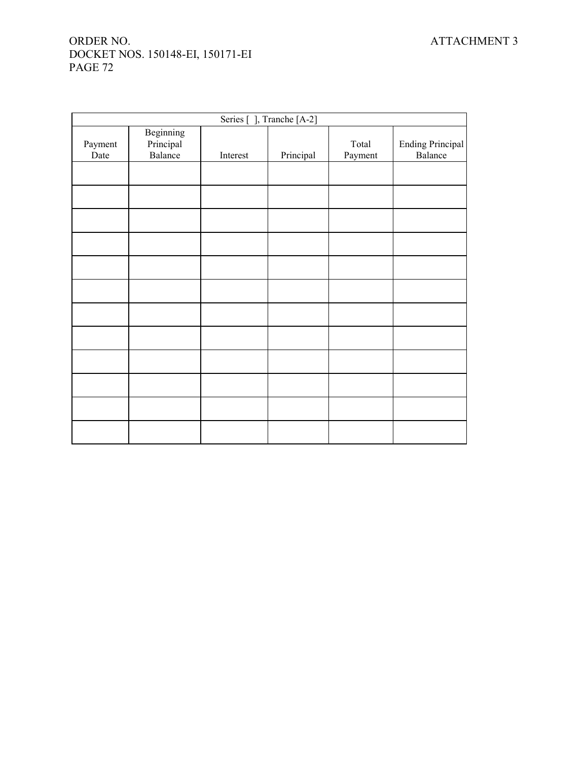| Series [ ], Tranche [A-2] | | | | | |
|---|---|---|---|---|---|
| Payment Date | Beginning Principal Balance | Interest | Principal | Total Payment | Ending Principal Balance |
| | | | | | |
| | | | | | |
| | | | | | |
| | | | | | |
| | | | | | |
| | | | | | |
| | | | | | |
| | | | | | |
| | | | | | |
| | | | | | |
| | | | | | |
| | | | | | |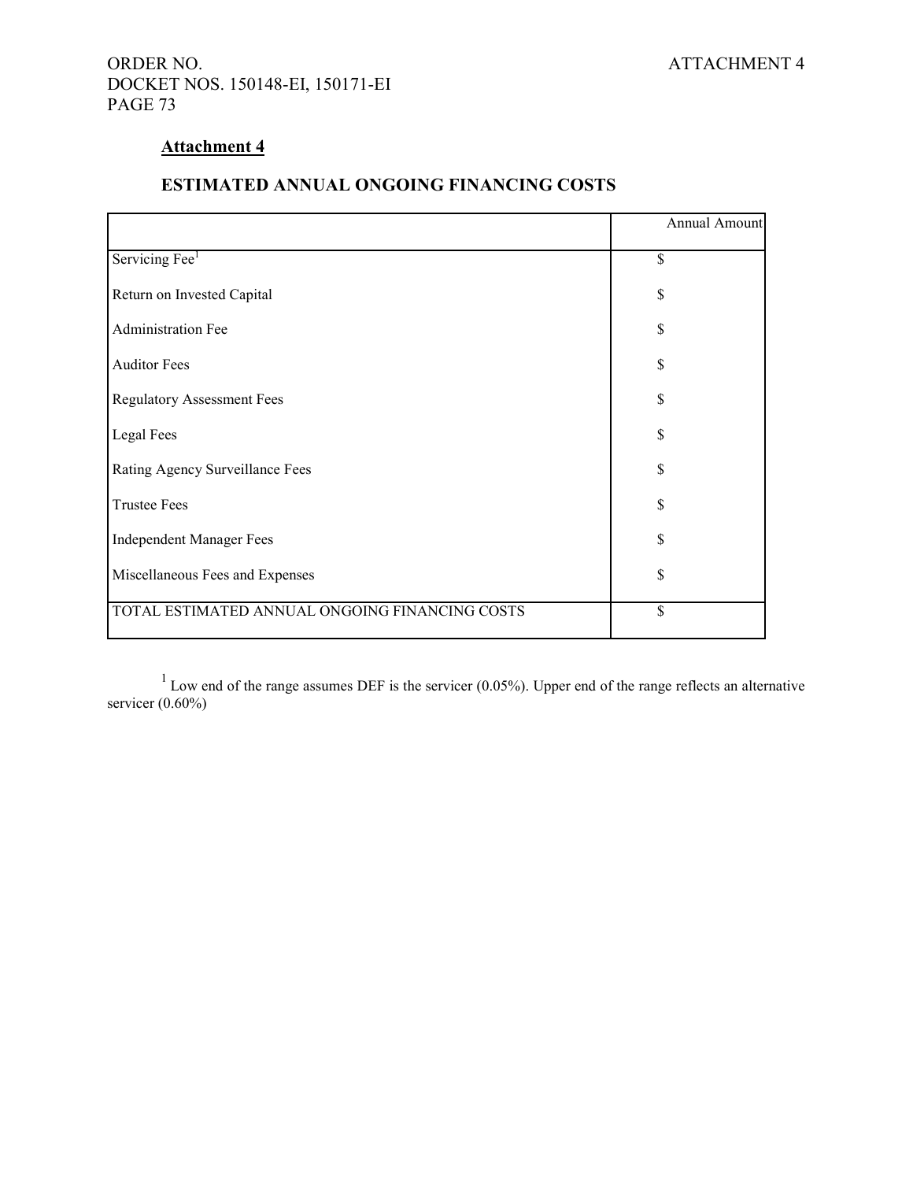## Attachment 4

### ESTIMATED ANNUAL ONGOING FINANCING COSTS

| | Annual Amount |
|---|---|
| Servicing Fee[1] | $ |
| Return on Invested Capital | $ |
| Administration Fee | $ |
| Auditor Fees | $ |
| Regulatory Assessment Fees | $ |
| Legal Fees | $ |
| Rating Agency Surveillance Fees | $ |
| Trustee Fees | $ |
| Independent Manager Fees | $ |
| Miscellaneous Fees and Expenses | $ |
| TOTAL ESTIMATED ANNUAL ONGOING FINANCING COSTS | $ |

[1] Low end of the range assumes DEF is the servicer (0.05%). Upper end of the range reflects an alternative servicer (0.60%)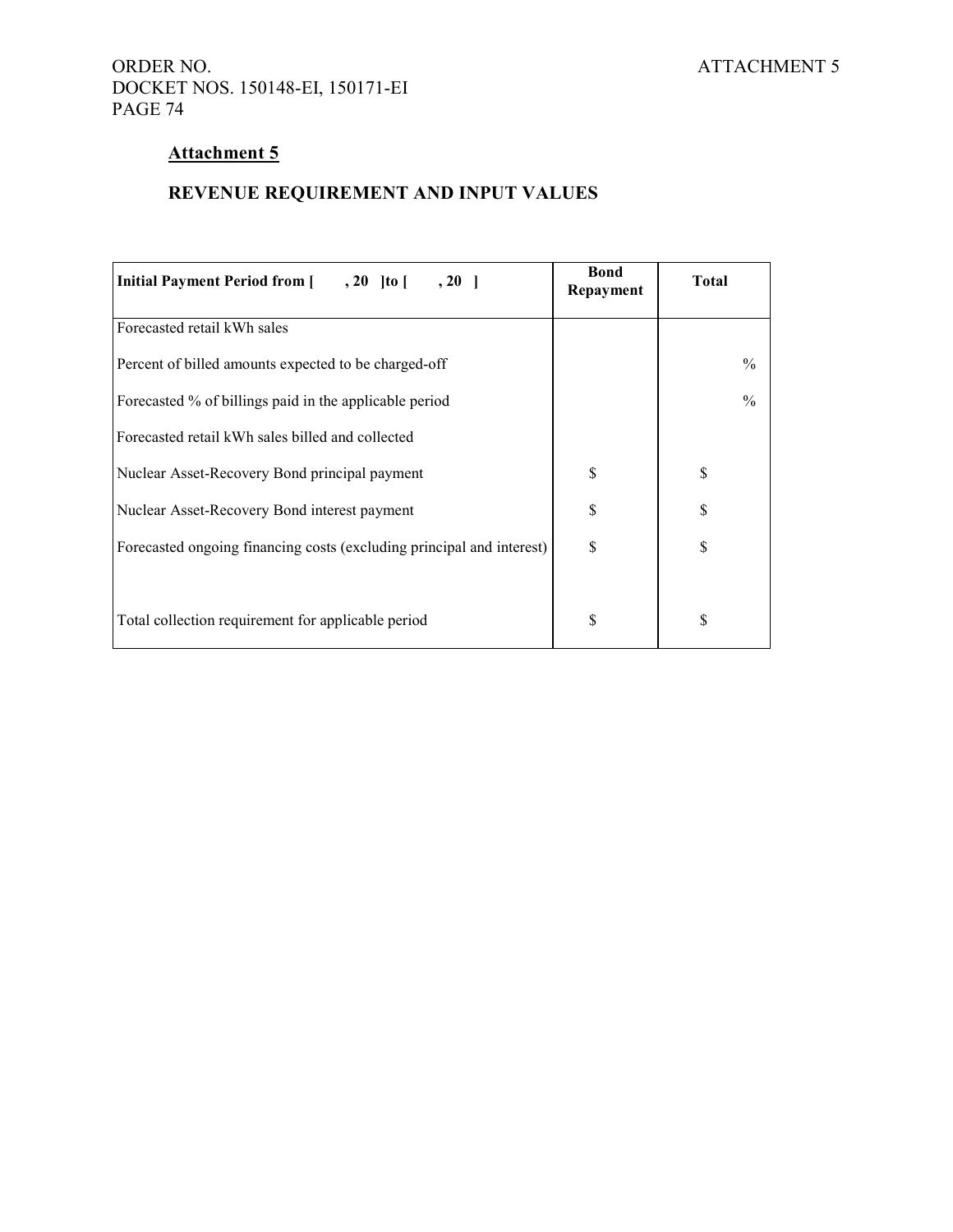## Attachment 5

## REVENUE REQUIREMENT AND INPUT VALUES

| Initial Payment Period from [ , 20 ] to [ , 20 ] | Bond Repayment | Total |
|---|---|---|
| Forecasted retail kWh sales | | |
| Percent of billed amounts expected to be charged-off | | % |
| Forecasted % of billings paid in the applicable period | | % |
| Forecasted retail kWh sales billed and collected | | |
| Nuclear Asset-Recovery Bond principal payment | $ | $ |
| Nuclear Asset-Recovery Bond interest payment | $ | $ |
| Forecasted ongoing financing costs (excluding principal and interest) | $ | $ |
| Total collection requirement for applicable period | $ | $ |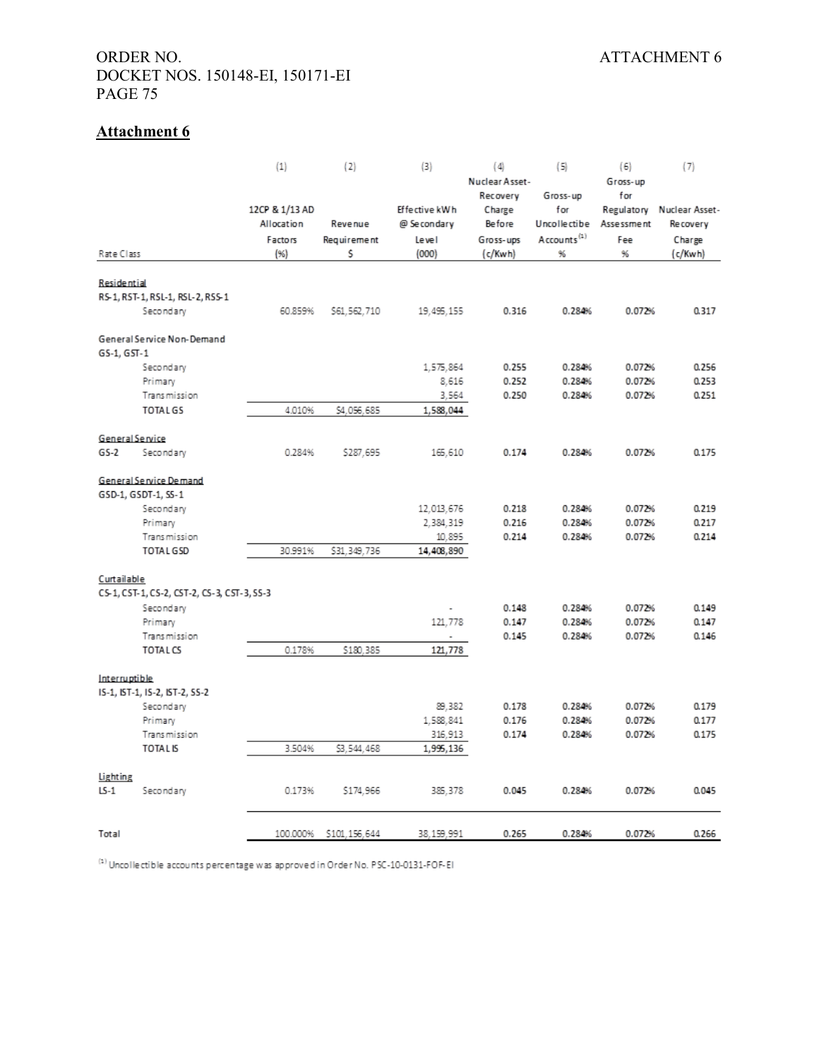## Attachment 6

| Rate Class | (1) 12CP & 1/13 AD Allocation Factors (%) | (2) Revenue Requirement $ | (3) Effective kWh @ Secondary Level (000) | (4) Nuclear Asset-Recovery Charge Before Gross-ups (c/Kwh) | (5) Gross-up for Uncollectibe Accounts[1] % | (6) Gross-up for Regulatory Assessment Fee % | (7) Nuclear Asset-Recovery Charge (c/Kwh) |
|---|---|---|---|---|---|---|---|
| **Residential** | | | | | | | |
| RS-1, RST-1, RSL-1, RSL-2, RSS-1 | | | | | | | |
| Secondary | 60.859% | $61,562,710 | 19,495,155 | 0.316 | 0.284% | 0.072% | 0.317 |
| **General Service Non-Demand** | | | | | | | |
| GS-1, GST-1 | | | | | | | |
| Secondary | | | 1,575,864 | 0.255 | 0.284% | 0.072% | 0.256 |
| Primary | | | 8,616 | 0.252 | 0.284% | 0.072% | 0.253 |
| Transmission | | | 3,564 | 0.250 | 0.284% | 0.072% | 0.251 |
| TOTAL GS | 4.010% | $4,056,685 | 1,588,044 | | | | |
| **General Service** | | | | | | | |
| GS-2 Secondary | 0.284% | $287,695 | 165,610 | 0.174 | 0.284% | 0.072% | 0.175 |
| **General Service Demand** | | | | | | | |
| GSD-1, GSDT-1, SS-1 | | | | | | | |
| Secondary | | | 12,013,676 | 0.218 | 0.284% | 0.072% | 0.219 |
| Primary | | | 2,384,319 | 0.216 | 0.284% | 0.072% | 0.217 |
| Transmission | | | 10,895 | 0.214 | 0.284% | 0.072% | 0.214 |
| TOTAL GSD | 30.991% | $31,349,736 | 14,408,890 | | | | |
| **Curtailable** | | | | | | | |
| CS-1, CST-1, CS-2, CST-2, CS-3, CST-3, SS-3 | | | | | | | |
| Secondary | | | - | 0.148 | 0.284% | 0.072% | 0.149 |
| Primary | | | 121,778 | 0.147 | 0.284% | 0.072% | 0.147 |
| Transmission | | | - | 0.145 | 0.284% | 0.072% | 0.146 |
| TOTAL CS | 0.178% | $180,385 | 121,778 | | | | |
| **Interruptible** | | | | | | | |
| IS-1, IST-1, IS-2, IST-2, SS-2 | | | | | | | |
| Secondary | | | 89,382 | 0.178 | 0.284% | 0.072% | 0.179 |
| Primary | | | 1,588,841 | 0.176 | 0.284% | 0.072% | 0.177 |
| Transmission | | | 316,913 | 0.174 | 0.284% | 0.072% | 0.175 |
| TOTAL IS | 3.504% | $3,544,468 | 1,995,136 | | | | |
| **Lighting** | | | | | | | |
| LS-1 Secondary | 0.173% | $174,966 | 385,378 | 0.045 | 0.284% | 0.072% | 0.045 |
| Total | 100.000% | $101,156,644 | 38,159,991 | 0.265 | 0.284% | 0.072% | 0.266 |

[1] Uncollectible accounts percentage was approved in Order No. PSC-10-0131-FOF-EI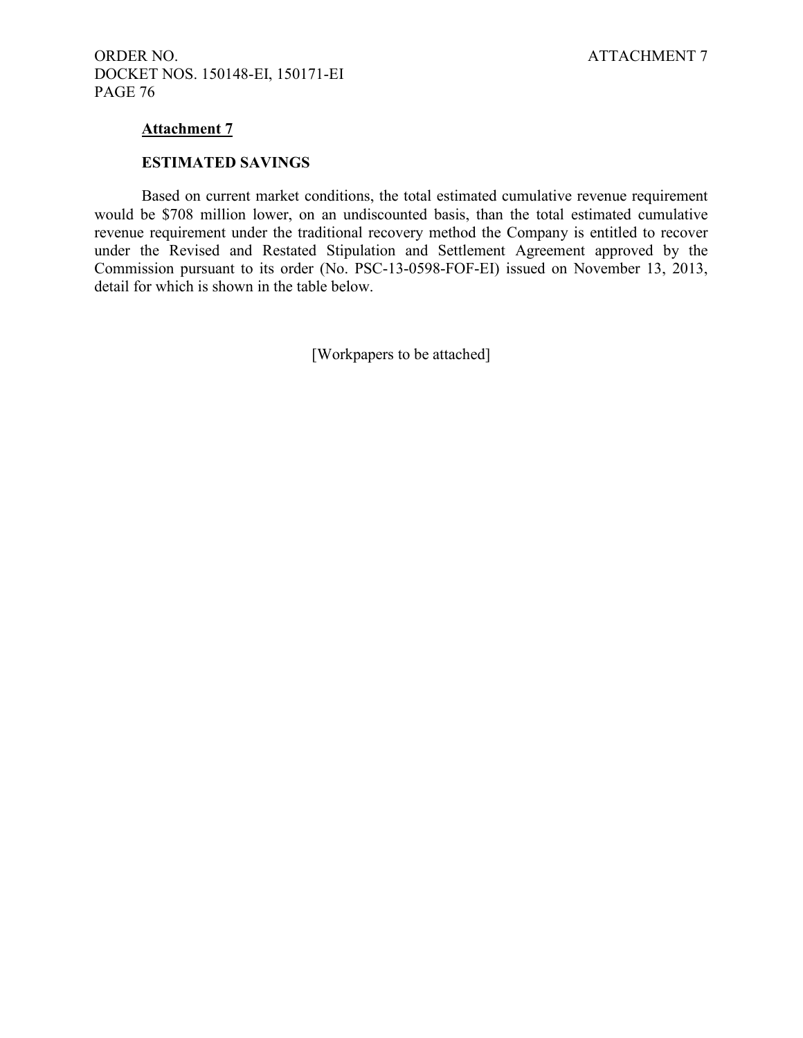## Attachment 7

### ESTIMATED SAVINGS

Based on current market conditions, the total estimated cumulative revenue requirement would be $708 million lower, on an undiscounted basis, than the total estimated cumulative revenue requirement under the traditional recovery method the Company is entitled to recover under the Revised and Restated Stipulation and Settlement Agreement approved by the Commission pursuant to its order (No. PSC-13-0598-FOF-EI) issued on November 13, 2013, detail for which is shown in the table below.

[Workpapers to be attached]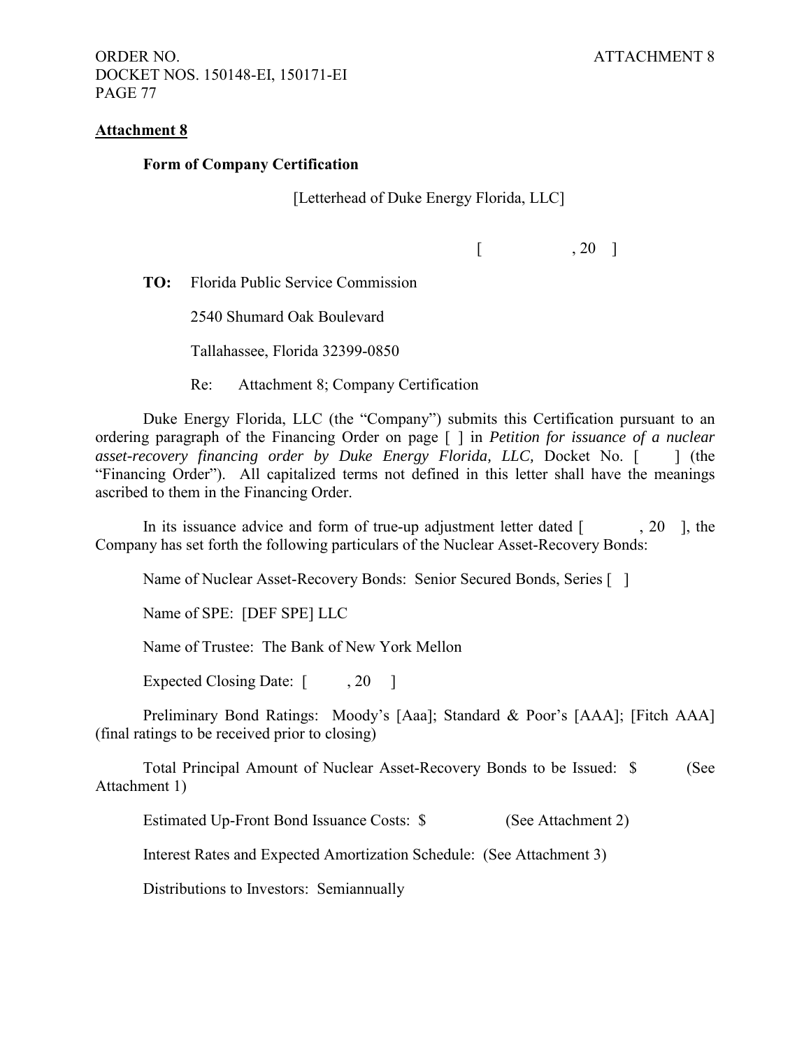**Attachment 8**

**Form of Company Certification**

[Letterhead of Duke Energy Florida, LLC]

[ , 20 ]

**TO:** Florida Public Service Commission

2540 Shumard Oak Boulevard

Tallahassee, Florida 32399-0850

Re: Attachment 8; Company Certification

Duke Energy Florida, LLC (the "Company") submits this Certification pursuant to an ordering paragraph of the Financing Order on page [ ] in *Petition for issuance of a nuclear asset-recovery financing order by Duke Energy Florida, LLC,* Docket No. [ ] (the "Financing Order"). All capitalized terms not defined in this letter shall have the meanings ascribed to them in the Financing Order.

In its issuance advice and form of true-up adjustment letter dated [ , 20 ], the Company has set forth the following particulars of the Nuclear Asset-Recovery Bonds:

Name of Nuclear Asset-Recovery Bonds: Senior Secured Bonds, Series [ ]

Name of SPE: [DEF SPE] LLC

Name of Trustee: The Bank of New York Mellon

Expected Closing Date: [ , 20 ]

Preliminary Bond Ratings: Moody's [Aaa]; Standard & Poor's [AAA]; [Fitch AAA] (final ratings to be received prior to closing)

Total Principal Amount of Nuclear Asset-Recovery Bonds to be Issued: $ (See Attachment 1)

Estimated Up-Front Bond Issuance Costs: $ (See Attachment 2)

Interest Rates and Expected Amortization Schedule: (See Attachment 3)

Distributions to Investors: Semiannually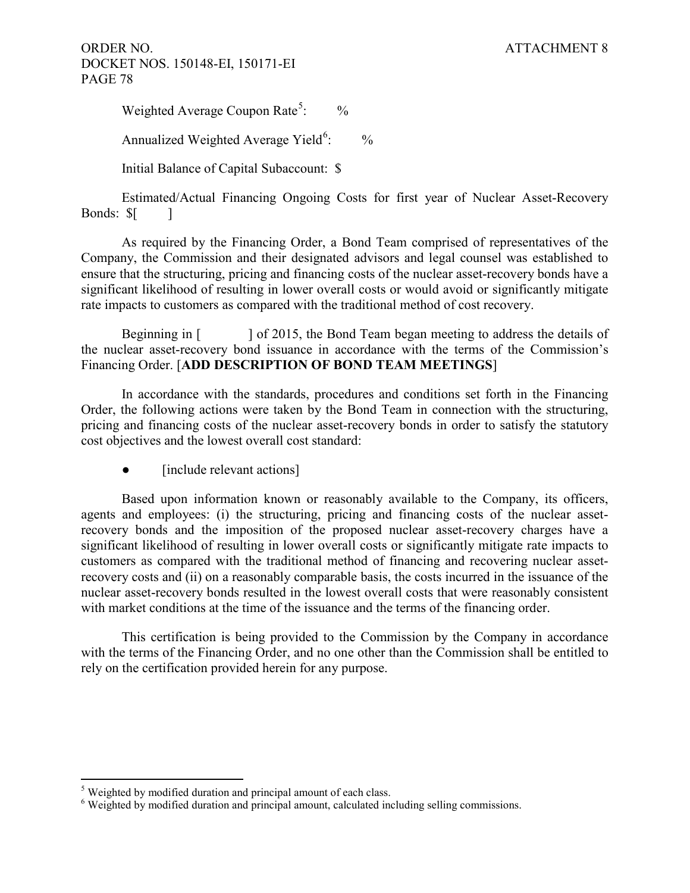Weighted Average Coupon Rate[5]: %

Annualized Weighted Average Yield[6]: %

Initial Balance of Capital Subaccount: $

Estimated/Actual Financing Ongoing Costs for first year of Nuclear Asset-Recovery Bonds: $[ ]

As required by the Financing Order, a Bond Team comprised of representatives of the Company, the Commission and their designated advisors and legal counsel was established to ensure that the structuring, pricing and financing costs of the nuclear asset-recovery bonds have a significant likelihood of resulting in lower overall costs or would avoid or significantly mitigate rate impacts to customers as compared with the traditional method of cost recovery.

Beginning in [ ] of 2015, the Bond Team began meeting to address the details of the nuclear asset-recovery bond issuance in accordance with the terms of the Commission's Financing Order. [**ADD DESCRIPTION OF BOND TEAM MEETINGS**]

In accordance with the standards, procedures and conditions set forth in the Financing Order, the following actions were taken by the Bond Team in connection with the structuring, pricing and financing costs of the nuclear asset-recovery bonds in order to satisfy the statutory cost objectives and the lowest overall cost standard:

- [include relevant actions]

Based upon information known or reasonably available to the Company, its officers, agents and employees: (i) the structuring, pricing and financing costs of the nuclear asset-recovery bonds and the imposition of the proposed nuclear asset-recovery charges have a significant likelihood of resulting in lower overall costs or significantly mitigate rate impacts to customers as compared with the traditional method of financing and recovering nuclear asset-recovery costs and (ii) on a reasonably comparable basis, the costs incurred in the issuance of the nuclear asset-recovery bonds resulted in the lowest overall costs that were reasonably consistent with market conditions at the time of the issuance and the terms of the financing order.

This certification is being provided to the Commission by the Company in accordance with the terms of the Financing Order, and no one other than the Commission shall be entitled to rely on the certification provided herein for any purpose.

---

[5] Weighted by modified duration and principal amount of each class.

[6] Weighted by modified duration and principal amount, calculated including selling commissions.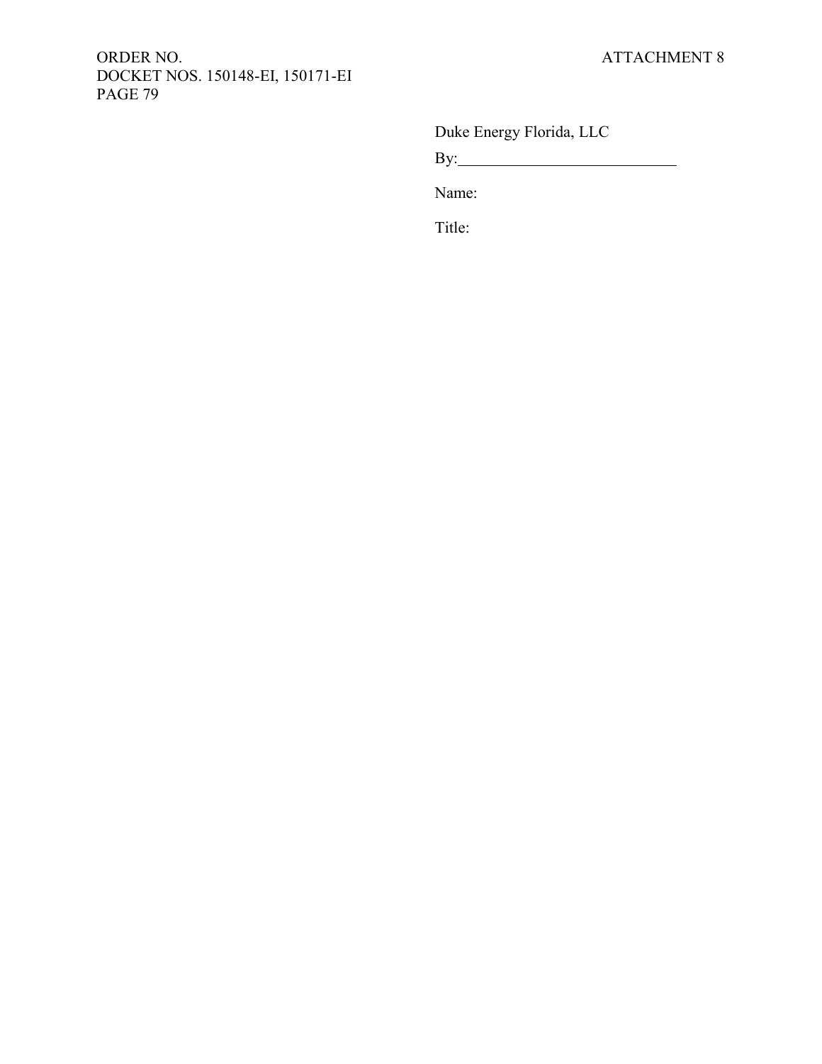Duke Energy Florida, LLC

By:\_\_\_\_\_\_\_\_\_\_\_\_\_\_\_\_\_\_\_\_\_\_\_\_\_\_\_\_

Name:

Title: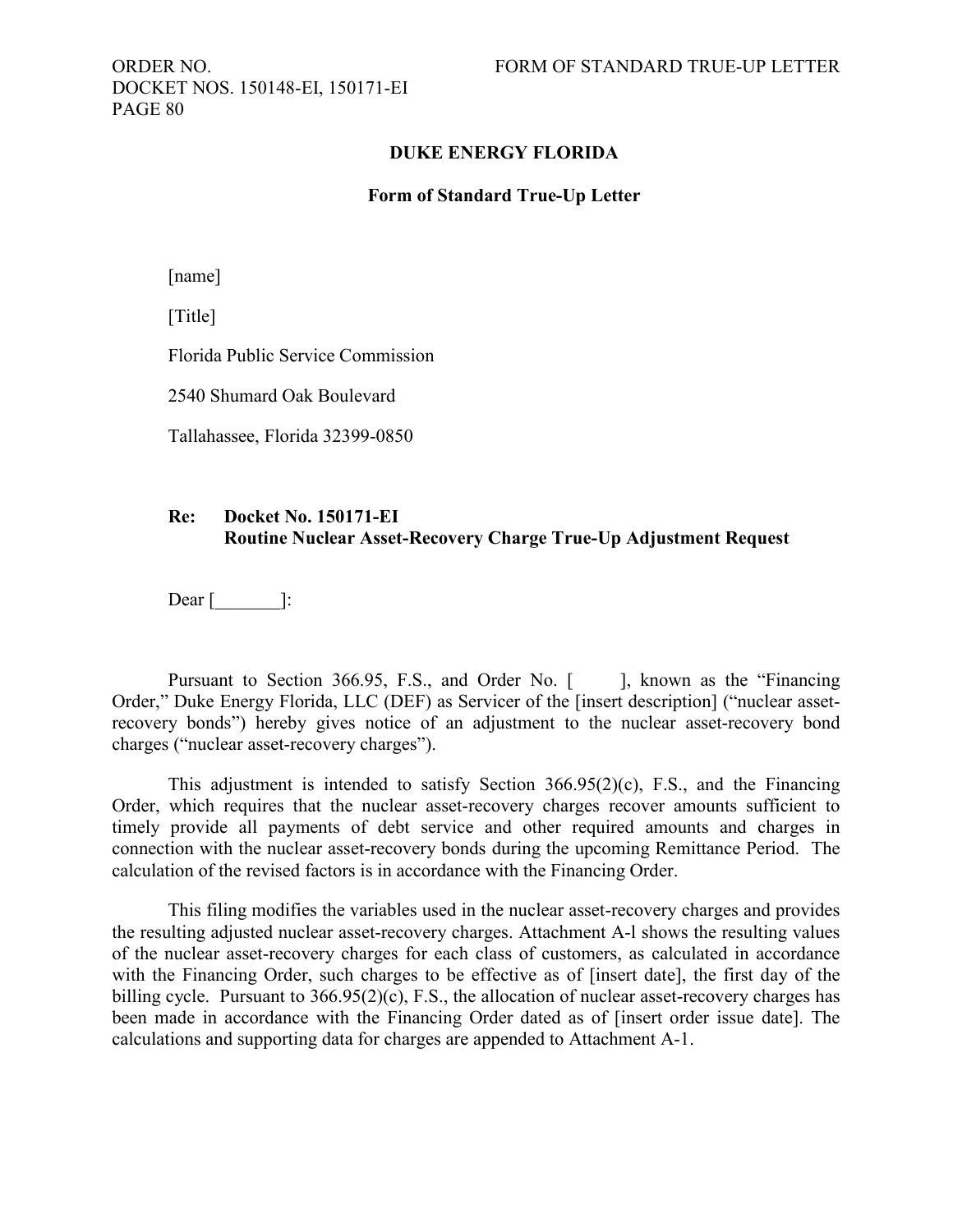**DUKE ENERGY FLORIDA**

**Form of Standard True-Up Letter**

[name]

[Title]

Florida Public Service Commission

2540 Shumard Oak Boulevard

Tallahassee, Florida 32399-0850

**Re: Docket No. 150171-EI**
**Routine Nuclear Asset-Recovery Charge True-Up Adjustment Request**

Dear [_______]:

Pursuant to Section 366.95, F.S., and Order No. [ ], known as the "Financing Order," Duke Energy Florida, LLC (DEF) as Servicer of the [insert description] ("nuclear asset-recovery bonds") hereby gives notice of an adjustment to the nuclear asset-recovery bond charges ("nuclear asset-recovery charges").

This adjustment is intended to satisfy Section 366.95(2)(c), F.S., and the Financing Order, which requires that the nuclear asset-recovery charges recover amounts sufficient to timely provide all payments of debt service and other required amounts and charges in connection with the nuclear asset-recovery bonds during the upcoming Remittance Period. The calculation of the revised factors is in accordance with the Financing Order.

This filing modifies the variables used in the nuclear asset-recovery charges and provides the resulting adjusted nuclear asset-recovery charges. Attachment A-l shows the resulting values of the nuclear asset-recovery charges for each class of customers, as calculated in accordance with the Financing Order, such charges to be effective as of [insert date], the first day of the billing cycle. Pursuant to 366.95(2)(c), F.S., the allocation of nuclear asset-recovery charges has been made in accordance with the Financing Order dated as of [insert order issue date]. The calculations and supporting data for charges are appended to Attachment A-1.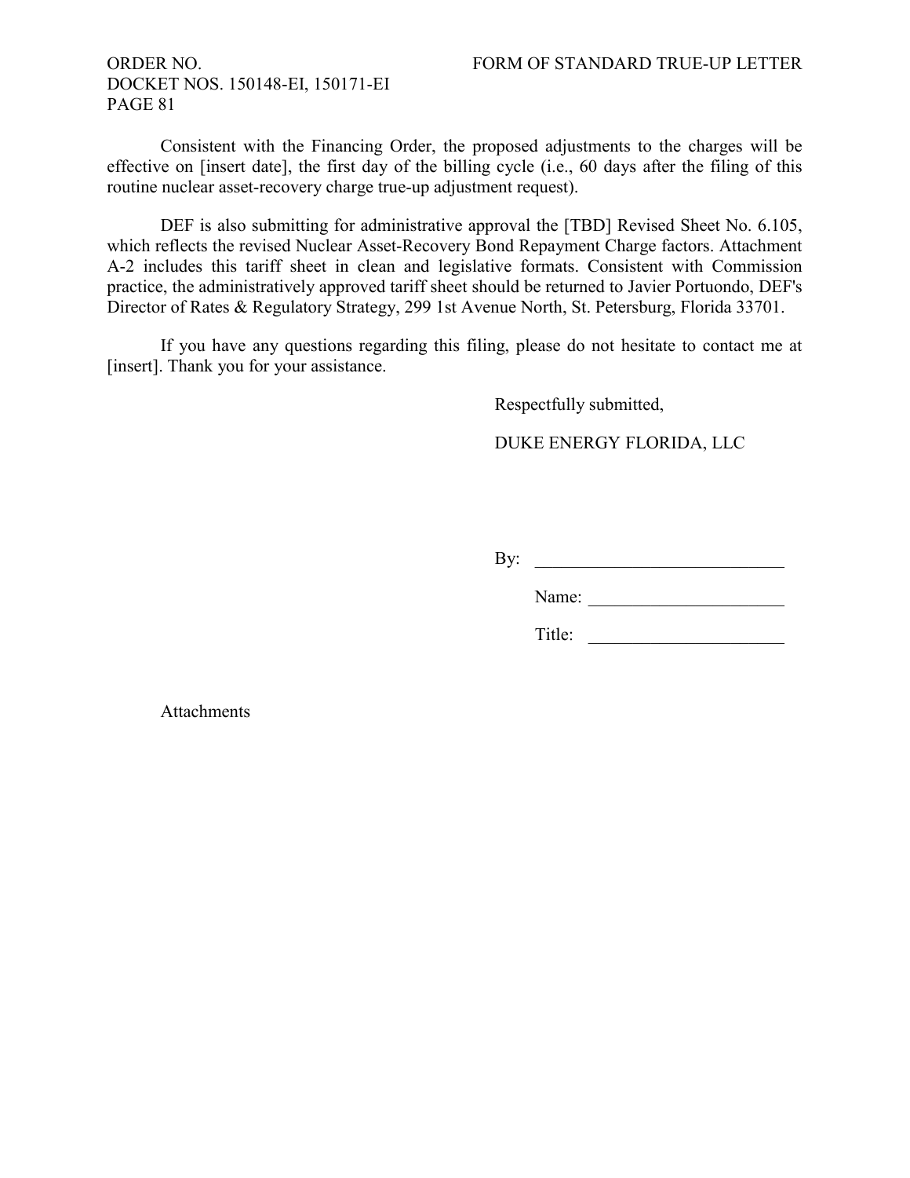Consistent with the Financing Order, the proposed adjustments to the charges will be effective on [insert date], the first day of the billing cycle (i.e., 60 days after the filing of this routine nuclear asset-recovery charge true-up adjustment request).

DEF is also submitting for administrative approval the [TBD] Revised Sheet No. 6.105, which reflects the revised Nuclear Asset-Recovery Bond Repayment Charge factors. Attachment A-2 includes this tariff sheet in clean and legislative formats. Consistent with Commission practice, the administratively approved tariff sheet should be returned to Javier Portuondo, DEF's Director of Rates & Regulatory Strategy, 299 1st Avenue North, St. Petersburg, Florida 33701.

If you have any questions regarding this filing, please do not hesitate to contact me at [insert]. Thank you for your assistance.

Respectfully submitted,

DUKE ENERGY FLORIDA, LLC

By: ____________________________

Name: ______________________

Title: ______________________

Attachments